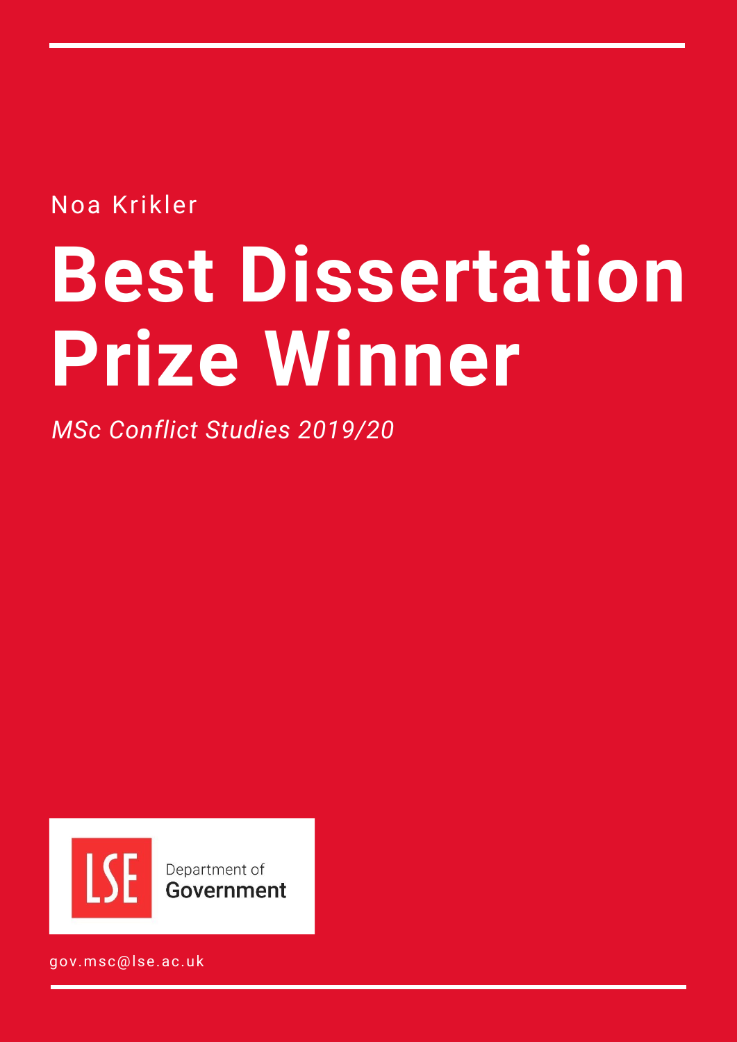Noa Krikler

# Best Dissertation Prize Winner

*MSc Conflict Studies 2019/20*

LSE Department of Government

gov.msc@lse.ac.uk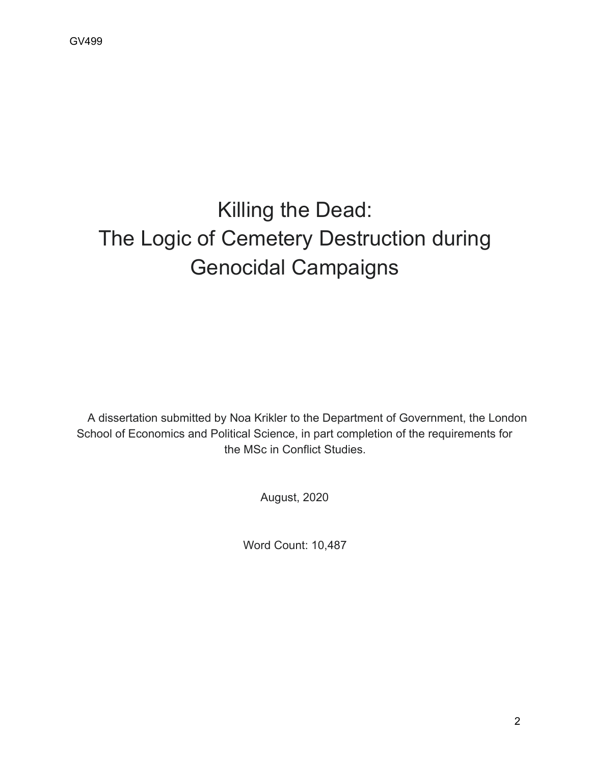GV499

# Killing the Dead: The Logic of Cemetery Destruction during Genocidal Campaigns

A dissertation submitted by Noa Krikler to the Department of Government, the London School of Economics and Political Science, in part completion of the requirements for the MSc in Conflict Studies.

August, 2020

Word Count: 10,487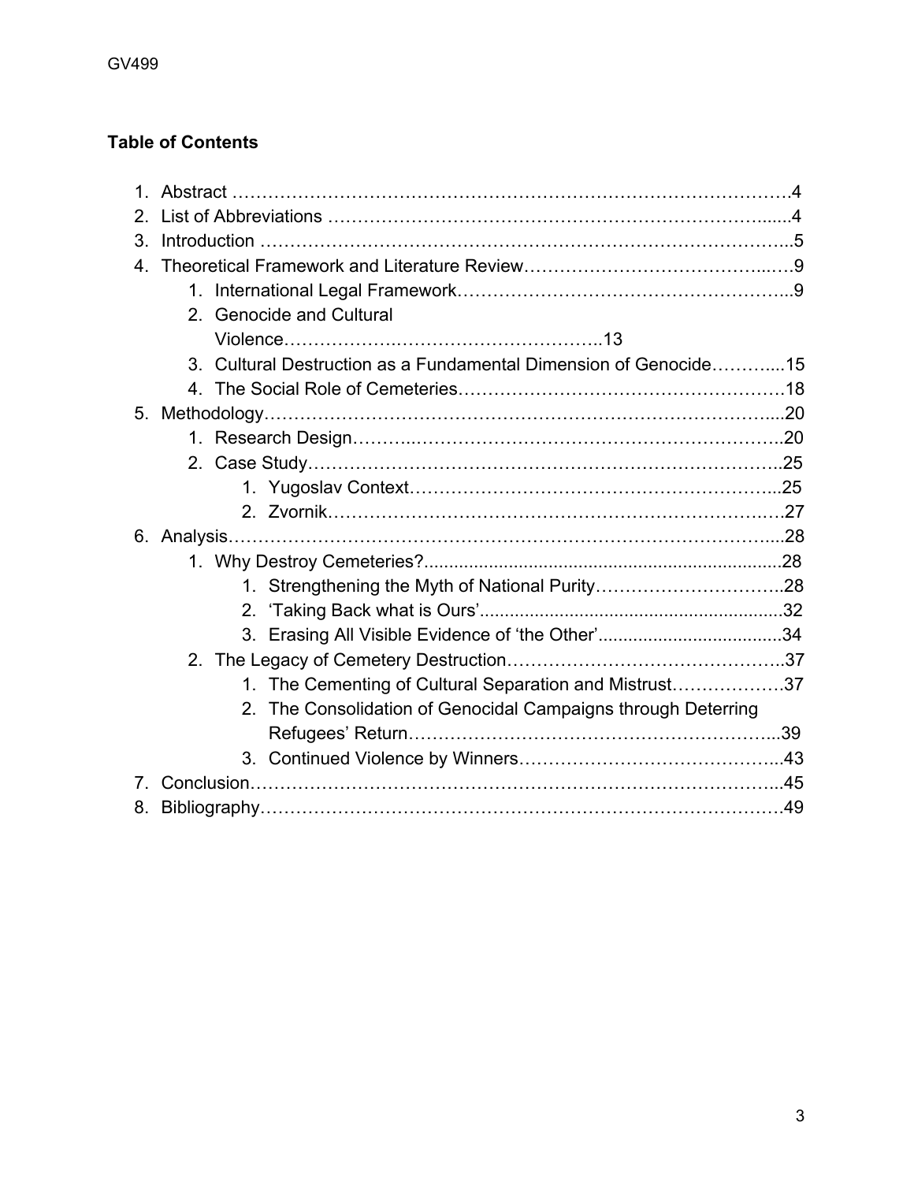**Table of Contents**

1. Abstract ………………………………………………………………………………….4
2. List of Abbreviations ……………………………………………………………….....4
3. Introduction ……………………………………………………………………………..5
4. Theoretical Framework and Literature Review……………………………………..….9
    1. International Legal Framework………………………………………………...9
    2. Genocide and Cultural Violence……………….……………………………..13
    3. Cultural Destruction as a Fundamental Dimension of Genocide………....15
    4. The Social Role of Cemeteries……………………………………………….18
5. Methodology……………………………………………………………………………....20
    1. Research Design………..……………………………………………………..20
    2. Case Study……………………………………………………………………..25
        1. Yugoslav Context……………………………………………………...25
        2. Zvornik…………………………………………………………………27
6. Analysis…………………………………………………………………………………....28
    1. Why Destroy Cemeteries?.......................................................................28
        1. Strengthening the Myth of National Purity…………………………..28
        2. 'Taking Back what is Ours'............................................................32
        3. Erasing All Visible Evidence of 'the Other'....................................34
    2. The Legacy of Cemetery Destruction……………………………………...37
        1. The Cementing of Cultural Separation and Mistrust……………….37
        2. The Consolidation of Genocidal Campaigns through Deterring Refugees' Return……………………………………………………...39
        3. Continued Violence by Winners……………………………………...43
7. Conclusion……………………………………………………………………………...45
8. Bibliography…………………………………………………………………………….49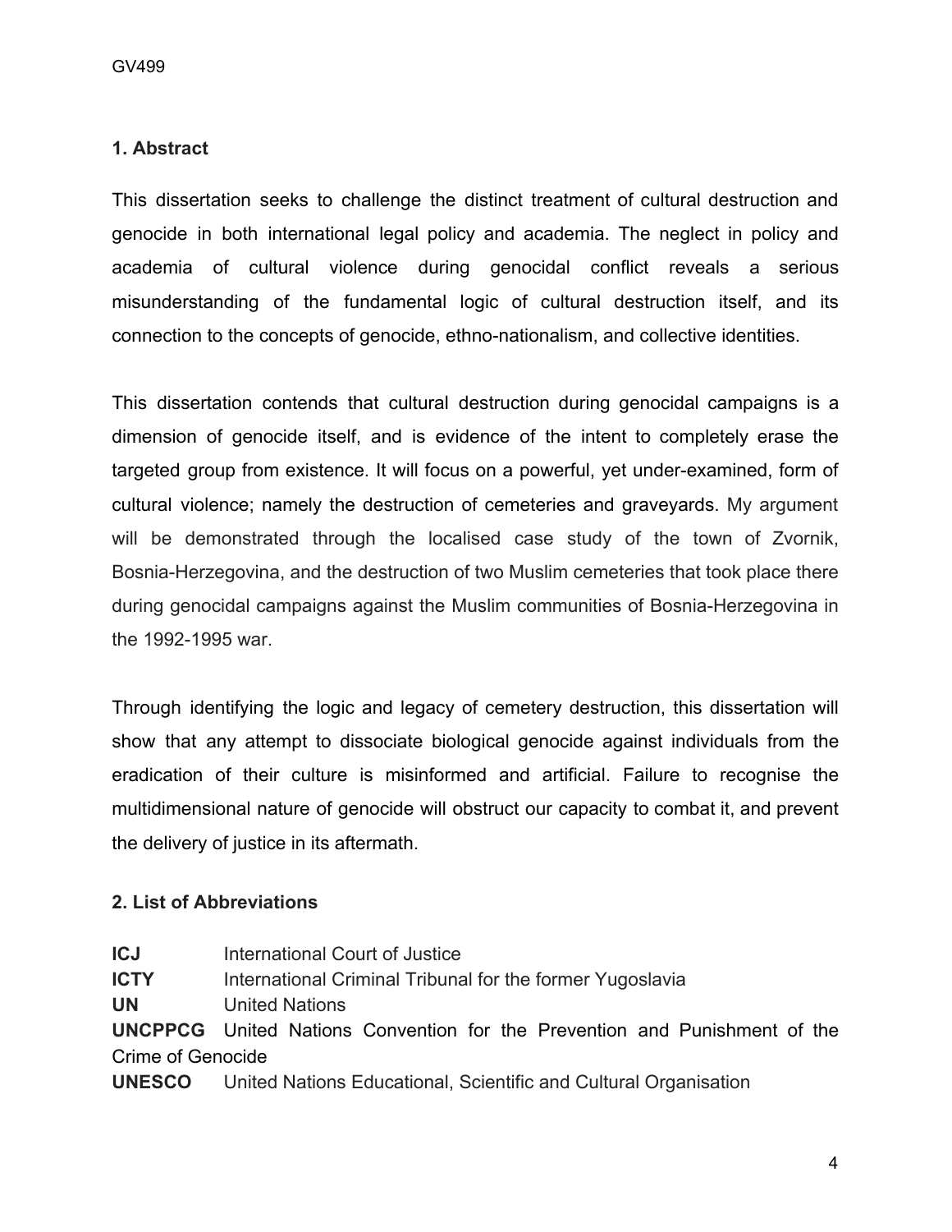## 1. Abstract

This dissertation seeks to challenge the distinct treatment of cultural destruction and genocide in both international legal policy and academia. The neglect in policy and academia of cultural violence during genocidal conflict reveals a serious misunderstanding of the fundamental logic of cultural destruction itself, and its connection to the concepts of genocide, ethno-nationalism, and collective identities.

This dissertation contends that cultural destruction during genocidal campaigns is a dimension of genocide itself, and is evidence of the intent to completely erase the targeted group from existence. It will focus on a powerful, yet under-examined, form of cultural violence; namely the destruction of cemeteries and graveyards. My argument will be demonstrated through the localised case study of the town of Zvornik, Bosnia-Herzegovina, and the destruction of two Muslim cemeteries that took place there during genocidal campaigns against the Muslim communities of Bosnia-Herzegovina in the 1992-1995 war.

Through identifying the logic and legacy of cemetery destruction, this dissertation will show that any attempt to dissociate biological genocide against individuals from the eradication of their culture is misinformed and artificial. Failure to recognise the multidimensional nature of genocide will obstruct our capacity to combat it, and prevent the delivery of justice in its aftermath.

## 2. List of Abbreviations

**ICJ** International Court of Justice
**ICTY** International Criminal Tribunal for the former Yugoslavia
**UN** United Nations
**UNCPPCG** United Nations Convention for the Prevention and Punishment of the Crime of Genocide
**UNESCO** United Nations Educational, Scientific and Cultural Organisation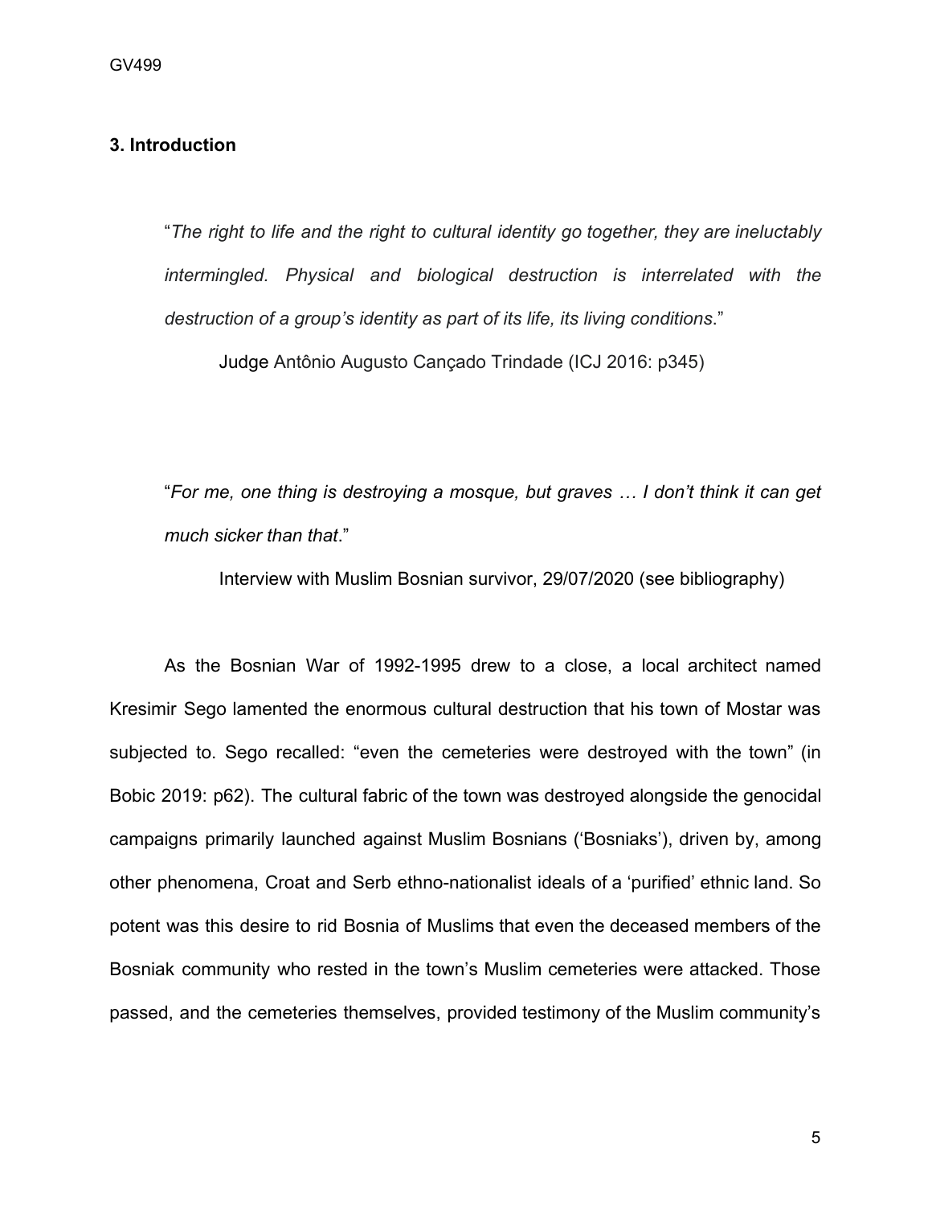## 3. Introduction

> "*The right to life and the right to cultural identity go together, they are ineluctably intermingled. Physical and biological destruction is interrelated with the destruction of a group's identity as part of its life, its living conditions*."
>
> Judge Antônio Augusto Cançado Trindade (ICJ 2016: p345)

> "*For me, one thing is destroying a mosque, but graves … I don't think it can get much sicker than that*."
>
> Interview with Muslim Bosnian survivor, 29/07/2020 (see bibliography)

As the Bosnian War of 1992-1995 drew to a close, a local architect named Kresimir Sego lamented the enormous cultural destruction that his town of Mostar was subjected to. Sego recalled: "even the cemeteries were destroyed with the town" (in Bobic 2019: p62). The cultural fabric of the town was destroyed alongside the genocidal campaigns primarily launched against Muslim Bosnians ('Bosniaks'), driven by, among other phenomena, Croat and Serb ethno-nationalist ideals of a 'purified' ethnic land. So potent was this desire to rid Bosnia of Muslims that even the deceased members of the Bosniak community who rested in the town's Muslim cemeteries were attacked. Those passed, and the cemeteries themselves, provided testimony of the Muslim community's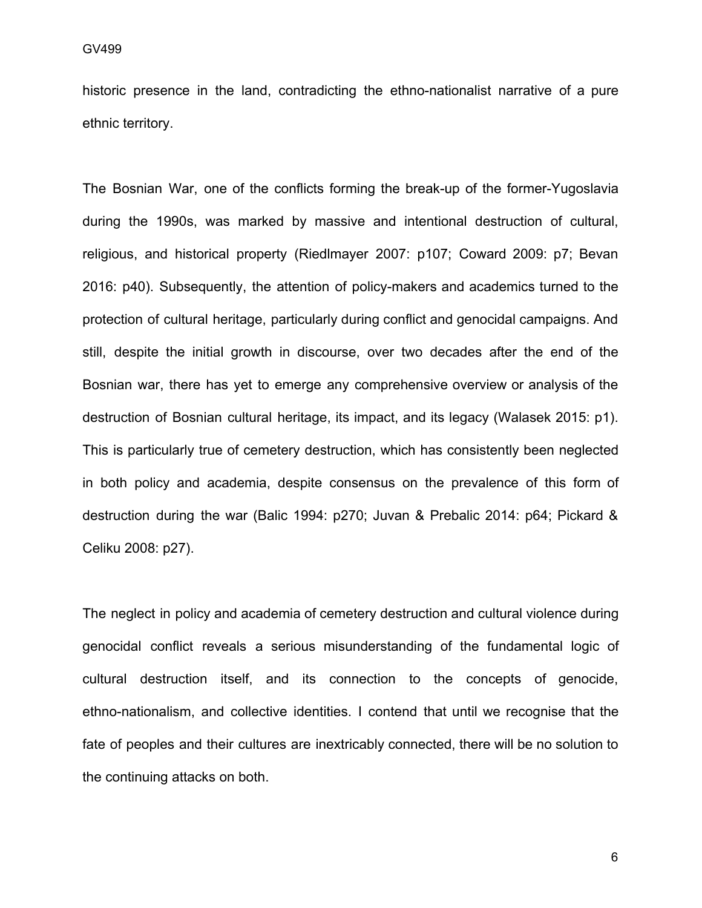historic presence in the land, contradicting the ethno-nationalist narrative of a pure ethnic territory.

The Bosnian War, one of the conflicts forming the break-up of the former-Yugoslavia during the 1990s, was marked by massive and intentional destruction of cultural, religious, and historical property (Riedlmayer 2007: p107; Coward 2009: p7; Bevan 2016: p40). Subsequently, the attention of policy-makers and academics turned to the protection of cultural heritage, particularly during conflict and genocidal campaigns. And still, despite the initial growth in discourse, over two decades after the end of the Bosnian war, there has yet to emerge any comprehensive overview or analysis of the destruction of Bosnian cultural heritage, its impact, and its legacy (Walasek 2015: p1). This is particularly true of cemetery destruction, which has consistently been neglected in both policy and academia, despite consensus on the prevalence of this form of destruction during the war (Balic 1994: p270; Juvan & Prebalic 2014: p64; Pickard & Celiku 2008: p27).

The neglect in policy and academia of cemetery destruction and cultural violence during genocidal conflict reveals a serious misunderstanding of the fundamental logic of cultural destruction itself, and its connection to the concepts of genocide, ethno-nationalism, and collective identities. I contend that until we recognise that the fate of peoples and their cultures are inextricably connected, there will be no solution to the continuing attacks on both.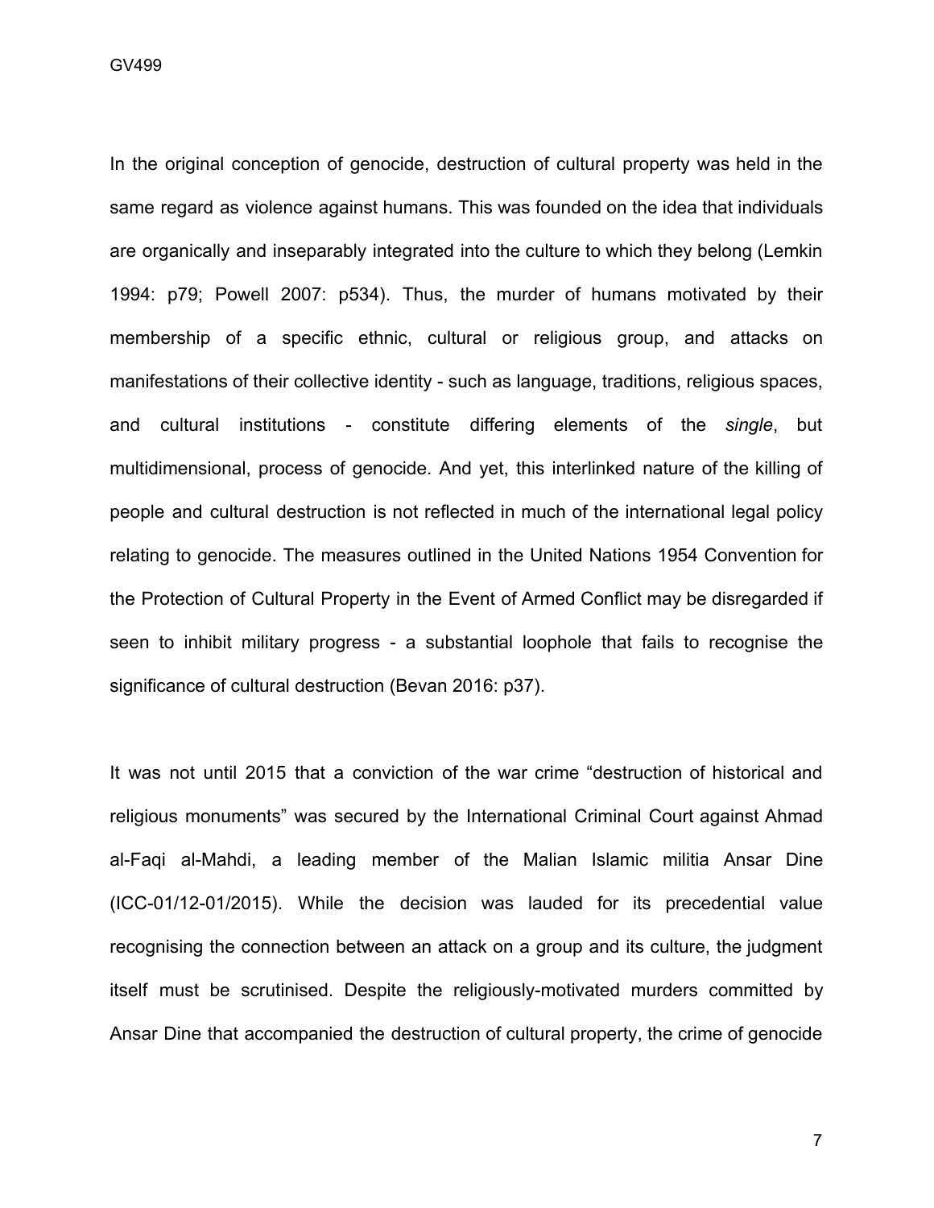In the original conception of genocide, destruction of cultural property was held in the same regard as violence against humans. This was founded on the idea that individuals are organically and inseparably integrated into the culture to which they belong (Lemkin 1994: p79; Powell 2007: p534). Thus, the murder of humans motivated by their membership of a specific ethnic, cultural or religious group, and attacks on manifestations of their collective identity - such as language, traditions, religious spaces, and cultural institutions - constitute differing elements of the *single*, but multidimensional, process of genocide. And yet, this interlinked nature of the killing of people and cultural destruction is not reflected in much of the international legal policy relating to genocide. The measures outlined in the United Nations 1954 Convention for the Protection of Cultural Property in the Event of Armed Conflict may be disregarded if seen to inhibit military progress - a substantial loophole that fails to recognise the significance of cultural destruction (Bevan 2016: p37).

It was not until 2015 that a conviction of the war crime "destruction of historical and religious monuments" was secured by the International Criminal Court against Ahmad al-Faqi al-Mahdi, a leading member of the Malian Islamic militia Ansar Dine (ICC-01/12-01/2015). While the decision was lauded for its precedential value recognising the connection between an attack on a group and its culture, the judgment itself must be scrutinised. Despite the religiously-motivated murders committed by Ansar Dine that accompanied the destruction of cultural property, the crime of genocide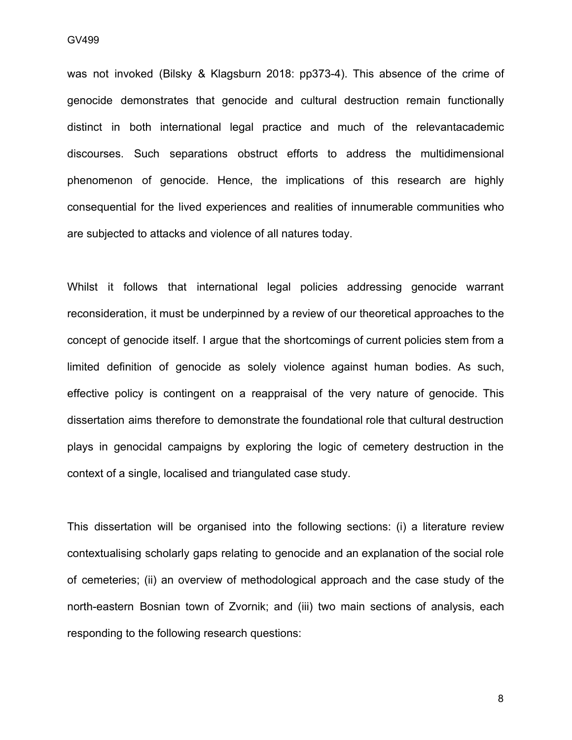was not invoked (Bilsky & Klagsburn 2018: pp373-4). This absence of the crime of genocide demonstrates that genocide and cultural destruction remain functionally distinct in both international legal practice and much of the relevantacademic discourses. Such separations obstruct efforts to address the multidimensional phenomenon of genocide. Hence, the implications of this research are highly consequential for the lived experiences and realities of innumerable communities who are subjected to attacks and violence of all natures today.

Whilst it follows that international legal policies addressing genocide warrant reconsideration, it must be underpinned by a review of our theoretical approaches to the concept of genocide itself. I argue that the shortcomings of current policies stem from a limited definition of genocide as solely violence against human bodies. As such, effective policy is contingent on a reappraisal of the very nature of genocide. This dissertation aims therefore to demonstrate the foundational role that cultural destruction plays in genocidal campaigns by exploring the logic of cemetery destruction in the context of a single, localised and triangulated case study.

This dissertation will be organised into the following sections: (i) a literature review contextualising scholarly gaps relating to genocide and an explanation of the social role of cemeteries; (ii) an overview of methodological approach and the case study of the north-eastern Bosnian town of Zvornik; and (iii) two main sections of analysis, each responding to the following research questions: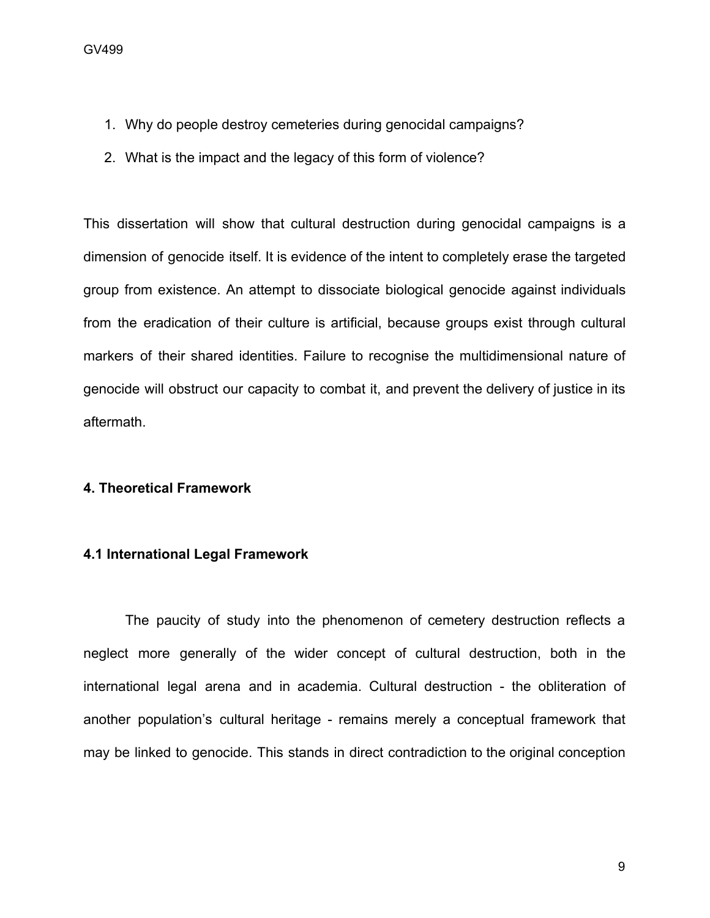1. Why do people destroy cemeteries during genocidal campaigns?
2. What is the impact and the legacy of this form of violence?

This dissertation will show that cultural destruction during genocidal campaigns is a dimension of genocide itself. It is evidence of the intent to completely erase the targeted group from existence. An attempt to dissociate biological genocide against individuals from the eradication of their culture is artificial, because groups exist through cultural markers of their shared identities. Failure to recognise the multidimensional nature of genocide will obstruct our capacity to combat it, and prevent the delivery of justice in its aftermath.

## 4. Theoretical Framework

### 4.1 International Legal Framework

The paucity of study into the phenomenon of cemetery destruction reflects a neglect more generally of the wider concept of cultural destruction, both in the international legal arena and in academia. Cultural destruction - the obliteration of another population's cultural heritage - remains merely a conceptual framework that may be linked to genocide. This stands in direct contradiction to the original conception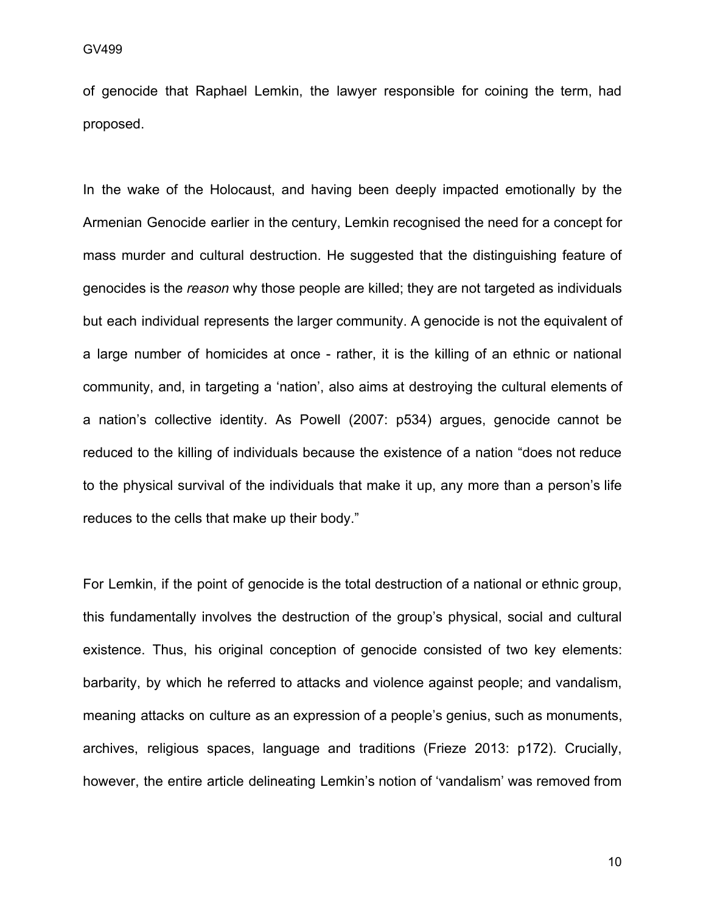of genocide that Raphael Lemkin, the lawyer responsible for coining the term, had proposed.

In the wake of the Holocaust, and having been deeply impacted emotionally by the Armenian Genocide earlier in the century, Lemkin recognised the need for a concept for mass murder and cultural destruction. He suggested that the distinguishing feature of genocides is the *reason* why those people are killed; they are not targeted as individuals but each individual represents the larger community. A genocide is not the equivalent of a large number of homicides at once - rather, it is the killing of an ethnic or national community, and, in targeting a 'nation', also aims at destroying the cultural elements of a nation's collective identity. As Powell (2007: p534) argues, genocide cannot be reduced to the killing of individuals because the existence of a nation "does not reduce to the physical survival of the individuals that make it up, any more than a person's life reduces to the cells that make up their body."

For Lemkin, if the point of genocide is the total destruction of a national or ethnic group, this fundamentally involves the destruction of the group's physical, social and cultural existence. Thus, his original conception of genocide consisted of two key elements: barbarity, by which he referred to attacks and violence against people; and vandalism, meaning attacks on culture as an expression of a people's genius, such as monuments, archives, religious spaces, language and traditions (Frieze 2013: p172). Crucially, however, the entire article delineating Lemkin's notion of 'vandalism' was removed from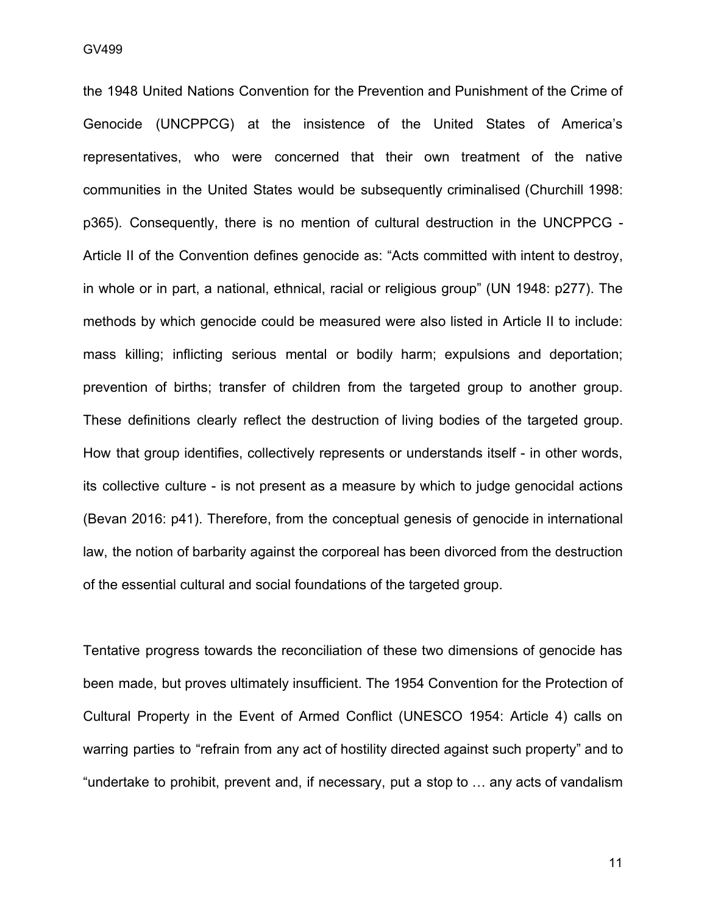the 1948 United Nations Convention for the Prevention and Punishment of the Crime of Genocide (UNCPPCG) at the insistence of the United States of America's representatives, who were concerned that their own treatment of the native communities in the United States would be subsequently criminalised (Churchill 1998: p365). Consequently, there is no mention of cultural destruction in the UNCPPCG - Article II of the Convention defines genocide as: "Acts committed with intent to destroy, in whole or in part, a national, ethnical, racial or religious group" (UN 1948: p277). The methods by which genocide could be measured were also listed in Article II to include: mass killing; inflicting serious mental or bodily harm; expulsions and deportation; prevention of births; transfer of children from the targeted group to another group. These definitions clearly reflect the destruction of living bodies of the targeted group. How that group identifies, collectively represents or understands itself - in other words, its collective culture - is not present as a measure by which to judge genocidal actions (Bevan 2016: p41). Therefore, from the conceptual genesis of genocide in international law, the notion of barbarity against the corporeal has been divorced from the destruction of the essential cultural and social foundations of the targeted group.

Tentative progress towards the reconciliation of these two dimensions of genocide has been made, but proves ultimately insufficient. The 1954 Convention for the Protection of Cultural Property in the Event of Armed Conflict (UNESCO 1954: Article 4) calls on warring parties to "refrain from any act of hostility directed against such property" and to "undertake to prohibit, prevent and, if necessary, put a stop to … any acts of vandalism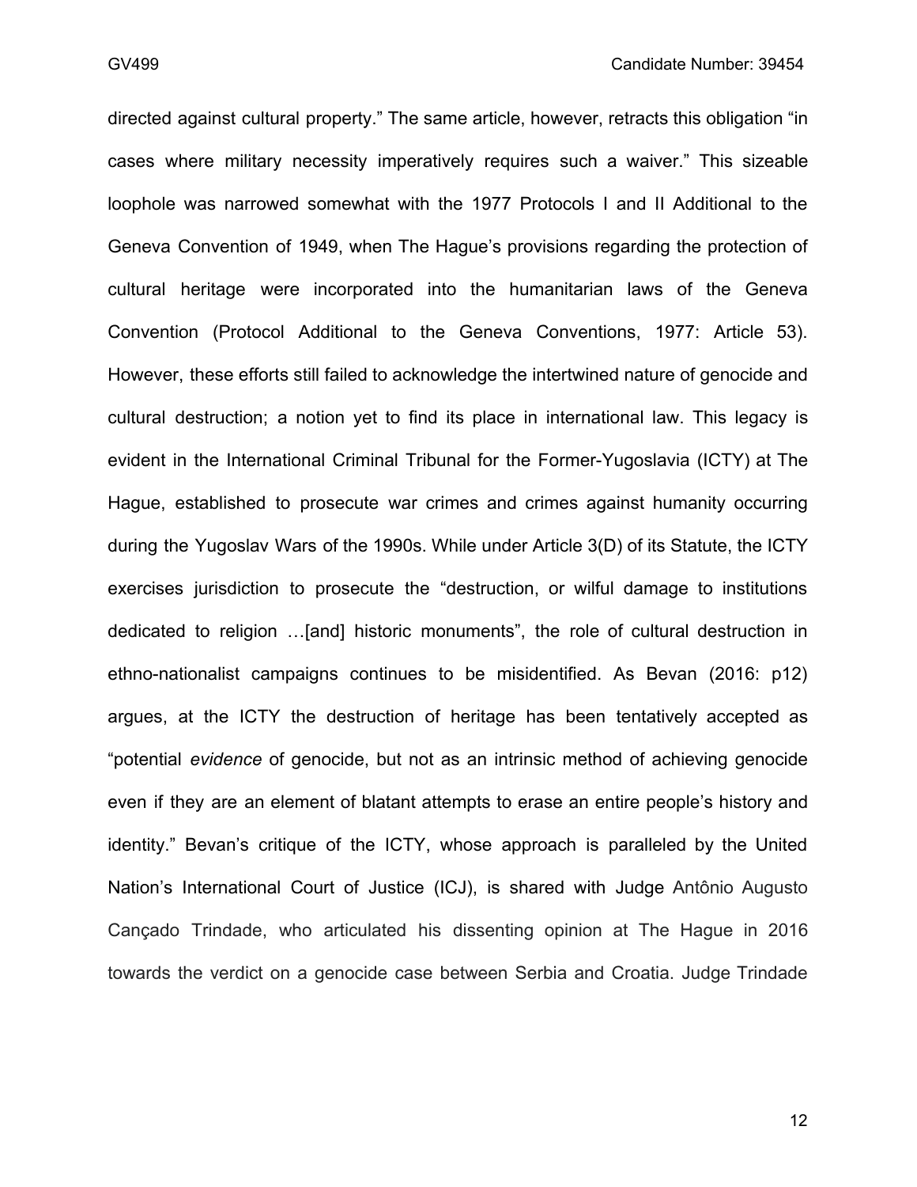directed against cultural property." The same article, however, retracts this obligation "in cases where military necessity imperatively requires such a waiver." This sizeable loophole was narrowed somewhat with the 1977 Protocols I and II Additional to the Geneva Convention of 1949, when The Hague's provisions regarding the protection of cultural heritage were incorporated into the humanitarian laws of the Geneva Convention (Protocol Additional to the Geneva Conventions, 1977: Article 53). However, these efforts still failed to acknowledge the intertwined nature of genocide and cultural destruction; a notion yet to find its place in international law. This legacy is evident in the International Criminal Tribunal for the Former-Yugoslavia (ICTY) at The Hague, established to prosecute war crimes and crimes against humanity occurring during the Yugoslav Wars of the 1990s. While under Article 3(D) of its Statute, the ICTY exercises jurisdiction to prosecute the "destruction, or wilful damage to institutions dedicated to religion …[and] historic monuments", the role of cultural destruction in ethno-nationalist campaigns continues to be misidentified. As Bevan (2016: p12) argues, at the ICTY the destruction of heritage has been tentatively accepted as "potential *evidence* of genocide, but not as an intrinsic method of achieving genocide even if they are an element of blatant attempts to erase an entire people's history and identity." Bevan's critique of the ICTY, whose approach is paralleled by the United Nation's International Court of Justice (ICJ), is shared with Judge Antônio Augusto Cançado Trindade, who articulated his dissenting opinion at The Hague in 2016 towards the verdict on a genocide case between Serbia and Croatia. Judge Trindade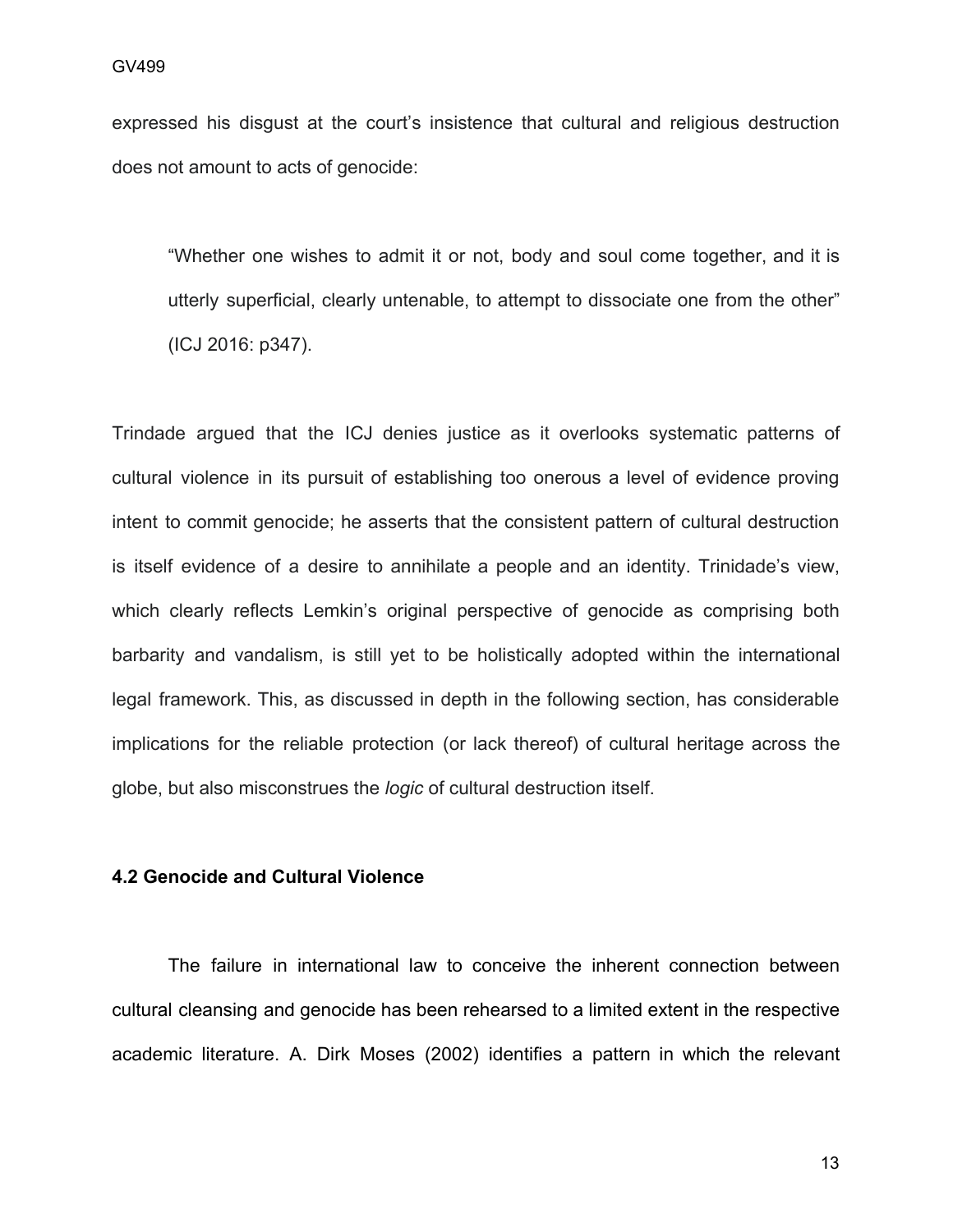expressed his disgust at the court's insistence that cultural and religious destruction does not amount to acts of genocide:

> "Whether one wishes to admit it or not, body and soul come together, and it is utterly superficial, clearly untenable, to attempt to dissociate one from the other" (ICJ 2016: p347).

Trindade argued that the ICJ denies justice as it overlooks systematic patterns of cultural violence in its pursuit of establishing too onerous a level of evidence proving intent to commit genocide; he asserts that the consistent pattern of cultural destruction is itself evidence of a desire to annihilate a people and an identity. Trinidade's view, which clearly reflects Lemkin's original perspective of genocide as comprising both barbarity and vandalism, is still yet to be holistically adopted within the international legal framework. This, as discussed in depth in the following section, has considerable implications for the reliable protection (or lack thereof) of cultural heritage across the globe, but also misconstrues the *logic* of cultural destruction itself.

### 4.2 Genocide and Cultural Violence

The failure in international law to conceive the inherent connection between cultural cleansing and genocide has been rehearsed to a limited extent in the respective academic literature. A. Dirk Moses (2002) identifies a pattern in which the relevant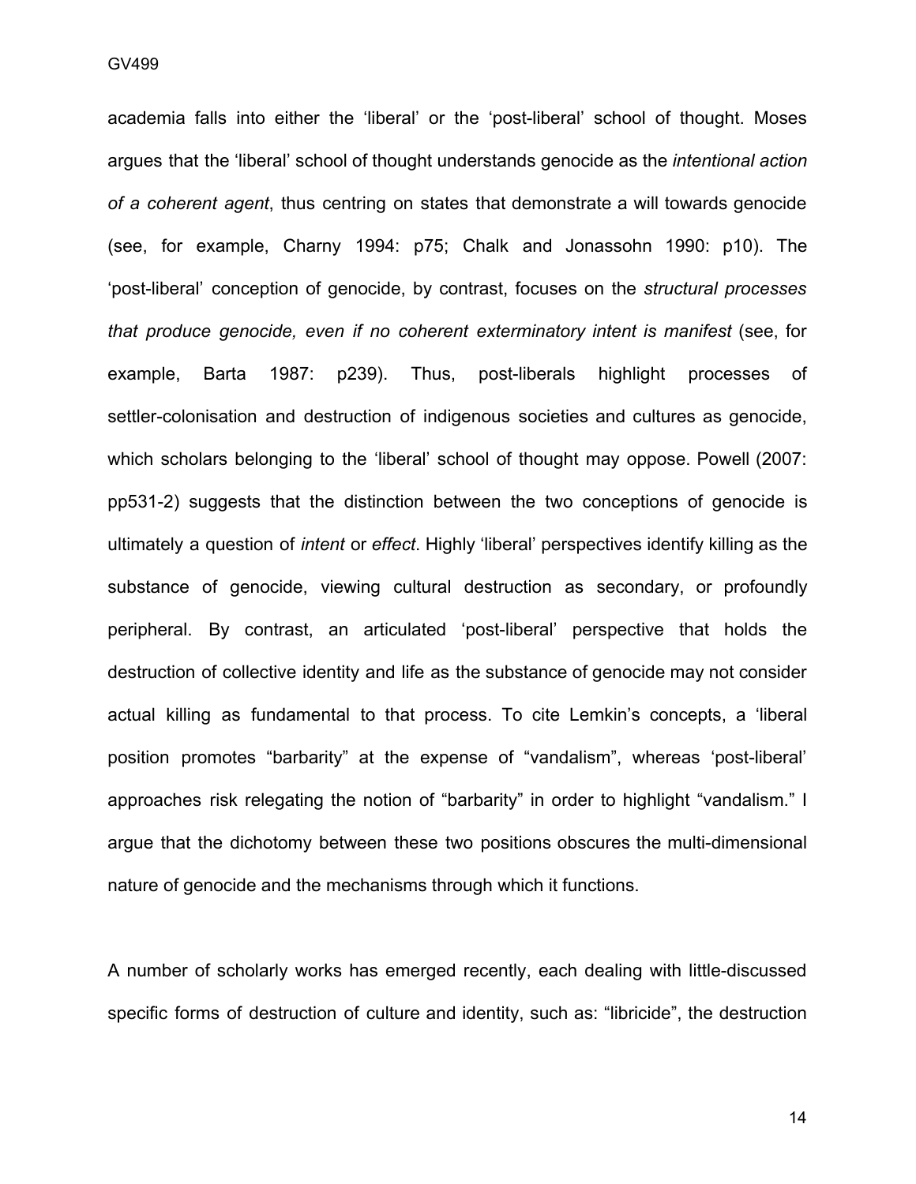academia falls into either the 'liberal' or the 'post-liberal' school of thought. Moses argues that the 'liberal' school of thought understands genocide as the *intentional action of a coherent agent*, thus centring on states that demonstrate a will towards genocide (see, for example, Charny 1994: p75; Chalk and Jonassohn 1990: p10). The 'post-liberal' conception of genocide, by contrast, focuses on the *structural processes that produce genocide, even if no coherent exterminatory intent is manifest* (see, for example, Barta 1987: p239). Thus, post-liberals highlight processes of settler-colonisation and destruction of indigenous societies and cultures as genocide, which scholars belonging to the 'liberal' school of thought may oppose. Powell (2007: pp531-2) suggests that the distinction between the two conceptions of genocide is ultimately a question of *intent* or *effect*. Highly 'liberal' perspectives identify killing as the substance of genocide, viewing cultural destruction as secondary, or profoundly peripheral. By contrast, an articulated 'post-liberal' perspective that holds the destruction of collective identity and life as the substance of genocide may not consider actual killing as fundamental to that process. To cite Lemkin's concepts, a 'liberal position promotes "barbarity" at the expense of "vandalism", whereas 'post-liberal' approaches risk relegating the notion of "barbarity" in order to highlight "vandalism." I argue that the dichotomy between these two positions obscures the multi-dimensional nature of genocide and the mechanisms through which it functions.

A number of scholarly works has emerged recently, each dealing with little-discussed specific forms of destruction of culture and identity, such as: "libricide", the destruction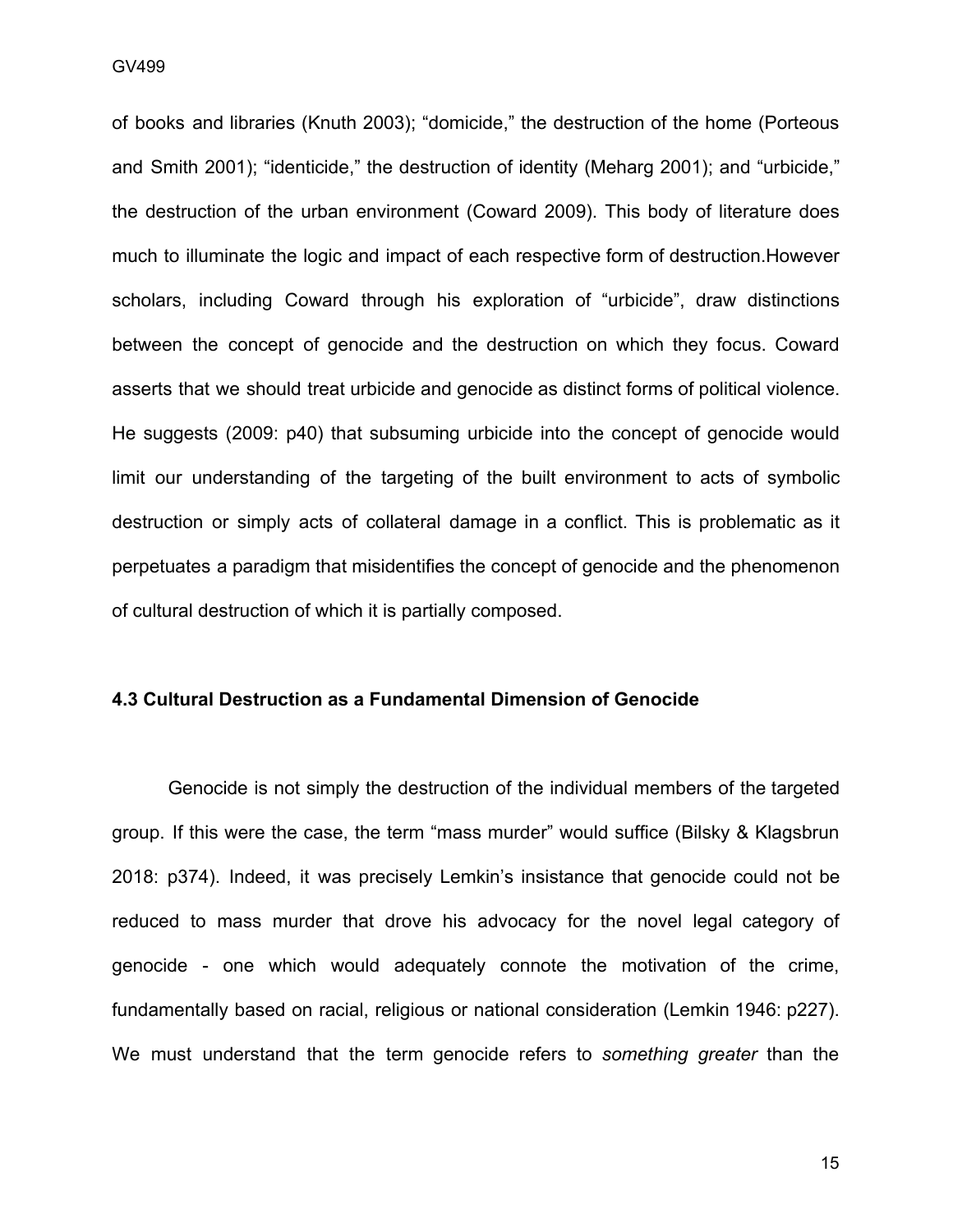of books and libraries (Knuth 2003); "domicide," the destruction of the home (Porteous and Smith 2001); "identicide," the destruction of identity (Meharg 2001); and "urbicide," the destruction of the urban environment (Coward 2009). This body of literature does much to illuminate the logic and impact of each respective form of destruction.However scholars, including Coward through his exploration of "urbicide", draw distinctions between the concept of genocide and the destruction on which they focus. Coward asserts that we should treat urbicide and genocide as distinct forms of political violence. He suggests (2009: p40) that subsuming urbicide into the concept of genocide would limit our understanding of the targeting of the built environment to acts of symbolic destruction or simply acts of collateral damage in a conflict. This is problematic as it perpetuates a paradigm that misidentifies the concept of genocide and the phenomenon of cultural destruction of which it is partially composed.

### 4.3 Cultural Destruction as a Fundamental Dimension of Genocide

Genocide is not simply the destruction of the individual members of the targeted group. If this were the case, the term "mass murder" would suffice (Bilsky & Klagsbrun 2018: p374). Indeed, it was precisely Lemkin's insistance that genocide could not be reduced to mass murder that drove his advocacy for the novel legal category of genocide - one which would adequately connote the motivation of the crime, fundamentally based on racial, religious or national consideration (Lemkin 1946: p227). We must understand that the term genocide refers to *something greater* than the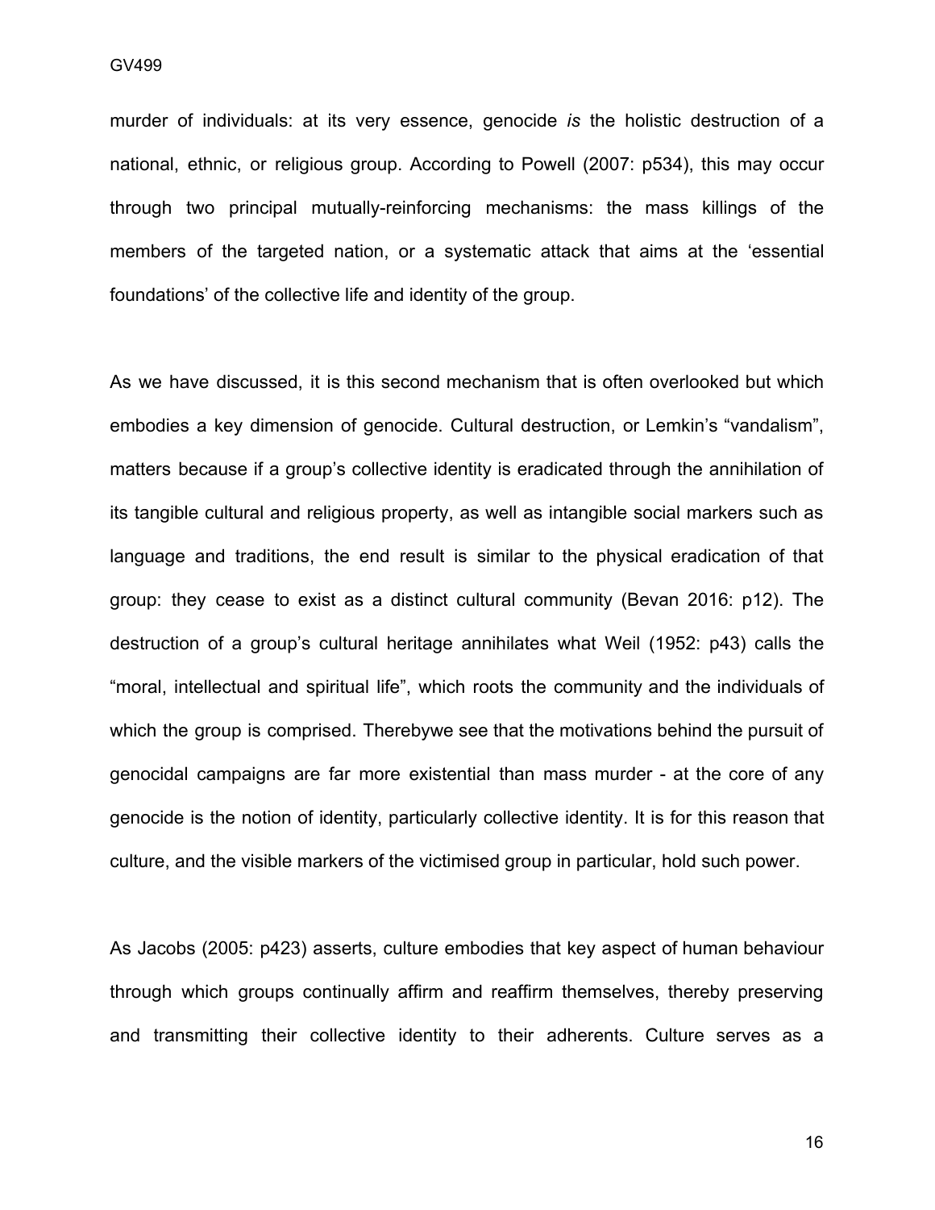murder of individuals: at its very essence, genocide *is* the holistic destruction of a national, ethnic, or religious group. According to Powell (2007: p534), this may occur through two principal mutually-reinforcing mechanisms: the mass killings of the members of the targeted nation, or a systematic attack that aims at the 'essential foundations' of the collective life and identity of the group.

As we have discussed, it is this second mechanism that is often overlooked but which embodies a key dimension of genocide. Cultural destruction, or Lemkin's "vandalism", matters because if a group's collective identity is eradicated through the annihilation of its tangible cultural and religious property, as well as intangible social markers such as language and traditions, the end result is similar to the physical eradication of that group: they cease to exist as a distinct cultural community (Bevan 2016: p12). The destruction of a group's cultural heritage annihilates what Weil (1952: p43) calls the "moral, intellectual and spiritual life", which roots the community and the individuals of which the group is comprised. Therebywe see that the motivations behind the pursuit of genocidal campaigns are far more existential than mass murder - at the core of any genocide is the notion of identity, particularly collective identity. It is for this reason that culture, and the visible markers of the victimised group in particular, hold such power.

As Jacobs (2005: p423) asserts, culture embodies that key aspect of human behaviour through which groups continually affirm and reaffirm themselves, thereby preserving and transmitting their collective identity to their adherents. Culture serves as a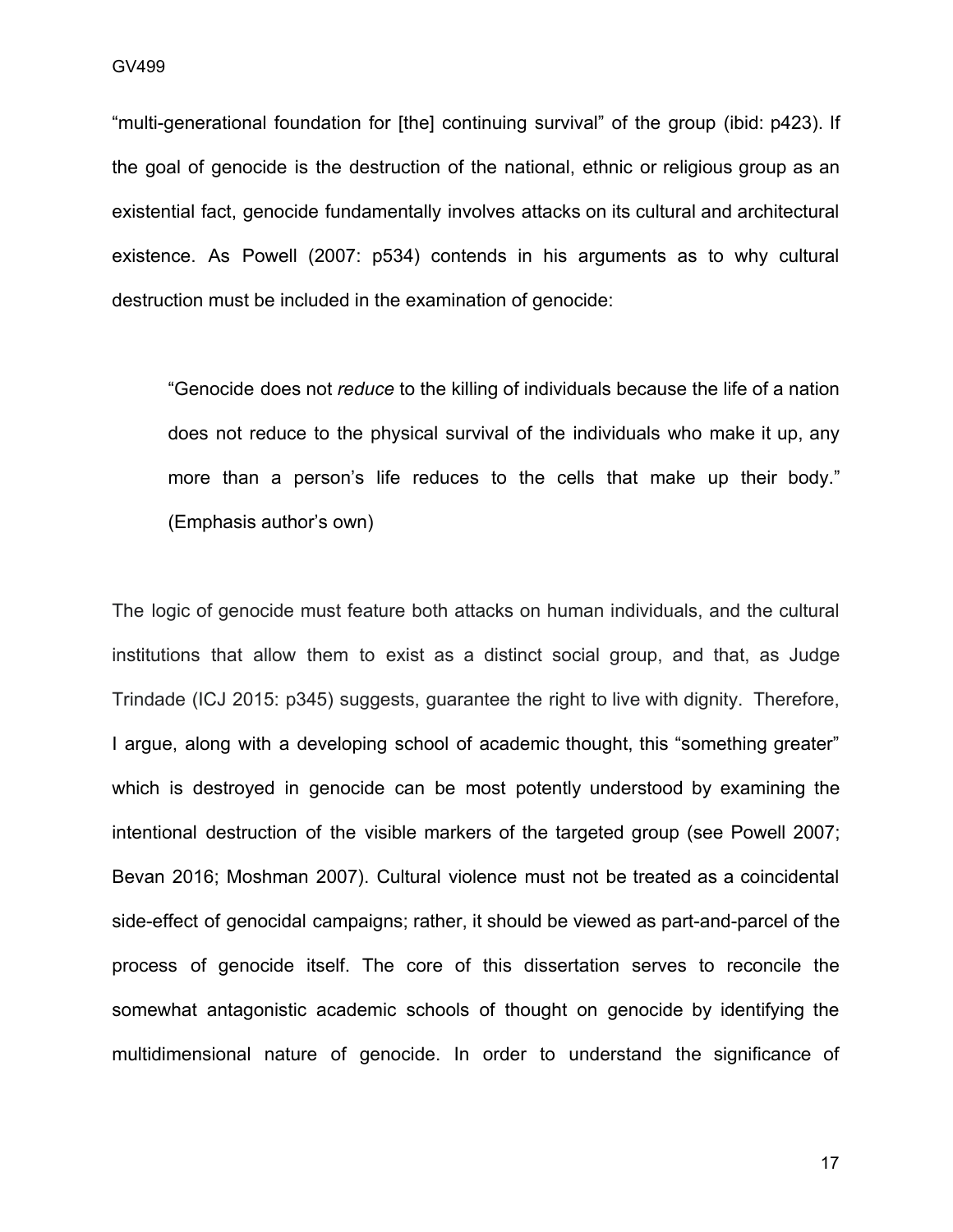"multi-generational foundation for [the] continuing survival" of the group (ibid: p423). If the goal of genocide is the destruction of the national, ethnic or religious group as an existential fact, genocide fundamentally involves attacks on its cultural and architectural existence. As Powell (2007: p534) contends in his arguments as to why cultural destruction must be included in the examination of genocide:

> "Genocide does not *reduce* to the killing of individuals because the life of a nation does not reduce to the physical survival of the individuals who make it up, any more than a person's life reduces to the cells that make up their body." (Emphasis author's own)

The logic of genocide must feature both attacks on human individuals, and the cultural institutions that allow them to exist as a distinct social group, and that, as Judge Trindade (ICJ 2015: p345) suggests, guarantee the right to live with dignity. Therefore, I argue, along with a developing school of academic thought, this "something greater" which is destroyed in genocide can be most potently understood by examining the intentional destruction of the visible markers of the targeted group (see Powell 2007; Bevan 2016; Moshman 2007). Cultural violence must not be treated as a coincidental side-effect of genocidal campaigns; rather, it should be viewed as part-and-parcel of the process of genocide itself. The core of this dissertation serves to reconcile the somewhat antagonistic academic schools of thought on genocide by identifying the multidimensional nature of genocide. In order to understand the significance of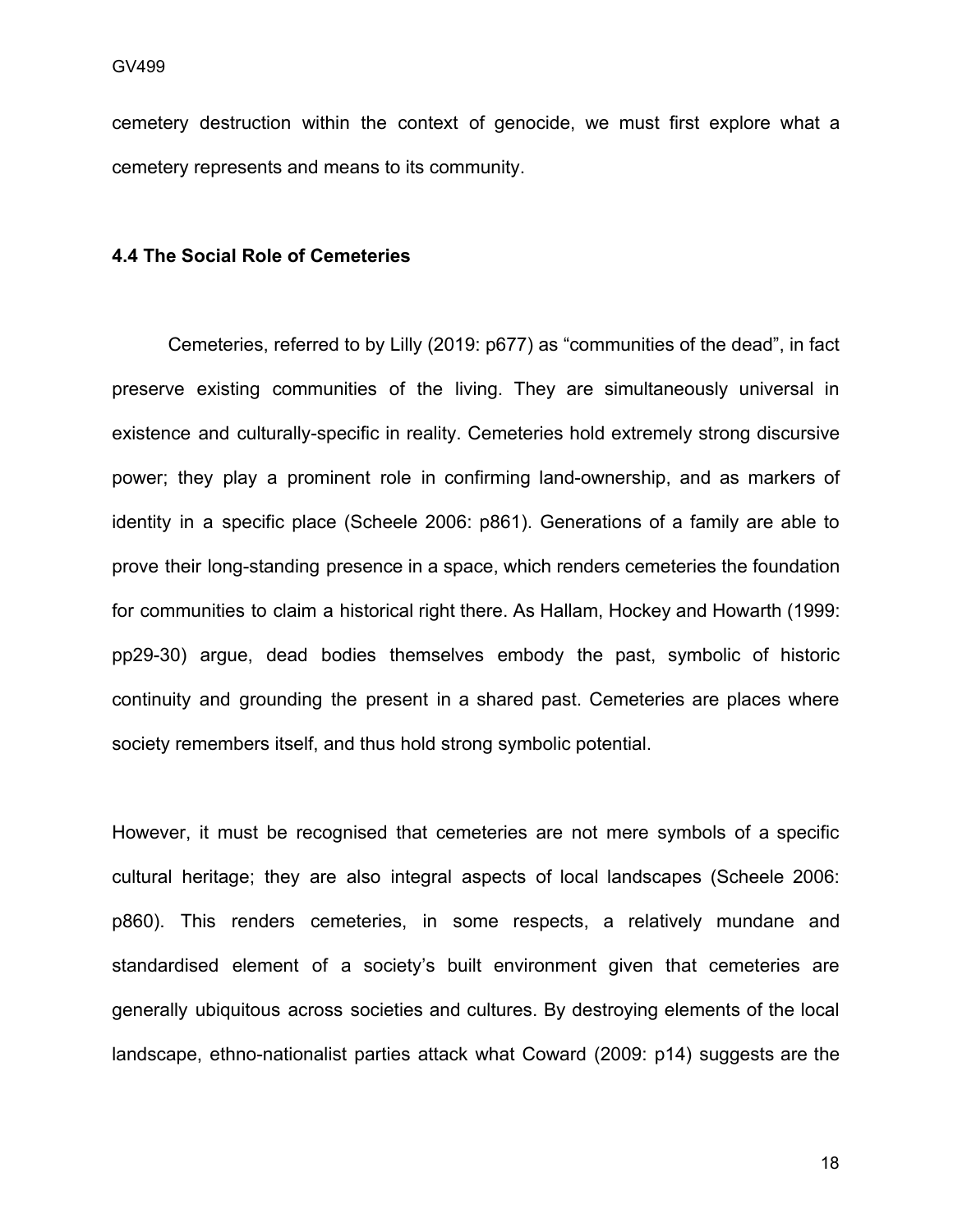cemetery destruction within the context of genocide, we must first explore what a cemetery represents and means to its community.

### 4.4 The Social Role of Cemeteries

Cemeteries, referred to by Lilly (2019: p677) as "communities of the dead", in fact preserve existing communities of the living. They are simultaneously universal in existence and culturally-specific in reality. Cemeteries hold extremely strong discursive power; they play a prominent role in confirming land-ownership, and as markers of identity in a specific place (Scheele 2006: p861). Generations of a family are able to prove their long-standing presence in a space, which renders cemeteries the foundation for communities to claim a historical right there. As Hallam, Hockey and Howarth (1999: pp29-30) argue, dead bodies themselves embody the past, symbolic of historic continuity and grounding the present in a shared past. Cemeteries are places where society remembers itself, and thus hold strong symbolic potential.

However, it must be recognised that cemeteries are not mere symbols of a specific cultural heritage; they are also integral aspects of local landscapes (Scheele 2006: p860). This renders cemeteries, in some respects, a relatively mundane and standardised element of a society's built environment given that cemeteries are generally ubiquitous across societies and cultures. By destroying elements of the local landscape, ethno-nationalist parties attack what Coward (2009: p14) suggests are the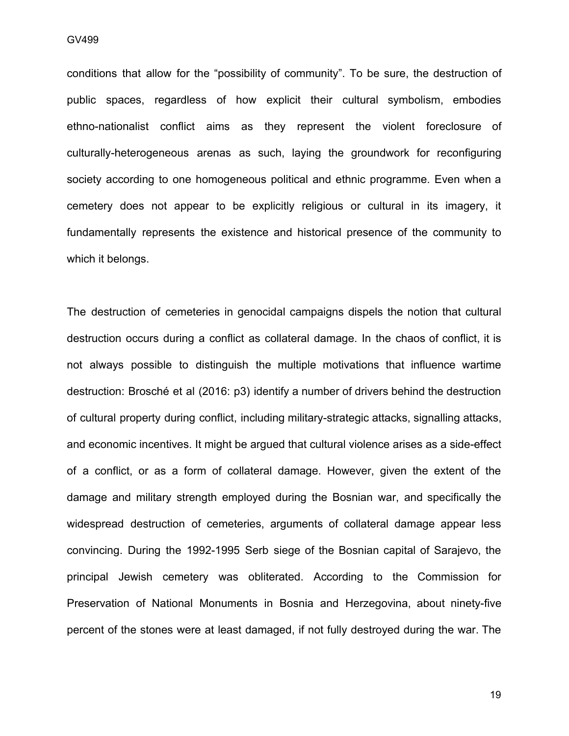conditions that allow for the "possibility of community". To be sure, the destruction of public spaces, regardless of how explicit their cultural symbolism, embodies ethno-nationalist conflict aims as they represent the violent foreclosure of culturally-heterogeneous arenas as such, laying the groundwork for reconfiguring society according to one homogeneous political and ethnic programme. Even when a cemetery does not appear to be explicitly religious or cultural in its imagery, it fundamentally represents the existence and historical presence of the community to which it belongs.

The destruction of cemeteries in genocidal campaigns dispels the notion that cultural destruction occurs during a conflict as collateral damage. In the chaos of conflict, it is not always possible to distinguish the multiple motivations that influence wartime destruction: Brosché et al (2016: p3) identify a number of drivers behind the destruction of cultural property during conflict, including military-strategic attacks, signalling attacks, and economic incentives. It might be argued that cultural violence arises as a side-effect of a conflict, or as a form of collateral damage. However, given the extent of the damage and military strength employed during the Bosnian war, and specifically the widespread destruction of cemeteries, arguments of collateral damage appear less convincing. During the 1992-1995 Serb siege of the Bosnian capital of Sarajevo, the principal Jewish cemetery was obliterated. According to the Commission for Preservation of National Monuments in Bosnia and Herzegovina, about ninety-five percent of the stones were at least damaged, if not fully destroyed during the war. The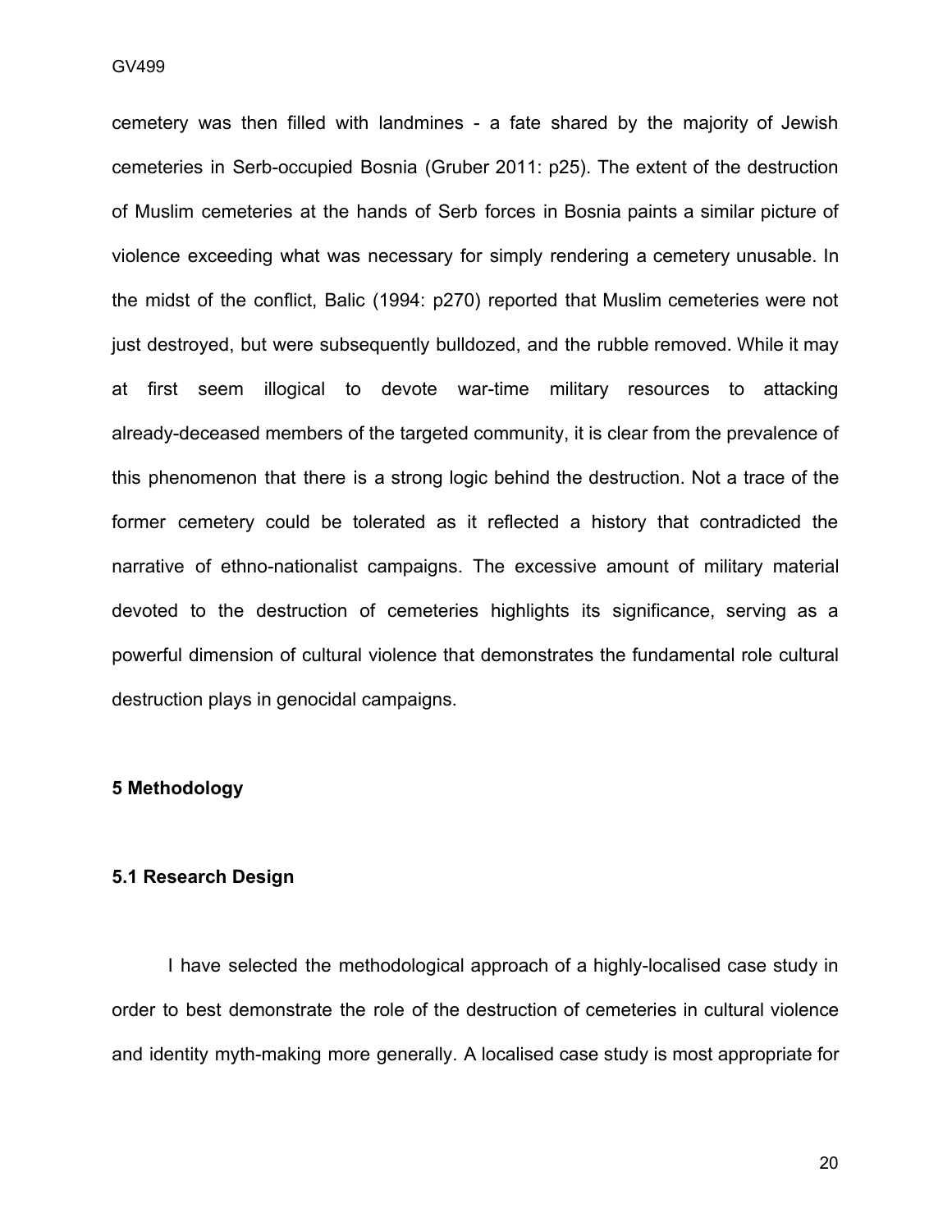cemetery was then filled with landmines - a fate shared by the majority of Jewish cemeteries in Serb-occupied Bosnia (Gruber 2011: p25). The extent of the destruction of Muslim cemeteries at the hands of Serb forces in Bosnia paints a similar picture of violence exceeding what was necessary for simply rendering a cemetery unusable. In the midst of the conflict, Balic (1994: p270) reported that Muslim cemeteries were not just destroyed, but were subsequently bulldozed, and the rubble removed. While it may at first seem illogical to devote war-time military resources to attacking already-deceased members of the targeted community, it is clear from the prevalence of this phenomenon that there is a strong logic behind the destruction. Not a trace of the former cemetery could be tolerated as it reflected a history that contradicted the narrative of ethno-nationalist campaigns. The excessive amount of military material devoted to the destruction of cemeteries highlights its significance, serving as a powerful dimension of cultural violence that demonstrates the fundamental role cultural destruction plays in genocidal campaigns.

## 5 Methodology

### 5.1 Research Design

I have selected the methodological approach of a highly-localised case study in order to best demonstrate the role of the destruction of cemeteries in cultural violence and identity myth-making more generally. A localised case study is most appropriate for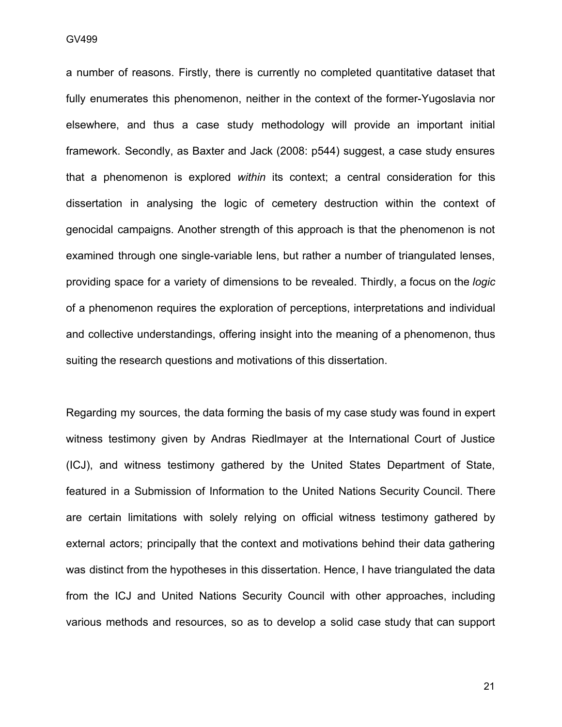a number of reasons. Firstly, there is currently no completed quantitative dataset that fully enumerates this phenomenon, neither in the context of the former-Yugoslavia nor elsewhere, and thus a case study methodology will provide an important initial framework. Secondly, as Baxter and Jack (2008: p544) suggest, a case study ensures that a phenomenon is explored *within* its context; a central consideration for this dissertation in analysing the logic of cemetery destruction within the context of genocidal campaigns. Another strength of this approach is that the phenomenon is not examined through one single-variable lens, but rather a number of triangulated lenses, providing space for a variety of dimensions to be revealed. Thirdly, a focus on the *logic* of a phenomenon requires the exploration of perceptions, interpretations and individual and collective understandings, offering insight into the meaning of a phenomenon, thus suiting the research questions and motivations of this dissertation.

Regarding my sources, the data forming the basis of my case study was found in expert witness testimony given by Andras Riedlmayer at the International Court of Justice (ICJ), and witness testimony gathered by the United States Department of State, featured in a Submission of Information to the United Nations Security Council. There are certain limitations with solely relying on official witness testimony gathered by external actors; principally that the context and motivations behind their data gathering was distinct from the hypotheses in this dissertation. Hence, I have triangulated the data from the ICJ and United Nations Security Council with other approaches, including various methods and resources, so as to develop a solid case study that can support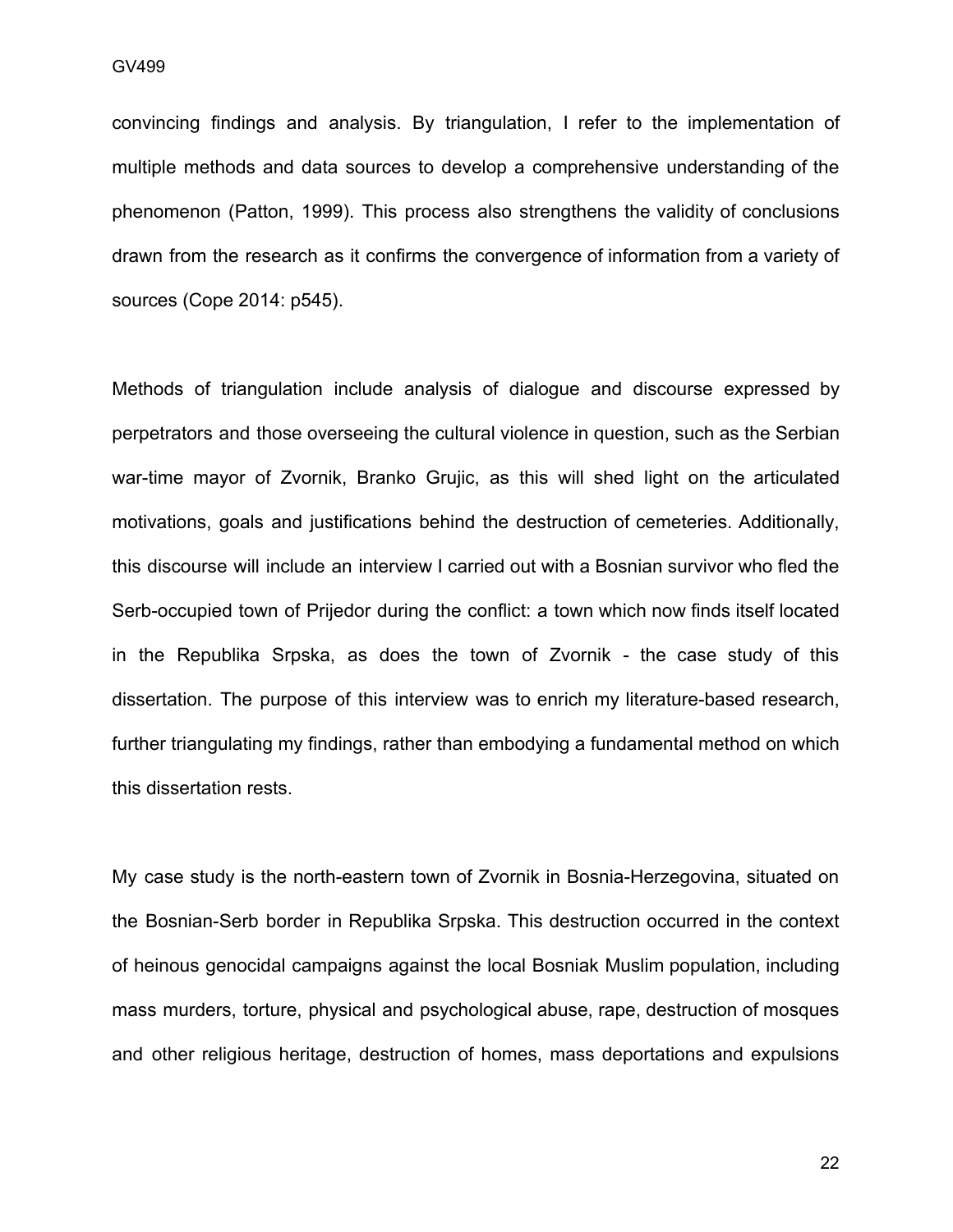convincing findings and analysis. By triangulation, I refer to the implementation of multiple methods and data sources to develop a comprehensive understanding of the phenomenon (Patton, 1999). This process also strengthens the validity of conclusions drawn from the research as it confirms the convergence of information from a variety of sources (Cope 2014: p545).

Methods of triangulation include analysis of dialogue and discourse expressed by perpetrators and those overseeing the cultural violence in question, such as the Serbian war-time mayor of Zvornik, Branko Grujic, as this will shed light on the articulated motivations, goals and justifications behind the destruction of cemeteries. Additionally, this discourse will include an interview I carried out with a Bosnian survivor who fled the Serb-occupied town of Prijedor during the conflict: a town which now finds itself located in the Republika Srpska, as does the town of Zvornik - the case study of this dissertation. The purpose of this interview was to enrich my literature-based research, further triangulating my findings, rather than embodying a fundamental method on which this dissertation rests.

My case study is the north-eastern town of Zvornik in Bosnia-Herzegovina, situated on the Bosnian-Serb border in Republika Srpska. This destruction occurred in the context of heinous genocidal campaigns against the local Bosniak Muslim population, including mass murders, torture, physical and psychological abuse, rape, destruction of mosques and other religious heritage, destruction of homes, mass deportations and expulsions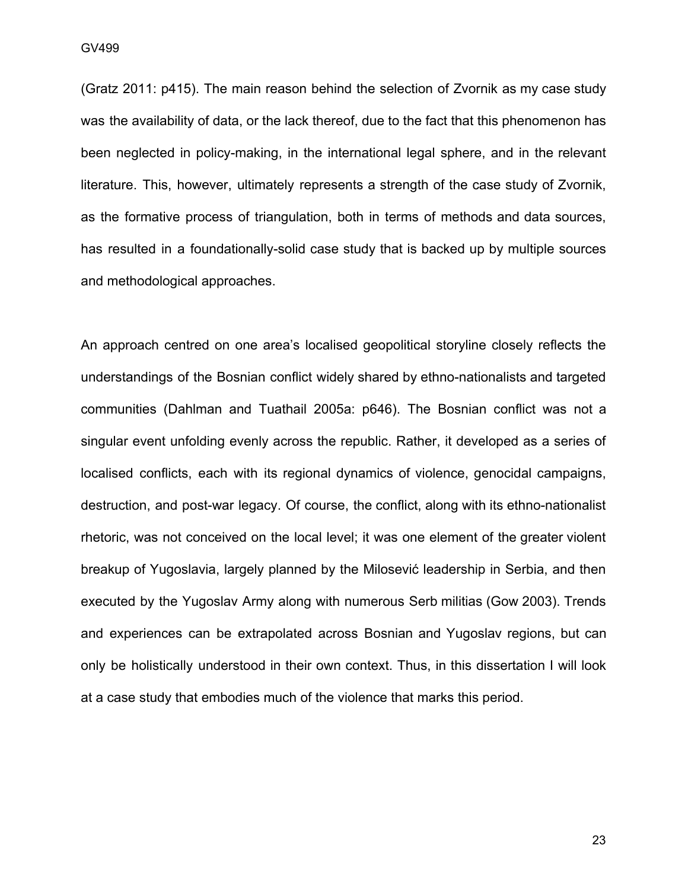(Gratz 2011: p415). The main reason behind the selection of Zvornik as my case study was the availability of data, or the lack thereof, due to the fact that this phenomenon has been neglected in policy-making, in the international legal sphere, and in the relevant literature. This, however, ultimately represents a strength of the case study of Zvornik, as the formative process of triangulation, both in terms of methods and data sources, has resulted in a foundationally-solid case study that is backed up by multiple sources and methodological approaches.

An approach centred on one area's localised geopolitical storyline closely reflects the understandings of the Bosnian conflict widely shared by ethno-nationalists and targeted communities (Dahlman and Tuathail 2005a: p646). The Bosnian conflict was not a singular event unfolding evenly across the republic. Rather, it developed as a series of localised conflicts, each with its regional dynamics of violence, genocidal campaigns, destruction, and post-war legacy. Of course, the conflict, along with its ethno-nationalist rhetoric, was not conceived on the local level; it was one element of the greater violent breakup of Yugoslavia, largely planned by the Milosević leadership in Serbia, and then executed by the Yugoslav Army along with numerous Serb militias (Gow 2003). Trends and experiences can be extrapolated across Bosnian and Yugoslav regions, but can only be holistically understood in their own context. Thus, in this dissertation I will look at a case study that embodies much of the violence that marks this period.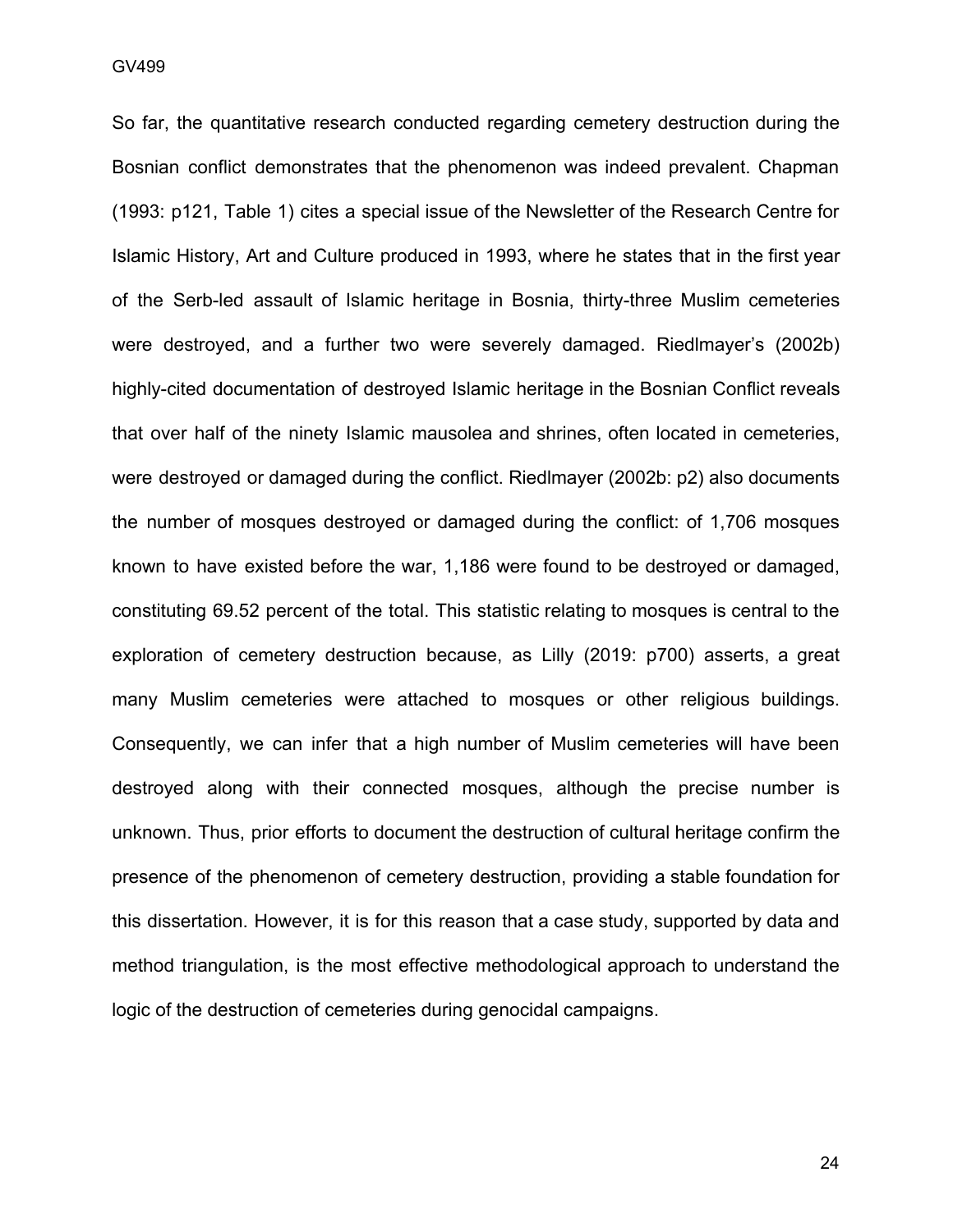So far, the quantitative research conducted regarding cemetery destruction during the Bosnian conflict demonstrates that the phenomenon was indeed prevalent. Chapman (1993: p121, Table 1) cites a special issue of the Newsletter of the Research Centre for Islamic History, Art and Culture produced in 1993, where he states that in the first year of the Serb-led assault of Islamic heritage in Bosnia, thirty-three Muslim cemeteries were destroyed, and a further two were severely damaged. Riedlmayer's (2002b) highly-cited documentation of destroyed Islamic heritage in the Bosnian Conflict reveals that over half of the ninety Islamic mausolea and shrines, often located in cemeteries, were destroyed or damaged during the conflict. Riedlmayer (2002b: p2) also documents the number of mosques destroyed or damaged during the conflict: of 1,706 mosques known to have existed before the war, 1,186 were found to be destroyed or damaged, constituting 69.52 percent of the total. This statistic relating to mosques is central to the exploration of cemetery destruction because, as Lilly (2019: p700) asserts, a great many Muslim cemeteries were attached to mosques or other religious buildings. Consequently, we can infer that a high number of Muslim cemeteries will have been destroyed along with their connected mosques, although the precise number is unknown. Thus, prior efforts to document the destruction of cultural heritage confirm the presence of the phenomenon of cemetery destruction, providing a stable foundation for this dissertation. However, it is for this reason that a case study, supported by data and method triangulation, is the most effective methodological approach to understand the logic of the destruction of cemeteries during genocidal campaigns.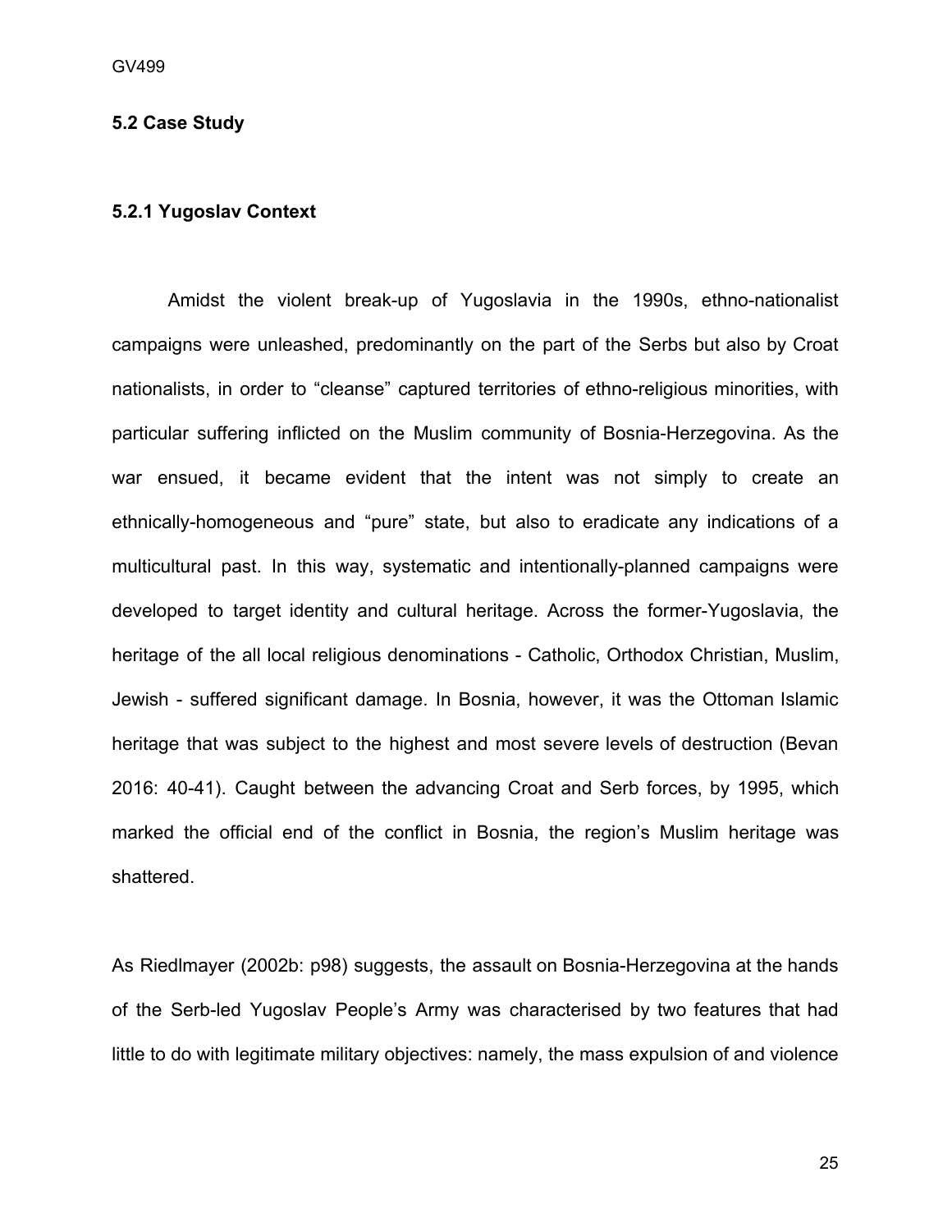### 5.2 Case Study

#### 5.2.1 Yugoslav Context

Amidst the violent break-up of Yugoslavia in the 1990s, ethno-nationalist campaigns were unleashed, predominantly on the part of the Serbs but also by Croat nationalists, in order to "cleanse" captured territories of ethno-religious minorities, with particular suffering inflicted on the Muslim community of Bosnia-Herzegovina. As the war ensued, it became evident that the intent was not simply to create an ethnically-homogeneous and "pure" state, but also to eradicate any indications of a multicultural past. In this way, systematic and intentionally-planned campaigns were developed to target identity and cultural heritage. Across the former-Yugoslavia, the heritage of the all local religious denominations - Catholic, Orthodox Christian, Muslim, Jewish - suffered significant damage. In Bosnia, however, it was the Ottoman Islamic heritage that was subject to the highest and most severe levels of destruction (Bevan 2016: 40-41). Caught between the advancing Croat and Serb forces, by 1995, which marked the official end of the conflict in Bosnia, the region's Muslim heritage was shattered.

As Riedlmayer (2002b: p98) suggests, the assault on Bosnia-Herzegovina at the hands of the Serb-led Yugoslav People's Army was characterised by two features that had little to do with legitimate military objectives: namely, the mass expulsion of and violence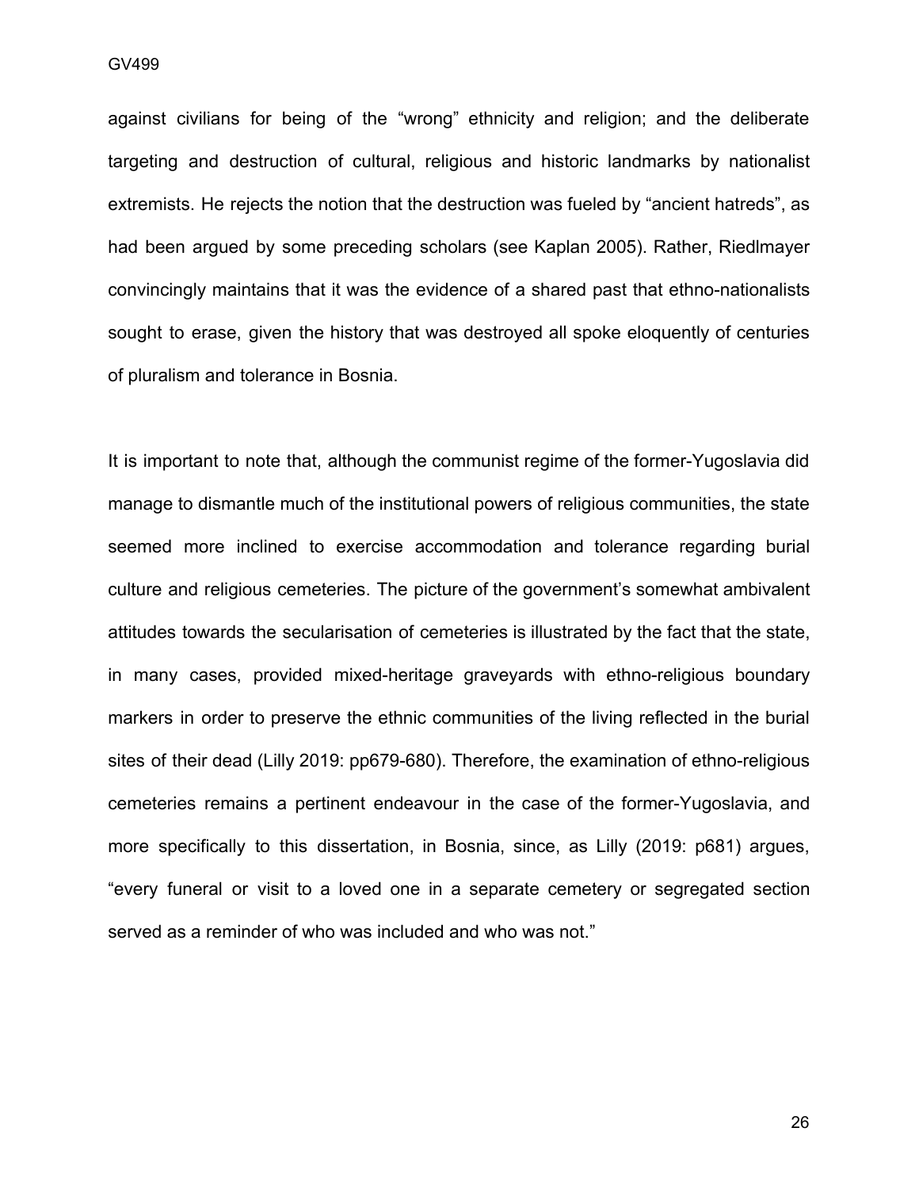against civilians for being of the "wrong" ethnicity and religion; and the deliberate targeting and destruction of cultural, religious and historic landmarks by nationalist extremists. He rejects the notion that the destruction was fueled by "ancient hatreds", as had been argued by some preceding scholars (see Kaplan 2005). Rather, Riedlmayer convincingly maintains that it was the evidence of a shared past that ethno-nationalists sought to erase, given the history that was destroyed all spoke eloquently of centuries of pluralism and tolerance in Bosnia.

It is important to note that, although the communist regime of the former-Yugoslavia did manage to dismantle much of the institutional powers of religious communities, the state seemed more inclined to exercise accommodation and tolerance regarding burial culture and religious cemeteries. The picture of the government's somewhat ambivalent attitudes towards the secularisation of cemeteries is illustrated by the fact that the state, in many cases, provided mixed-heritage graveyards with ethno-religious boundary markers in order to preserve the ethnic communities of the living reflected in the burial sites of their dead (Lilly 2019: pp679-680). Therefore, the examination of ethno-religious cemeteries remains a pertinent endeavour in the case of the former-Yugoslavia, and more specifically to this dissertation, in Bosnia, since, as Lilly (2019: p681) argues, "every funeral or visit to a loved one in a separate cemetery or segregated section served as a reminder of who was included and who was not."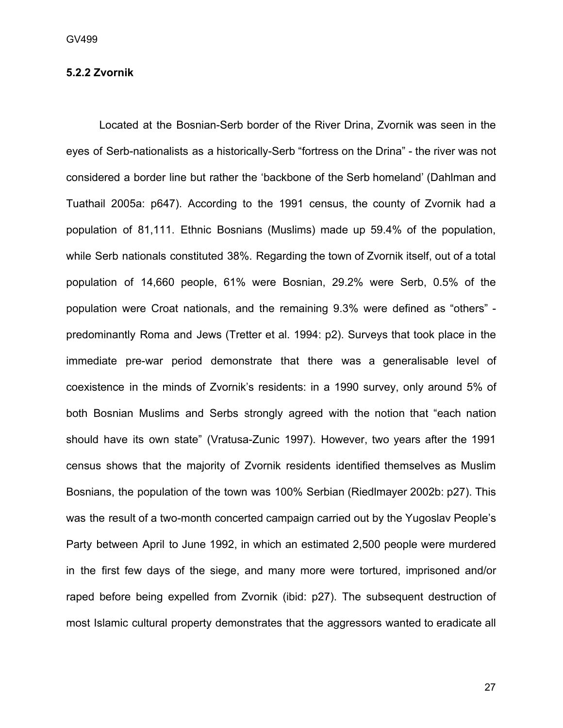### 5.2.2 Zvornik

Located at the Bosnian-Serb border of the River Drina, Zvornik was seen in the eyes of Serb-nationalists as a historically-Serb "fortress on the Drina" - the river was not considered a border line but rather the 'backbone of the Serb homeland' (Dahlman and Tuathail 2005a: p647). According to the 1991 census, the county of Zvornik had a population of 81,111. Ethnic Bosnians (Muslims) made up 59.4% of the population, while Serb nationals constituted 38%. Regarding the town of Zvornik itself, out of a total population of 14,660 people, 61% were Bosnian, 29.2% were Serb, 0.5% of the population were Croat nationals, and the remaining 9.3% were defined as "others" - predominantly Roma and Jews (Tretter et al. 1994: p2). Surveys that took place in the immediate pre-war period demonstrate that there was a generalisable level of coexistence in the minds of Zvornik's residents: in a 1990 survey, only around 5% of both Bosnian Muslims and Serbs strongly agreed with the notion that "each nation should have its own state" (Vratusa-Zunic 1997). However, two years after the 1991 census shows that the majority of Zvornik residents identified themselves as Muslim Bosnians, the population of the town was 100% Serbian (Riedlmayer 2002b: p27). This was the result of a two-month concerted campaign carried out by the Yugoslav People's Party between April to June 1992, in which an estimated 2,500 people were murdered in the first few days of the siege, and many more were tortured, imprisoned and/or raped before being expelled from Zvornik (ibid: p27). The subsequent destruction of most Islamic cultural property demonstrates that the aggressors wanted to eradicate all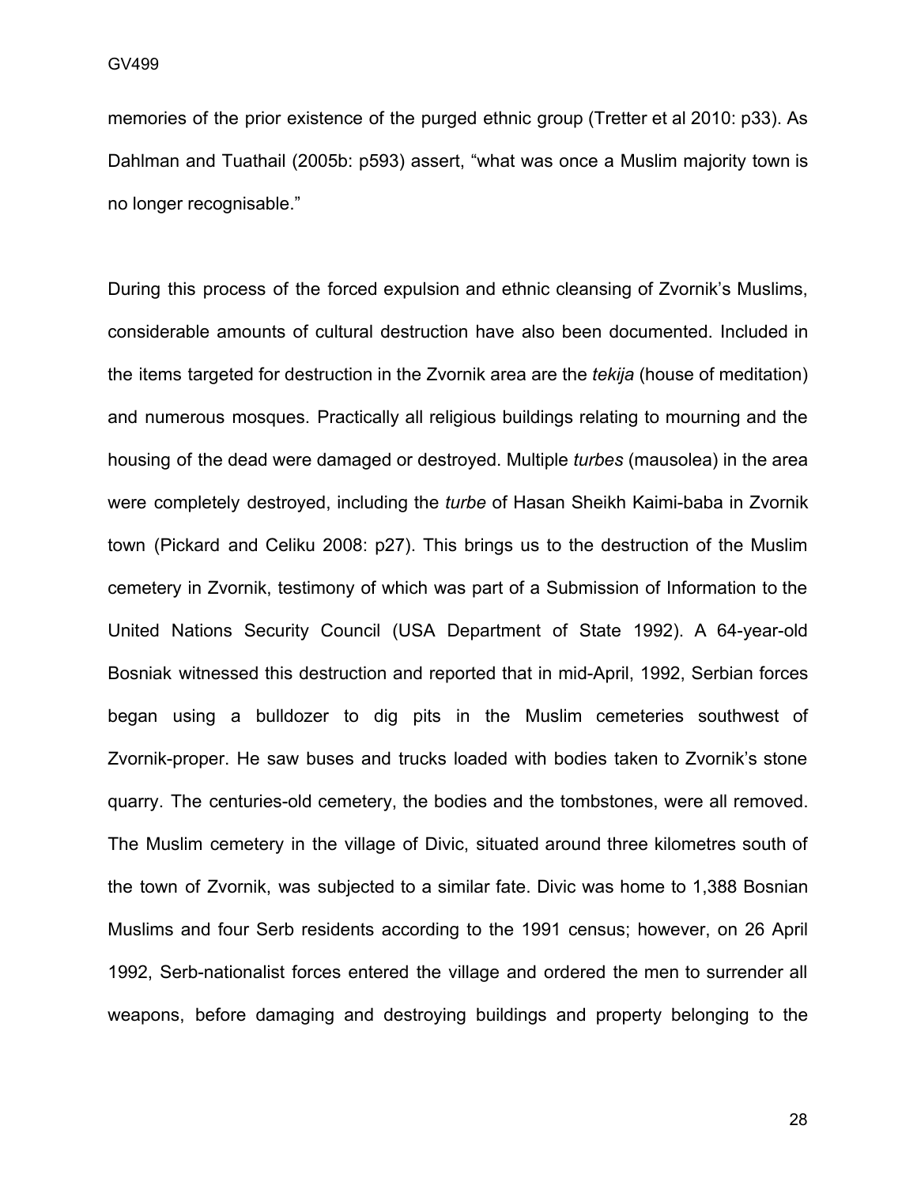memories of the prior existence of the purged ethnic group (Tretter et al 2010: p33). As Dahlman and Tuathail (2005b: p593) assert, “what was once a Muslim majority town is no longer recognisable.”

During this process of the forced expulsion and ethnic cleansing of Zvornik’s Muslims, considerable amounts of cultural destruction have also been documented. Included in the items targeted for destruction in the Zvornik area are the *tekija* (house of meditation) and numerous mosques. Practically all religious buildings relating to mourning and the housing of the dead were damaged or destroyed. Multiple *turbes* (mausolea) in the area were completely destroyed, including the *turbe* of Hasan Sheikh Kaimi-baba in Zvornik town (Pickard and Celiku 2008: p27). This brings us to the destruction of the Muslim cemetery in Zvornik, testimony of which was part of a Submission of Information to the United Nations Security Council (USA Department of State 1992). A 64-year-old Bosniak witnessed this destruction and reported that in mid-April, 1992, Serbian forces began using a bulldozer to dig pits in the Muslim cemeteries southwest of Zvornik-proper. He saw buses and trucks loaded with bodies taken to Zvornik’s stone quarry. The centuries-old cemetery, the bodies and the tombstones, were all removed. The Muslim cemetery in the village of Divic, situated around three kilometres south of the town of Zvornik, was subjected to a similar fate. Divic was home to 1,388 Bosnian Muslims and four Serb residents according to the 1991 census; however, on 26 April 1992, Serb-nationalist forces entered the village and ordered the men to surrender all weapons, before damaging and destroying buildings and property belonging to the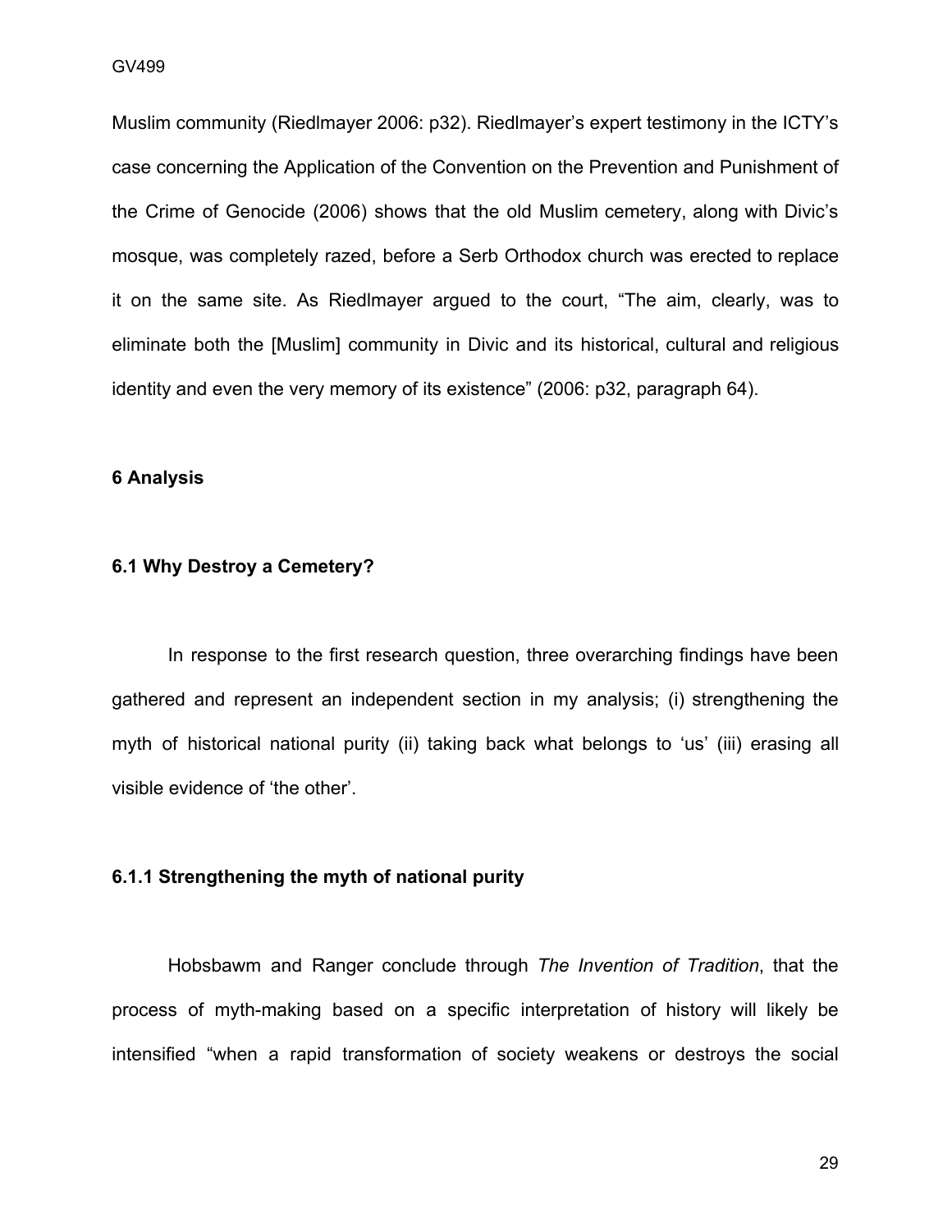Muslim community (Riedlmayer 2006: p32). Riedlmayer's expert testimony in the ICTY's case concerning the Application of the Convention on the Prevention and Punishment of the Crime of Genocide (2006) shows that the old Muslim cemetery, along with Divic's mosque, was completely razed, before a Serb Orthodox church was erected to replace it on the same site. As Riedlmayer argued to the court, "The aim, clearly, was to eliminate both the [Muslim] community in Divic and its historical, cultural and religious identity and even the very memory of its existence" (2006: p32, paragraph 64).

## 6 Analysis

### 6.1 Why Destroy a Cemetery?

In response to the first research question, three overarching findings have been gathered and represent an independent section in my analysis; (i) strengthening the myth of historical national purity (ii) taking back what belongs to 'us' (iii) erasing all visible evidence of 'the other'.

#### 6.1.1 Strengthening the myth of national purity

Hobsbawm and Ranger conclude through *The Invention of Tradition*, that the process of myth-making based on a specific interpretation of history will likely be intensified "when a rapid transformation of society weakens or destroys the social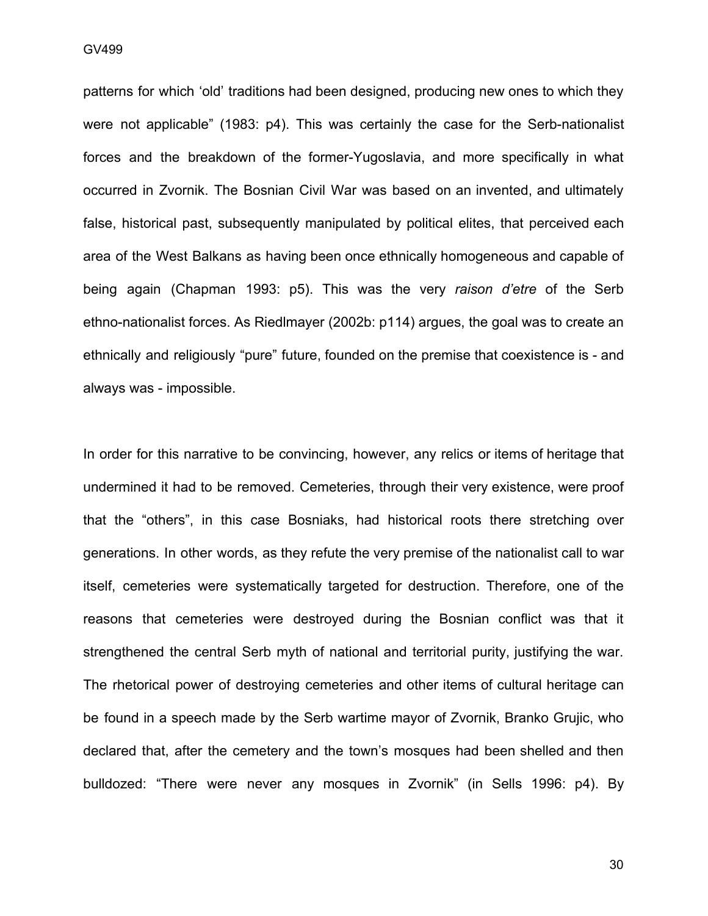patterns for which 'old' traditions had been designed, producing new ones to which they were not applicable" (1983: p4). This was certainly the case for the Serb-nationalist forces and the breakdown of the former-Yugoslavia, and more specifically in what occurred in Zvornik. The Bosnian Civil War was based on an invented, and ultimately false, historical past, subsequently manipulated by political elites, that perceived each area of the West Balkans as having been once ethnically homogeneous and capable of being again (Chapman 1993: p5). This was the very *raison d'etre* of the Serb ethno-nationalist forces. As Riedlmayer (2002b: p114) argues, the goal was to create an ethnically and religiously "pure" future, founded on the premise that coexistence is - and always was - impossible.

In order for this narrative to be convincing, however, any relics or items of heritage that undermined it had to be removed. Cemeteries, through their very existence, were proof that the "others", in this case Bosniaks, had historical roots there stretching over generations. In other words, as they refute the very premise of the nationalist call to war itself, cemeteries were systematically targeted for destruction. Therefore, one of the reasons that cemeteries were destroyed during the Bosnian conflict was that it strengthened the central Serb myth of national and territorial purity, justifying the war. The rhetorical power of destroying cemeteries and other items of cultural heritage can be found in a speech made by the Serb wartime mayor of Zvornik, Branko Grujic, who declared that, after the cemetery and the town's mosques had been shelled and then bulldozed: "There were never any mosques in Zvornik" (in Sells 1996: p4). By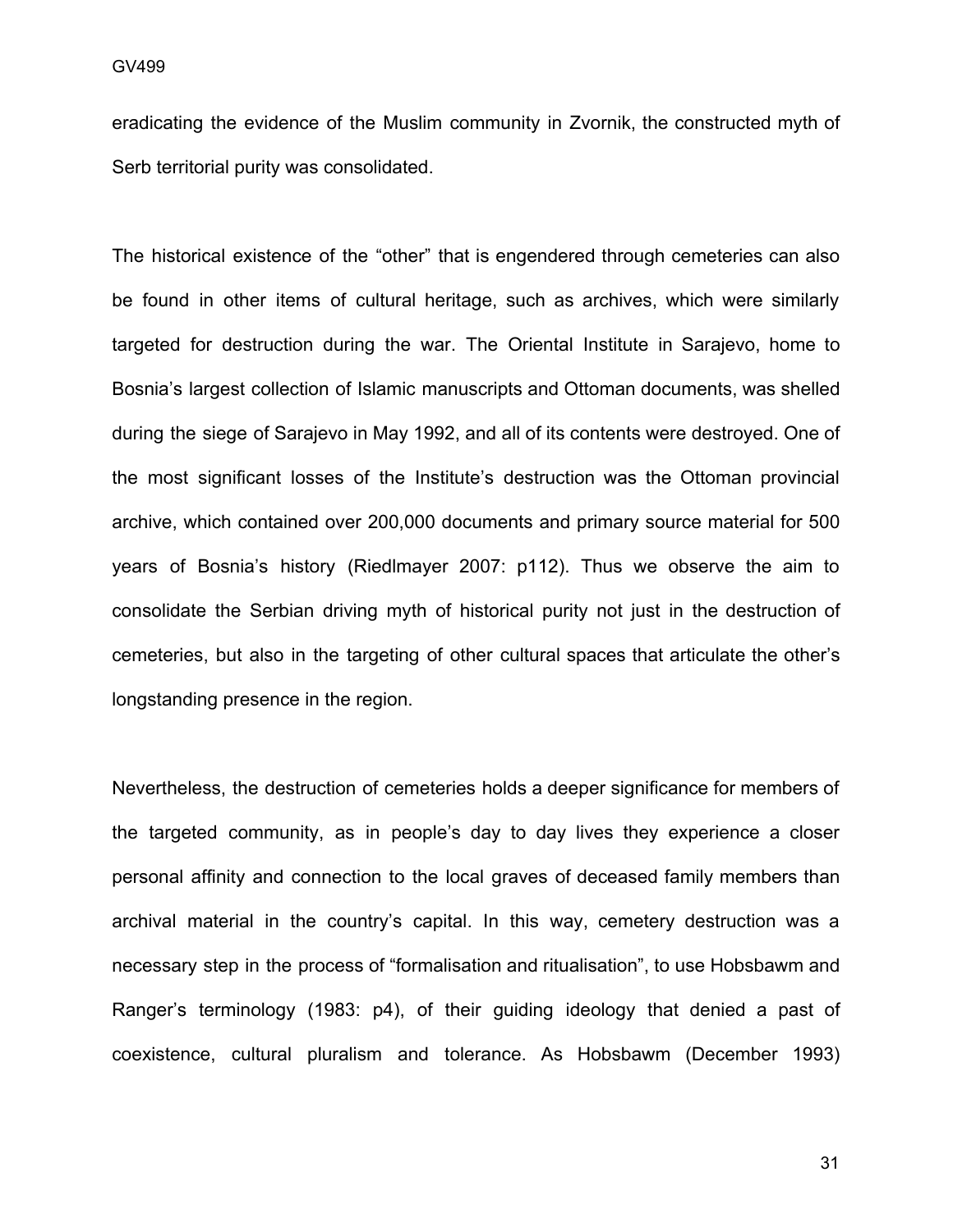eradicating the evidence of the Muslim community in Zvornik, the constructed myth of Serb territorial purity was consolidated.

The historical existence of the "other" that is engendered through cemeteries can also be found in other items of cultural heritage, such as archives, which were similarly targeted for destruction during the war. The Oriental Institute in Sarajevo, home to Bosnia's largest collection of Islamic manuscripts and Ottoman documents, was shelled during the siege of Sarajevo in May 1992, and all of its contents were destroyed. One of the most significant losses of the Institute's destruction was the Ottoman provincial archive, which contained over 200,000 documents and primary source material for 500 years of Bosnia's history (Riedlmayer 2007: p112). Thus we observe the aim to consolidate the Serbian driving myth of historical purity not just in the destruction of cemeteries, but also in the targeting of other cultural spaces that articulate the other's longstanding presence in the region.

Nevertheless, the destruction of cemeteries holds a deeper significance for members of the targeted community, as in people's day to day lives they experience a closer personal affinity and connection to the local graves of deceased family members than archival material in the country's capital. In this way, cemetery destruction was a necessary step in the process of "formalisation and ritualisation", to use Hobsbawm and Ranger's terminology (1983: p4), of their guiding ideology that denied a past of coexistence, cultural pluralism and tolerance. As Hobsbawm (December 1993)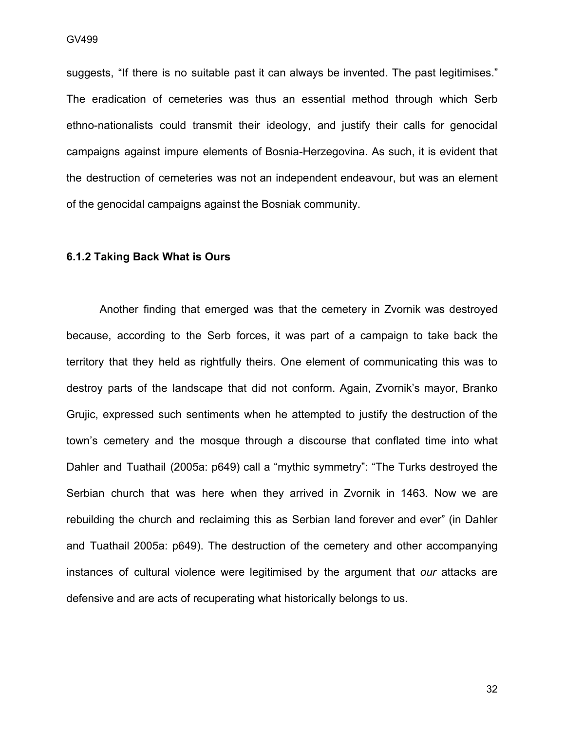suggests, "If there is no suitable past it can always be invented. The past legitimises." The eradication of cemeteries was thus an essential method through which Serb ethno-nationalists could transmit their ideology, and justify their calls for genocidal campaigns against impure elements of Bosnia-Herzegovina. As such, it is evident that the destruction of cemeteries was not an independent endeavour, but was an element of the genocidal campaigns against the Bosniak community.

### 6.1.2 Taking Back What is Ours

Another finding that emerged was that the cemetery in Zvornik was destroyed because, according to the Serb forces, it was part of a campaign to take back the territory that they held as rightfully theirs. One element of communicating this was to destroy parts of the landscape that did not conform. Again, Zvornik's mayor, Branko Grujic, expressed such sentiments when he attempted to justify the destruction of the town's cemetery and the mosque through a discourse that conflated time into what Dahler and Tuathail (2005a: p649) call a "mythic symmetry": "The Turks destroyed the Serbian church that was here when they arrived in Zvornik in 1463. Now we are rebuilding the church and reclaiming this as Serbian land forever and ever" (in Dahler and Tuathail 2005a: p649). The destruction of the cemetery and other accompanying instances of cultural violence were legitimised by the argument that *our* attacks are defensive and are acts of recuperating what historically belongs to us.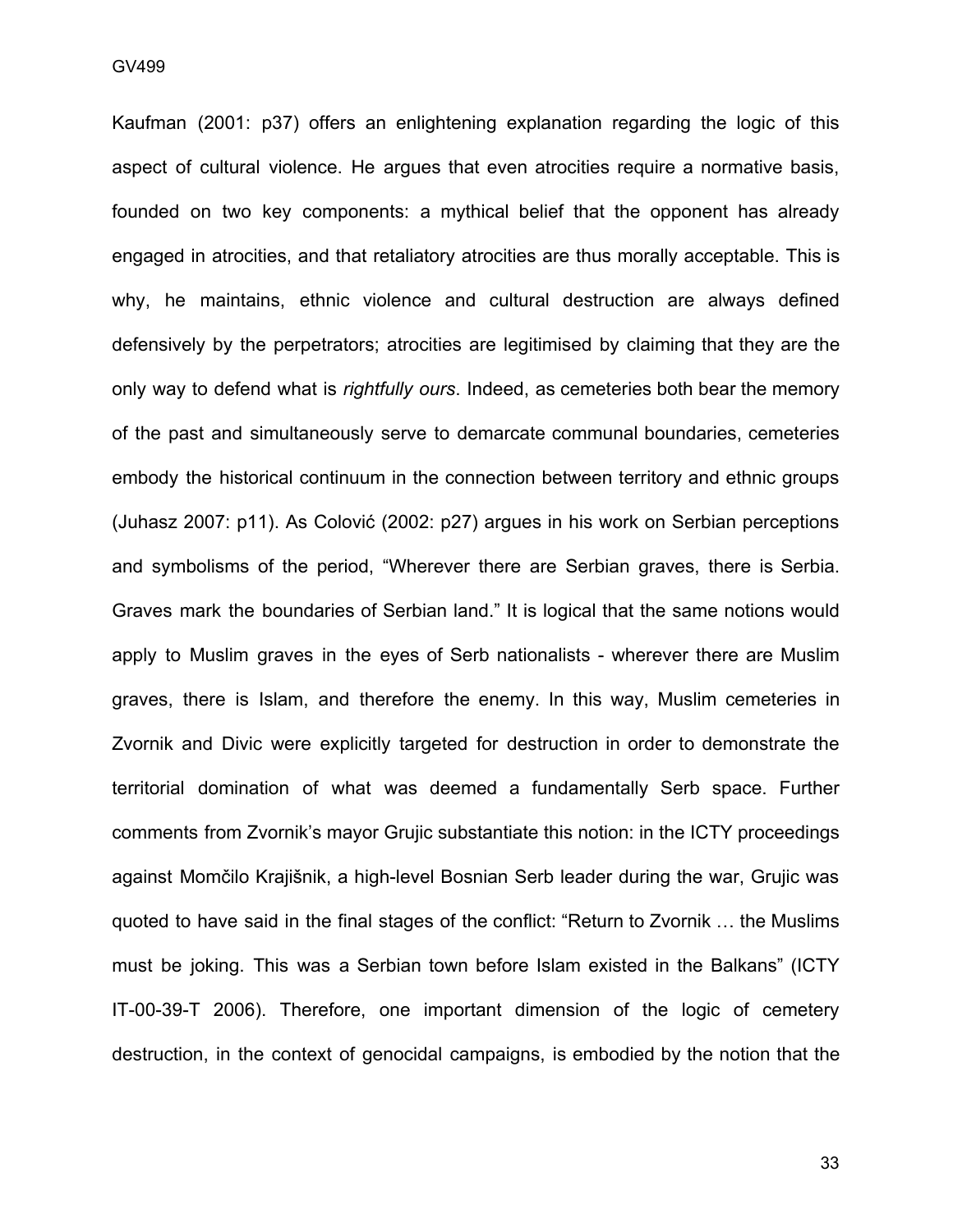Kaufman (2001: p37) offers an enlightening explanation regarding the logic of this aspect of cultural violence. He argues that even atrocities require a normative basis, founded on two key components: a mythical belief that the opponent has already engaged in atrocities, and that retaliatory atrocities are thus morally acceptable. This is why, he maintains, ethnic violence and cultural destruction are always defined defensively by the perpetrators; atrocities are legitimised by claiming that they are the only way to defend what is *rightfully ours*. Indeed, as cemeteries both bear the memory of the past and simultaneously serve to demarcate communal boundaries, cemeteries embody the historical continuum in the connection between territory and ethnic groups (Juhasz 2007: p11). As Colović (2002: p27) argues in his work on Serbian perceptions and symbolisms of the period, "Wherever there are Serbian graves, there is Serbia. Graves mark the boundaries of Serbian land." It is logical that the same notions would apply to Muslim graves in the eyes of Serb nationalists - wherever there are Muslim graves, there is Islam, and therefore the enemy. In this way, Muslim cemeteries in Zvornik and Divic were explicitly targeted for destruction in order to demonstrate the territorial domination of what was deemed a fundamentally Serb space. Further comments from Zvornik's mayor Grujic substantiate this notion: in the ICTY proceedings against Momčilo Krajišnik, a high-level Bosnian Serb leader during the war, Grujic was quoted to have said in the final stages of the conflict: "Return to Zvornik … the Muslims must be joking. This was a Serbian town before Islam existed in the Balkans" (ICTY IT-00-39-T 2006). Therefore, one important dimension of the logic of cemetery destruction, in the context of genocidal campaigns, is embodied by the notion that the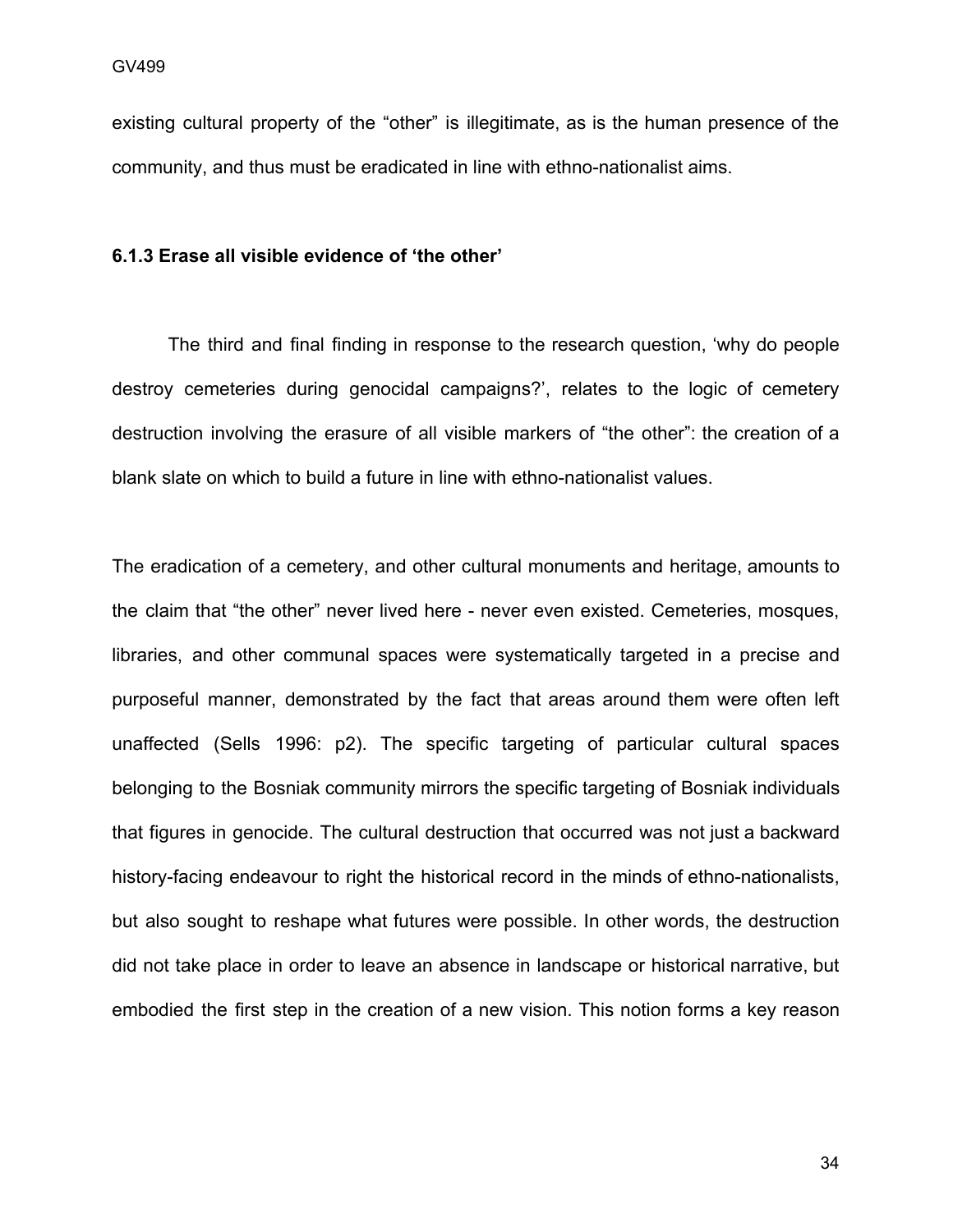existing cultural property of the “other” is illegitimate, as is the human presence of the community, and thus must be eradicated in line with ethno-nationalist aims.

### 6.1.3 Erase all visible evidence of ‘the other’

The third and final finding in response to the research question, ‘why do people destroy cemeteries during genocidal campaigns?’, relates to the logic of cemetery destruction involving the erasure of all visible markers of “the other”: the creation of a blank slate on which to build a future in line with ethno-nationalist values.

The eradication of a cemetery, and other cultural monuments and heritage, amounts to the claim that “the other” never lived here - never even existed. Cemeteries, mosques, libraries, and other communal spaces were systematically targeted in a precise and purposeful manner, demonstrated by the fact that areas around them were often left unaffected (Sells 1996: p2). The specific targeting of particular cultural spaces belonging to the Bosniak community mirrors the specific targeting of Bosniak individuals that figures in genocide. The cultural destruction that occurred was not just a backward history-facing endeavour to right the historical record in the minds of ethno-nationalists, but also sought to reshape what futures were possible. In other words, the destruction did not take place in order to leave an absence in landscape or historical narrative, but embodied the first step in the creation of a new vision. This notion forms a key reason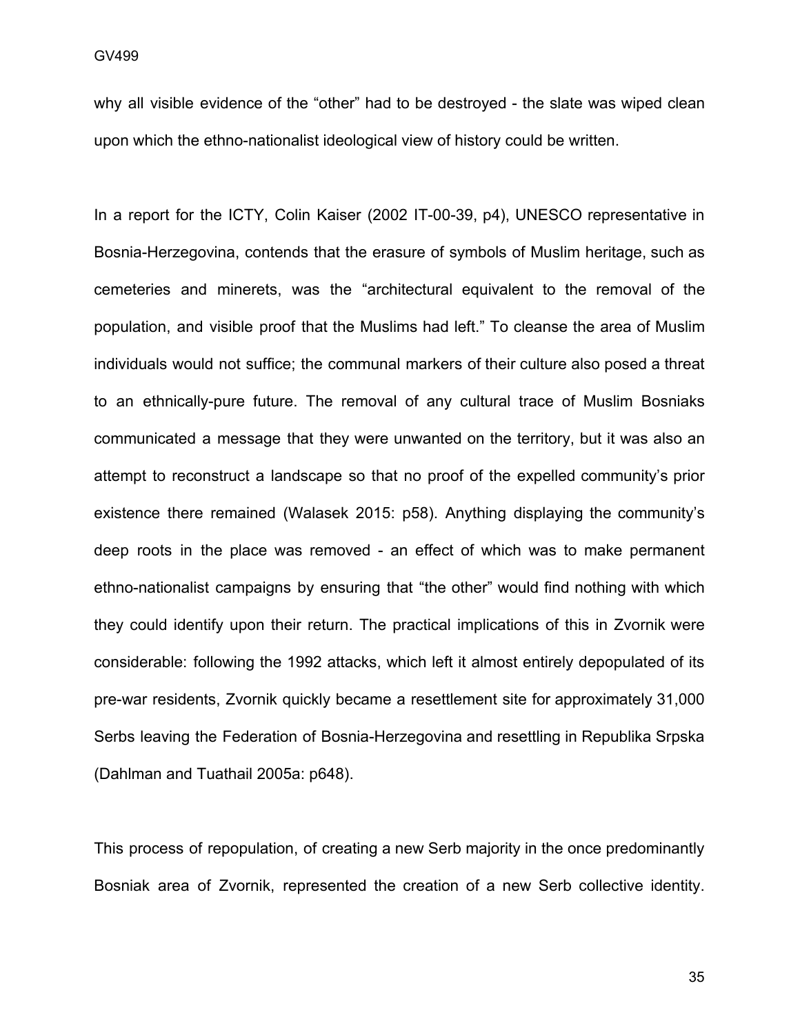why all visible evidence of the "other" had to be destroyed - the slate was wiped clean upon which the ethno-nationalist ideological view of history could be written.

In a report for the ICTY, Colin Kaiser (2002 IT-00-39, p4), UNESCO representative in Bosnia-Herzegovina, contends that the erasure of symbols of Muslim heritage, such as cemeteries and minerets, was the "architectural equivalent to the removal of the population, and visible proof that the Muslims had left." To cleanse the area of Muslim individuals would not suffice; the communal markers of their culture also posed a threat to an ethnically-pure future. The removal of any cultural trace of Muslim Bosniaks communicated a message that they were unwanted on the territory, but it was also an attempt to reconstruct a landscape so that no proof of the expelled community's prior existence there remained (Walasek 2015: p58). Anything displaying the community's deep roots in the place was removed - an effect of which was to make permanent ethno-nationalist campaigns by ensuring that "the other" would find nothing with which they could identify upon their return. The practical implications of this in Zvornik were considerable: following the 1992 attacks, which left it almost entirely depopulated of its pre-war residents, Zvornik quickly became a resettlement site for approximately 31,000 Serbs leaving the Federation of Bosnia-Herzegovina and resettling in Republika Srpska (Dahlman and Tuathail 2005a: p648).

This process of repopulation, of creating a new Serb majority in the once predominantly Bosniak area of Zvornik, represented the creation of a new Serb collective identity.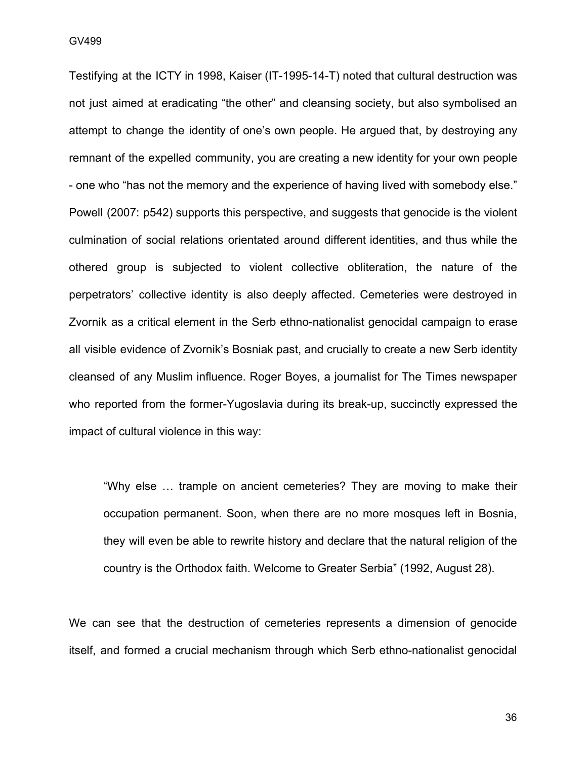Testifying at the ICTY in 1998, Kaiser (IT-1995-14-T) noted that cultural destruction was not just aimed at eradicating "the other" and cleansing society, but also symbolised an attempt to change the identity of one's own people. He argued that, by destroying any remnant of the expelled community, you are creating a new identity for your own people - one who "has not the memory and the experience of having lived with somebody else." Powell (2007: p542) supports this perspective, and suggests that genocide is the violent culmination of social relations orientated around different identities, and thus while the othered group is subjected to violent collective obliteration, the nature of the perpetrators' collective identity is also deeply affected. Cemeteries were destroyed in Zvornik as a critical element in the Serb ethno-nationalist genocidal campaign to erase all visible evidence of Zvornik's Bosniak past, and crucially to create a new Serb identity cleansed of any Muslim influence. Roger Boyes, a journalist for The Times newspaper who reported from the former-Yugoslavia during its break-up, succinctly expressed the impact of cultural violence in this way:

> "Why else … trample on ancient cemeteries? They are moving to make their occupation permanent. Soon, when there are no more mosques left in Bosnia, they will even be able to rewrite history and declare that the natural religion of the country is the Orthodox faith. Welcome to Greater Serbia" (1992, August 28).

We can see that the destruction of cemeteries represents a dimension of genocide itself, and formed a crucial mechanism through which Serb ethno-nationalist genocidal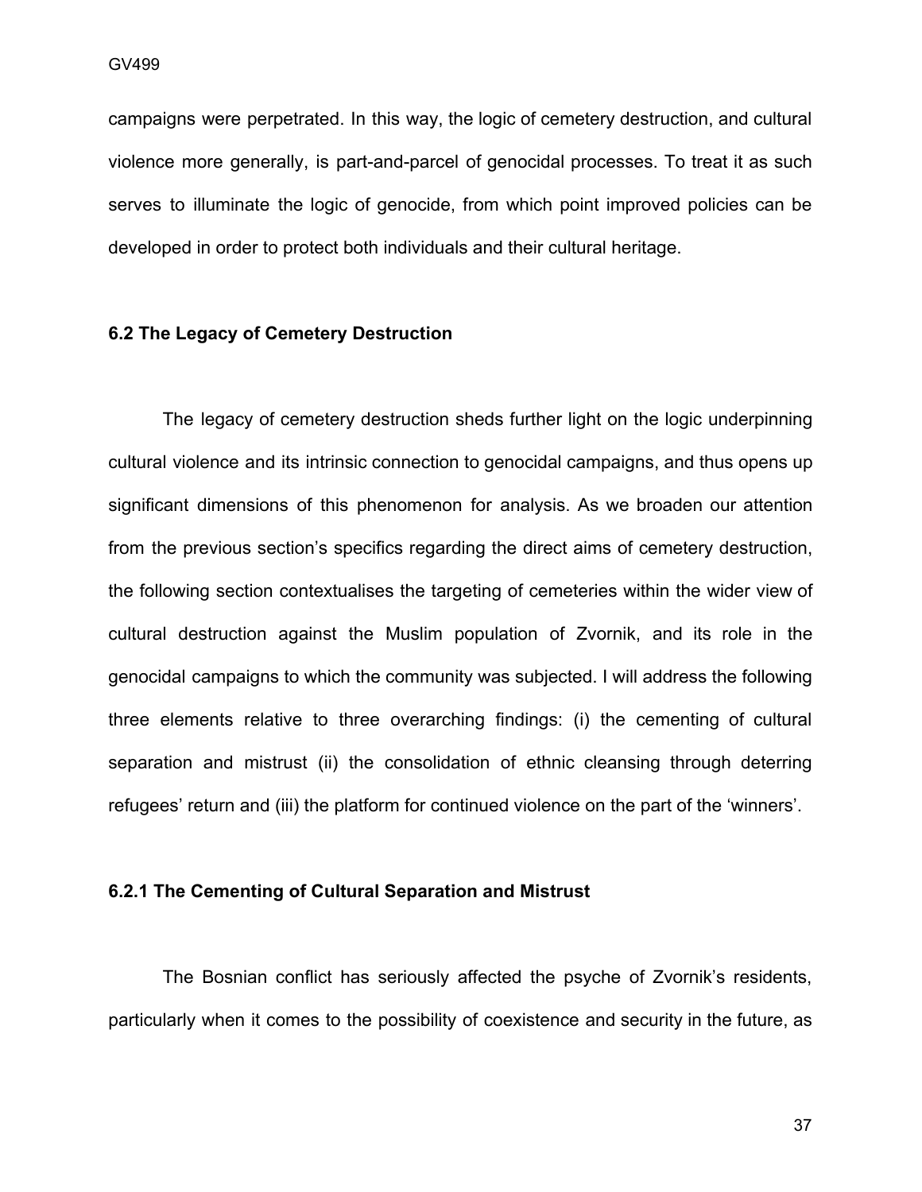campaigns were perpetrated. In this way, the logic of cemetery destruction, and cultural violence more generally, is part-and-parcel of genocidal processes. To treat it as such serves to illuminate the logic of genocide, from which point improved policies can be developed in order to protect both individuals and their cultural heritage.

### 6.2 The Legacy of Cemetery Destruction

The legacy of cemetery destruction sheds further light on the logic underpinning cultural violence and its intrinsic connection to genocidal campaigns, and thus opens up significant dimensions of this phenomenon for analysis. As we broaden our attention from the previous section's specifics regarding the direct aims of cemetery destruction, the following section contextualises the targeting of cemeteries within the wider view of cultural destruction against the Muslim population of Zvornik, and its role in the genocidal campaigns to which the community was subjected. I will address the following three elements relative to three overarching findings: (i) the cementing of cultural separation and mistrust (ii) the consolidation of ethnic cleansing through deterring refugees' return and (iii) the platform for continued violence on the part of the 'winners'.

#### 6.2.1 The Cementing of Cultural Separation and Mistrust

The Bosnian conflict has seriously affected the psyche of Zvornik's residents, particularly when it comes to the possibility of coexistence and security in the future, as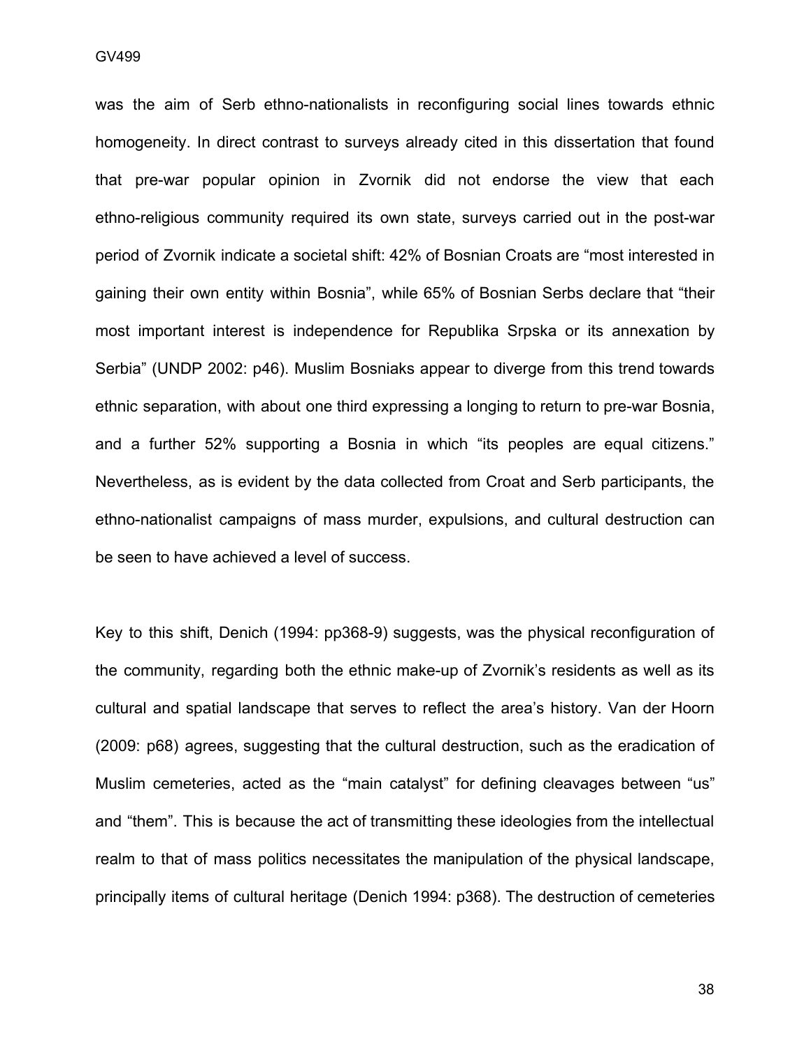was the aim of Serb ethno-nationalists in reconfiguring social lines towards ethnic homogeneity. In direct contrast to surveys already cited in this dissertation that found that pre-war popular opinion in Zvornik did not endorse the view that each ethno-religious community required its own state, surveys carried out in the post-war period of Zvornik indicate a societal shift: 42% of Bosnian Croats are “most interested in gaining their own entity within Bosnia”, while 65% of Bosnian Serbs declare that “their most important interest is independence for Republika Srpska or its annexation by Serbia” (UNDP 2002: p46). Muslim Bosniaks appear to diverge from this trend towards ethnic separation, with about one third expressing a longing to return to pre-war Bosnia, and a further 52% supporting a Bosnia in which “its peoples are equal citizens.” Nevertheless, as is evident by the data collected from Croat and Serb participants, the ethno-nationalist campaigns of mass murder, expulsions, and cultural destruction can be seen to have achieved a level of success.

Key to this shift, Denich (1994: pp368-9) suggests, was the physical reconfiguration of the community, regarding both the ethnic make-up of Zvornik’s residents as well as its cultural and spatial landscape that serves to reflect the area’s history. Van der Hoorn (2009: p68) agrees, suggesting that the cultural destruction, such as the eradication of Muslim cemeteries, acted as the “main catalyst” for defining cleavages between “us” and “them”. This is because the act of transmitting these ideologies from the intellectual realm to that of mass politics necessitates the manipulation of the physical landscape, principally items of cultural heritage (Denich 1994: p368). The destruction of cemeteries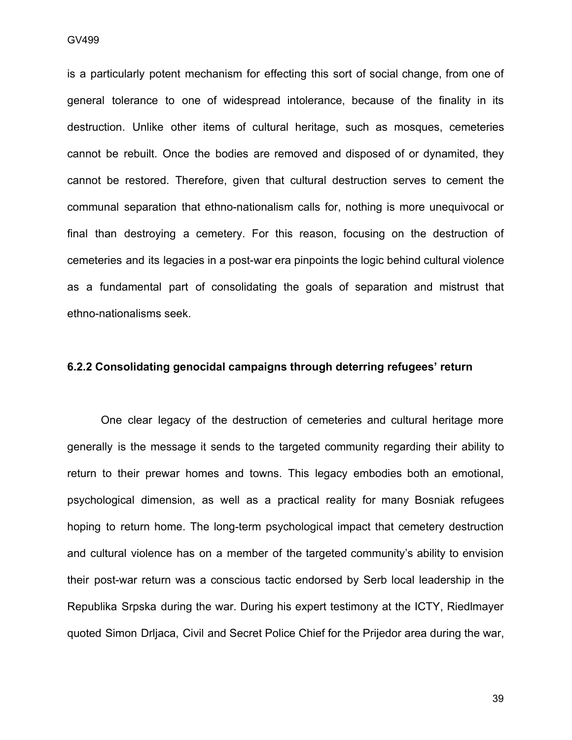is a particularly potent mechanism for effecting this sort of social change, from one of general tolerance to one of widespread intolerance, because of the finality in its destruction. Unlike other items of cultural heritage, such as mosques, cemeteries cannot be rebuilt. Once the bodies are removed and disposed of or dynamited, they cannot be restored. Therefore, given that cultural destruction serves to cement the communal separation that ethno-nationalism calls for, nothing is more unequivocal or final than destroying a cemetery. For this reason, focusing on the destruction of cemeteries and its legacies in a post-war era pinpoints the logic behind cultural violence as a fundamental part of consolidating the goals of separation and mistrust that ethno-nationalisms seek.

### 6.2.2 Consolidating genocidal campaigns through deterring refugees' return

One clear legacy of the destruction of cemeteries and cultural heritage more generally is the message it sends to the targeted community regarding their ability to return to their prewar homes and towns. This legacy embodies both an emotional, psychological dimension, as well as a practical reality for many Bosniak refugees hoping to return home. The long-term psychological impact that cemetery destruction and cultural violence has on a member of the targeted community's ability to envision their post-war return was a conscious tactic endorsed by Serb local leadership in the Republika Srpska during the war. During his expert testimony at the ICTY, Riedlmayer quoted Simon Drljaca, Civil and Secret Police Chief for the Prijedor area during the war,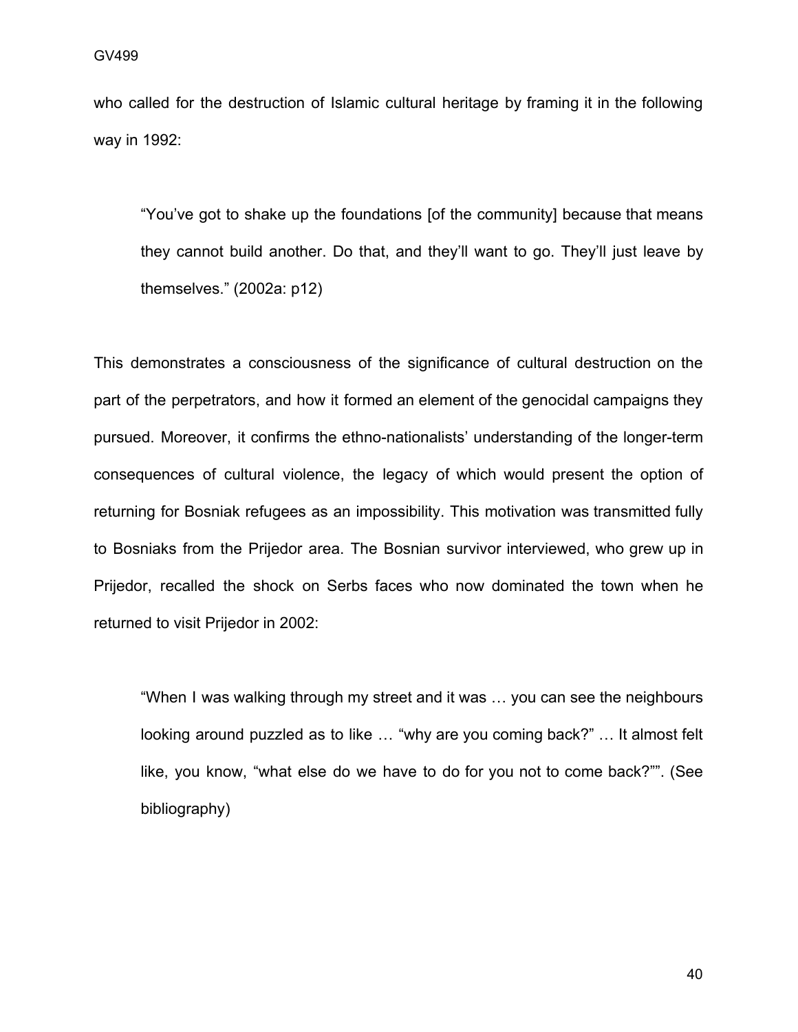who called for the destruction of Islamic cultural heritage by framing it in the following way in 1992:

> "You've got to shake up the foundations [of the community] because that means they cannot build another. Do that, and they'll want to go. They'll just leave by themselves." (2002a: p12)

This demonstrates a consciousness of the significance of cultural destruction on the part of the perpetrators, and how it formed an element of the genocidal campaigns they pursued. Moreover, it confirms the ethno-nationalists' understanding of the longer-term consequences of cultural violence, the legacy of which would present the option of returning for Bosniak refugees as an impossibility. This motivation was transmitted fully to Bosniaks from the Prijedor area. The Bosnian survivor interviewed, who grew up in Prijedor, recalled the shock on Serbs faces who now dominated the town when he returned to visit Prijedor in 2002:

> "When I was walking through my street and it was … you can see the neighbours looking around puzzled as to like … "why are you coming back?" … It almost felt like, you know, "what else do we have to do for you not to come back?"". (See bibliography)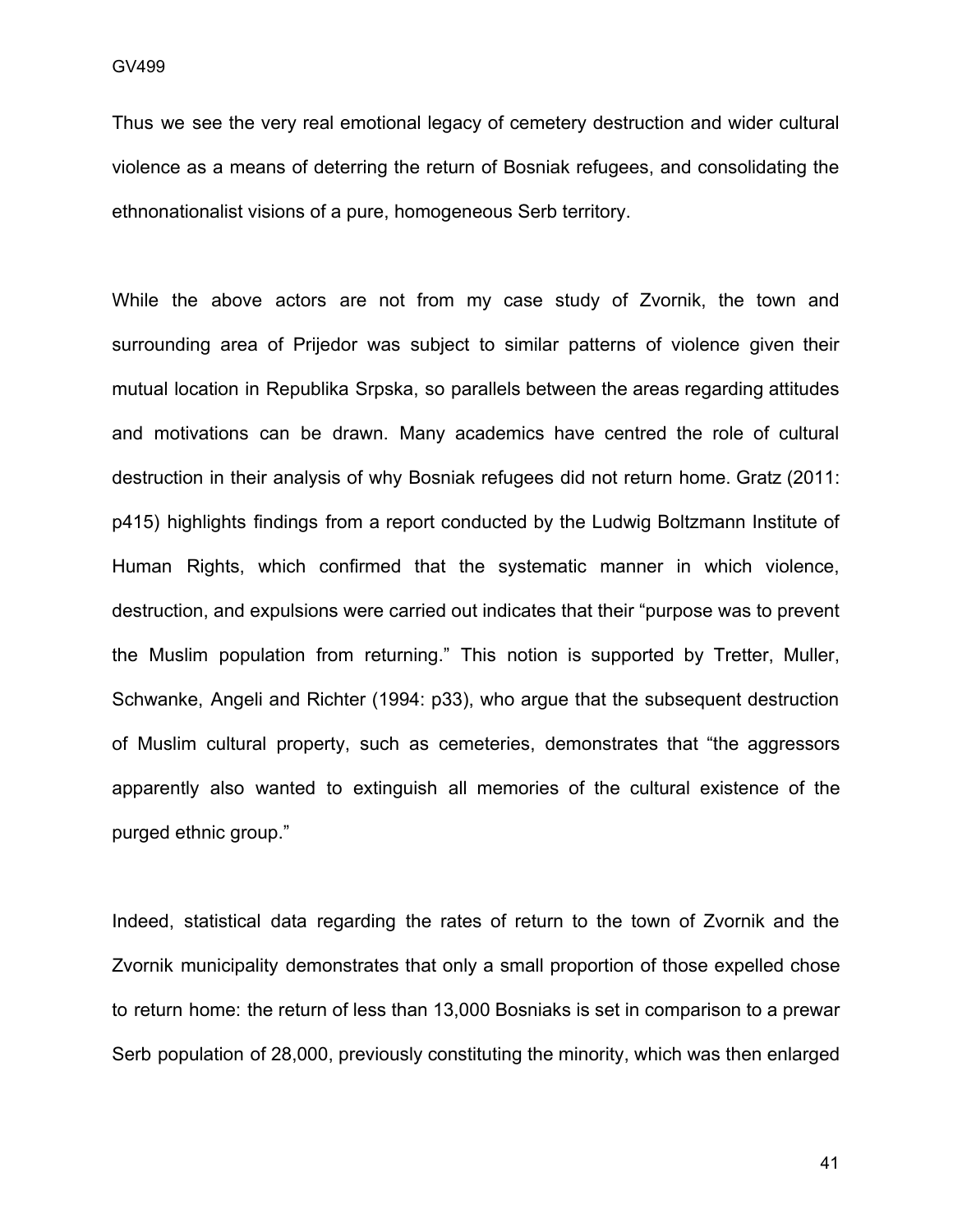Thus we see the very real emotional legacy of cemetery destruction and wider cultural violence as a means of deterring the return of Bosniak refugees, and consolidating the ethnonationalist visions of a pure, homogeneous Serb territory.

While the above actors are not from my case study of Zvornik, the town and surrounding area of Prijedor was subject to similar patterns of violence given their mutual location in Republika Srpska, so parallels between the areas regarding attitudes and motivations can be drawn. Many academics have centred the role of cultural destruction in their analysis of why Bosniak refugees did not return home. Gratz (2011: p415) highlights findings from a report conducted by the Ludwig Boltzmann Institute of Human Rights, which confirmed that the systematic manner in which violence, destruction, and expulsions were carried out indicates that their "purpose was to prevent the Muslim population from returning." This notion is supported by Tretter, Muller, Schwanke, Angeli and Richter (1994: p33), who argue that the subsequent destruction of Muslim cultural property, such as cemeteries, demonstrates that "the aggressors apparently also wanted to extinguish all memories of the cultural existence of the purged ethnic group."

Indeed, statistical data regarding the rates of return to the town of Zvornik and the Zvornik municipality demonstrates that only a small proportion of those expelled chose to return home: the return of less than 13,000 Bosniaks is set in comparison to a prewar Serb population of 28,000, previously constituting the minority, which was then enlarged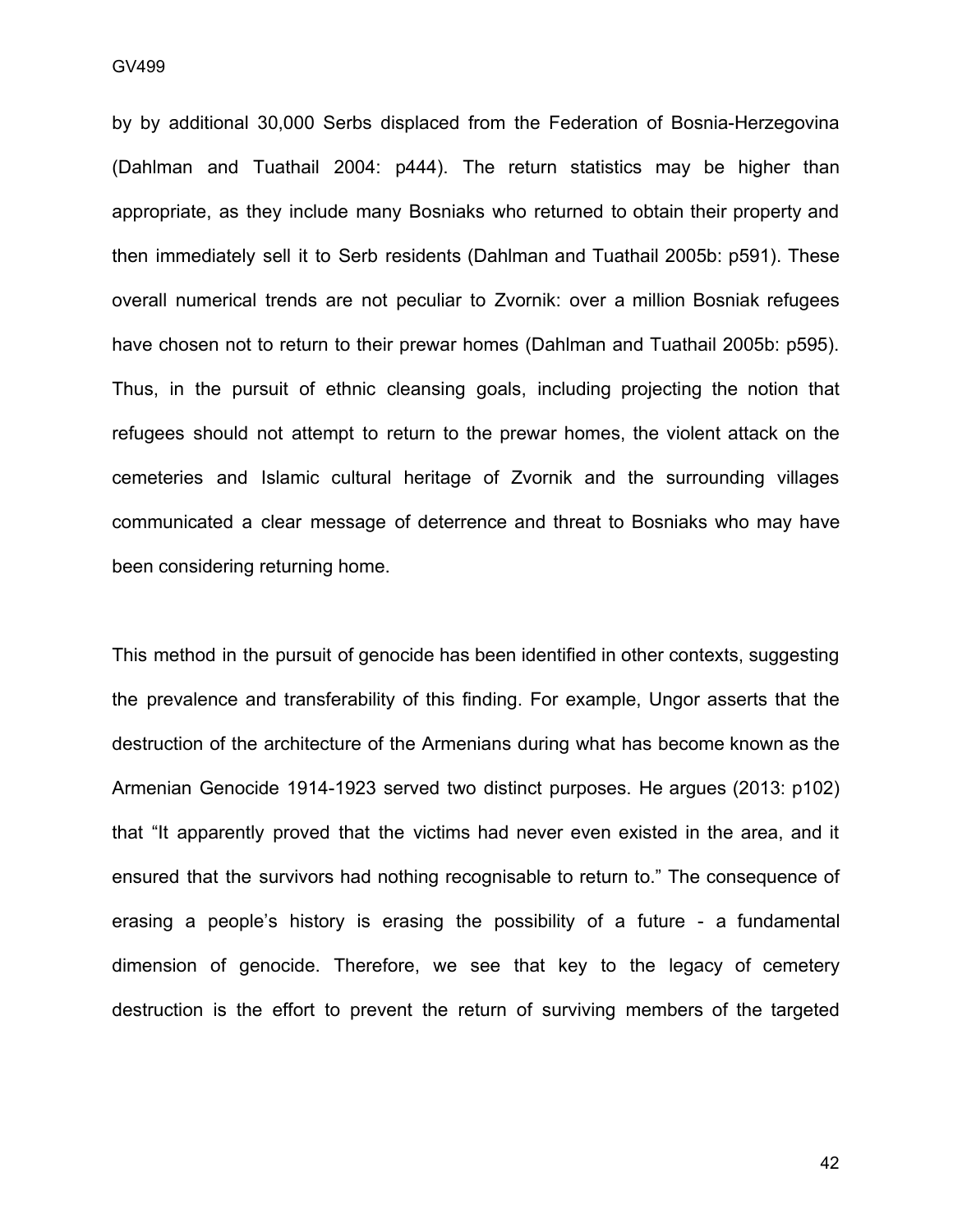by by additional 30,000 Serbs displaced from the Federation of Bosnia-Herzegovina (Dahlman and Tuathail 2004: p444). The return statistics may be higher than appropriate, as they include many Bosniaks who returned to obtain their property and then immediately sell it to Serb residents (Dahlman and Tuathail 2005b: p591). These overall numerical trends are not peculiar to Zvornik: over a million Bosniak refugees have chosen not to return to their prewar homes (Dahlman and Tuathail 2005b: p595). Thus, in the pursuit of ethnic cleansing goals, including projecting the notion that refugees should not attempt to return to the prewar homes, the violent attack on the cemeteries and Islamic cultural heritage of Zvornik and the surrounding villages communicated a clear message of deterrence and threat to Bosniaks who may have been considering returning home.

This method in the pursuit of genocide has been identified in other contexts, suggesting the prevalence and transferability of this finding. For example, Ungor asserts that the destruction of the architecture of the Armenians during what has become known as the Armenian Genocide 1914-1923 served two distinct purposes. He argues (2013: p102) that "It apparently proved that the victims had never even existed in the area, and it ensured that the survivors had nothing recognisable to return to." The consequence of erasing a people's history is erasing the possibility of a future - a fundamental dimension of genocide. Therefore, we see that key to the legacy of cemetery destruction is the effort to prevent the return of surviving members of the targeted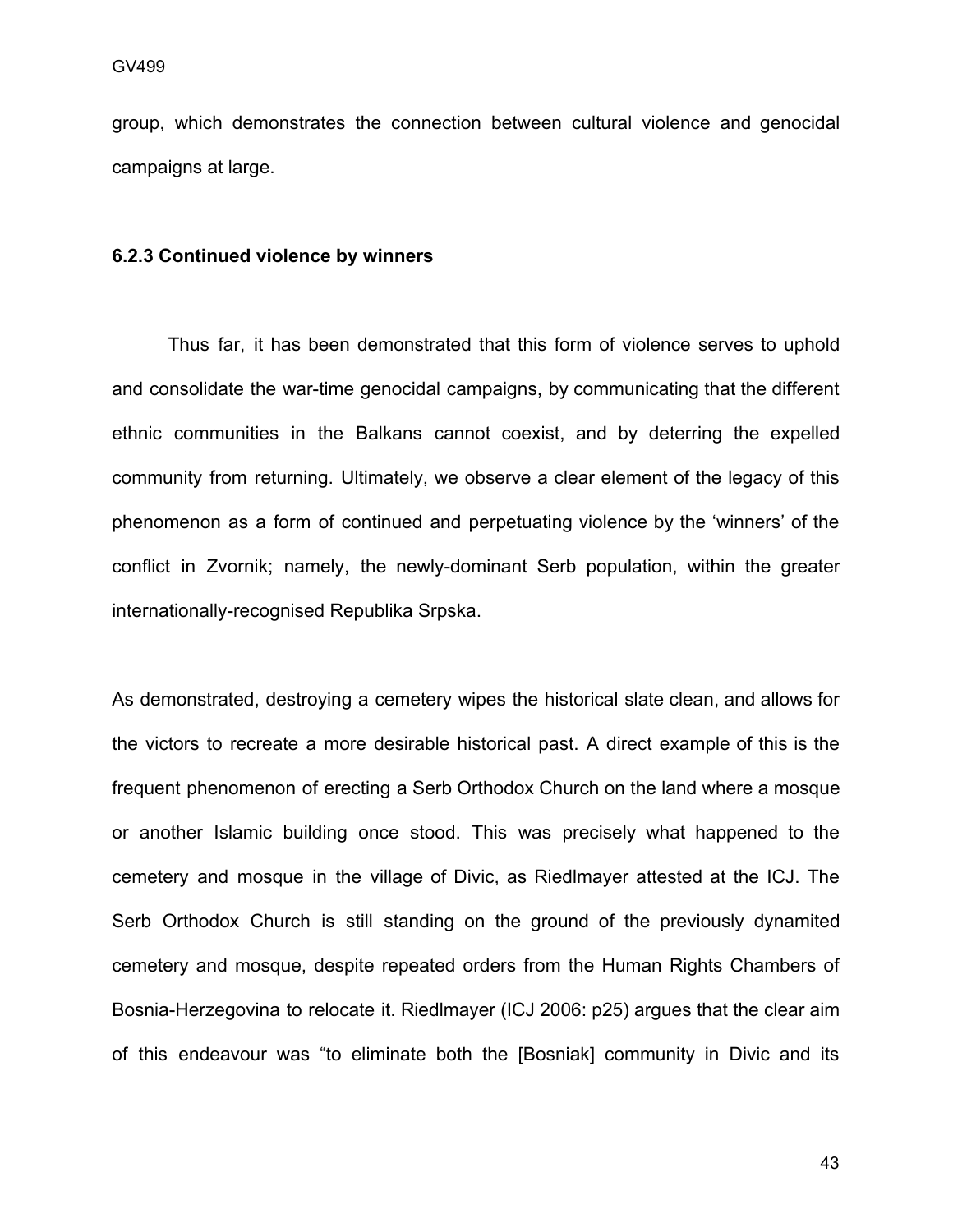group, which demonstrates the connection between cultural violence and genocidal campaigns at large.

### 6.2.3 Continued violence by winners

Thus far, it has been demonstrated that this form of violence serves to uphold and consolidate the war-time genocidal campaigns, by communicating that the different ethnic communities in the Balkans cannot coexist, and by deterring the expelled community from returning. Ultimately, we observe a clear element of the legacy of this phenomenon as a form of continued and perpetuating violence by the 'winners' of the conflict in Zvornik; namely, the newly-dominant Serb population, within the greater internationally-recognised Republika Srpska.

As demonstrated, destroying a cemetery wipes the historical slate clean, and allows for the victors to recreate a more desirable historical past. A direct example of this is the frequent phenomenon of erecting a Serb Orthodox Church on the land where a mosque or another Islamic building once stood. This was precisely what happened to the cemetery and mosque in the village of Divic, as Riedlmayer attested at the ICJ. The Serb Orthodox Church is still standing on the ground of the previously dynamited cemetery and mosque, despite repeated orders from the Human Rights Chambers of Bosnia-Herzegovina to relocate it. Riedlmayer (ICJ 2006: p25) argues that the clear aim of this endeavour was "to eliminate both the [Bosniak] community in Divic and its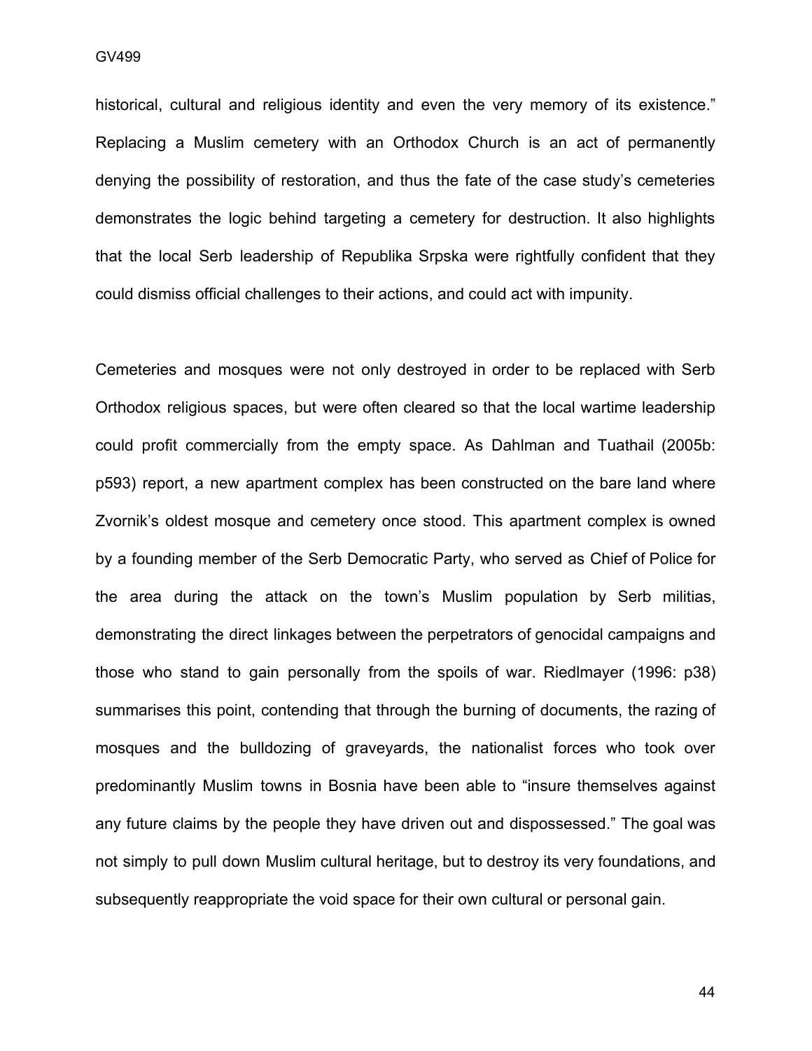historical, cultural and religious identity and even the very memory of its existence." Replacing a Muslim cemetery with an Orthodox Church is an act of permanently denying the possibility of restoration, and thus the fate of the case study's cemeteries demonstrates the logic behind targeting a cemetery for destruction. It also highlights that the local Serb leadership of Republika Srpska were rightfully confident that they could dismiss official challenges to their actions, and could act with impunity.

Cemeteries and mosques were not only destroyed in order to be replaced with Serb Orthodox religious spaces, but were often cleared so that the local wartime leadership could profit commercially from the empty space. As Dahlman and Tuathail (2005b: p593) report, a new apartment complex has been constructed on the bare land where Zvornik's oldest mosque and cemetery once stood. This apartment complex is owned by a founding member of the Serb Democratic Party, who served as Chief of Police for the area during the attack on the town's Muslim population by Serb militias, demonstrating the direct linkages between the perpetrators of genocidal campaigns and those who stand to gain personally from the spoils of war. Riedlmayer (1996: p38) summarises this point, contending that through the burning of documents, the razing of mosques and the bulldozing of graveyards, the nationalist forces who took over predominantly Muslim towns in Bosnia have been able to "insure themselves against any future claims by the people they have driven out and dispossessed." The goal was not simply to pull down Muslim cultural heritage, but to destroy its very foundations, and subsequently reappropriate the void space for their own cultural or personal gain.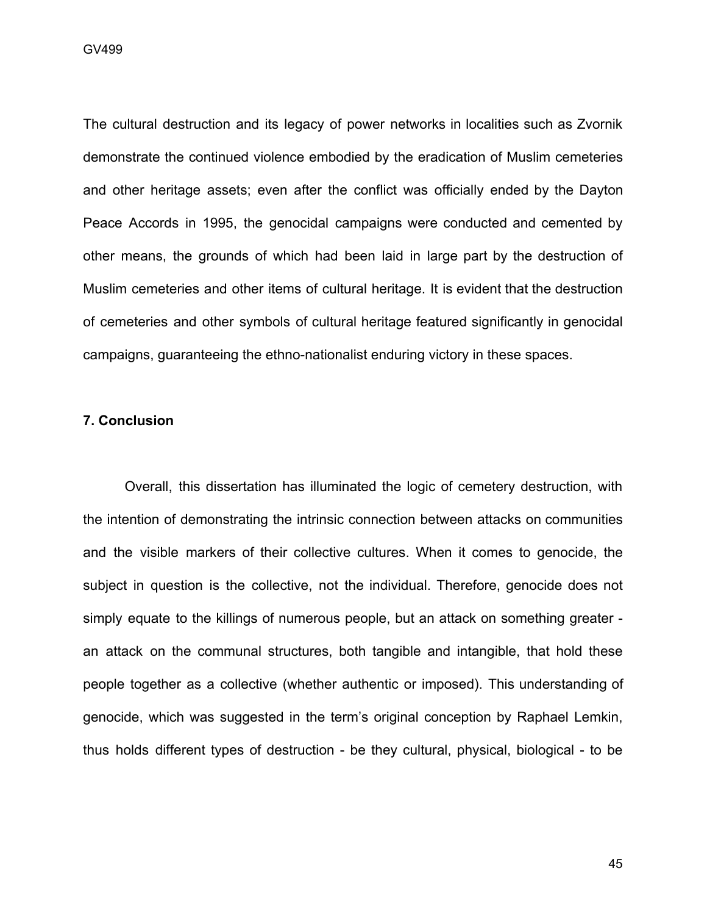The cultural destruction and its legacy of power networks in localities such as Zvornik demonstrate the continued violence embodied by the eradication of Muslim cemeteries and other heritage assets; even after the conflict was officially ended by the Dayton Peace Accords in 1995, the genocidal campaigns were conducted and cemented by other means, the grounds of which had been laid in large part by the destruction of Muslim cemeteries and other items of cultural heritage. It is evident that the destruction of cemeteries and other symbols of cultural heritage featured significantly in genocidal campaigns, guaranteeing the ethno-nationalist enduring victory in these spaces.

## 7. Conclusion

Overall, this dissertation has illuminated the logic of cemetery destruction, with the intention of demonstrating the intrinsic connection between attacks on communities and the visible markers of their collective cultures. When it comes to genocide, the subject in question is the collective, not the individual. Therefore, genocide does not simply equate to the killings of numerous people, but an attack on something greater - an attack on the communal structures, both tangible and intangible, that hold these people together as a collective (whether authentic or imposed). This understanding of genocide, which was suggested in the term's original conception by Raphael Lemkin, thus holds different types of destruction - be they cultural, physical, biological - to be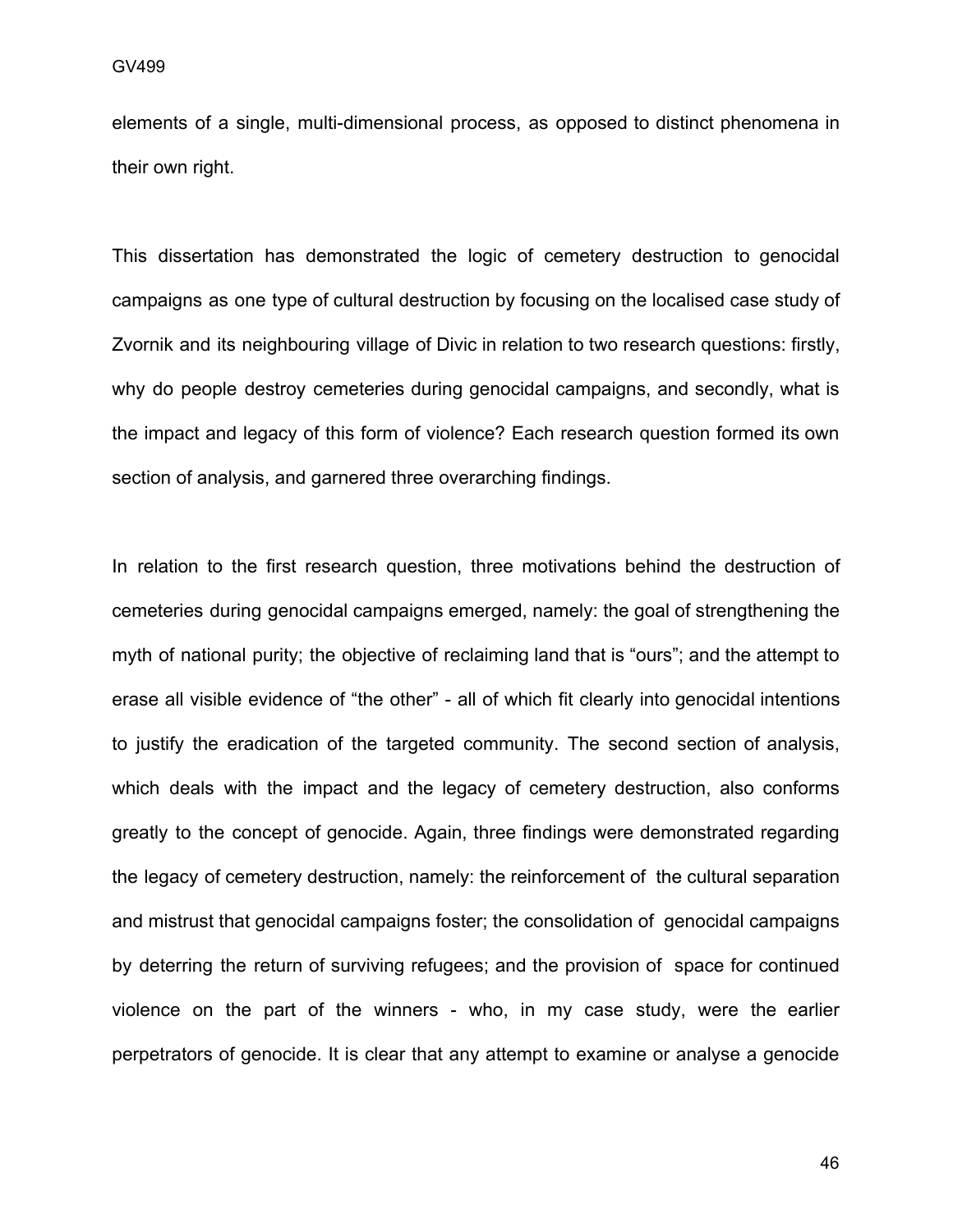elements of a single, multi-dimensional process, as opposed to distinct phenomena in their own right.

This dissertation has demonstrated the logic of cemetery destruction to genocidal campaigns as one type of cultural destruction by focusing on the localised case study of Zvornik and its neighbouring village of Divic in relation to two research questions: firstly, why do people destroy cemeteries during genocidal campaigns, and secondly, what is the impact and legacy of this form of violence? Each research question formed its own section of analysis, and garnered three overarching findings.

In relation to the first research question, three motivations behind the destruction of cemeteries during genocidal campaigns emerged, namely: the goal of strengthening the myth of national purity; the objective of reclaiming land that is "ours"; and the attempt to erase all visible evidence of "the other" - all of which fit clearly into genocidal intentions to justify the eradication of the targeted community. The second section of analysis, which deals with the impact and the legacy of cemetery destruction, also conforms greatly to the concept of genocide. Again, three findings were demonstrated regarding the legacy of cemetery destruction, namely: the reinforcement of the cultural separation and mistrust that genocidal campaigns foster; the consolidation of genocidal campaigns by deterring the return of surviving refugees; and the provision of space for continued violence on the part of the winners - who, in my case study, were the earlier perpetrators of genocide. It is clear that any attempt to examine or analyse a genocide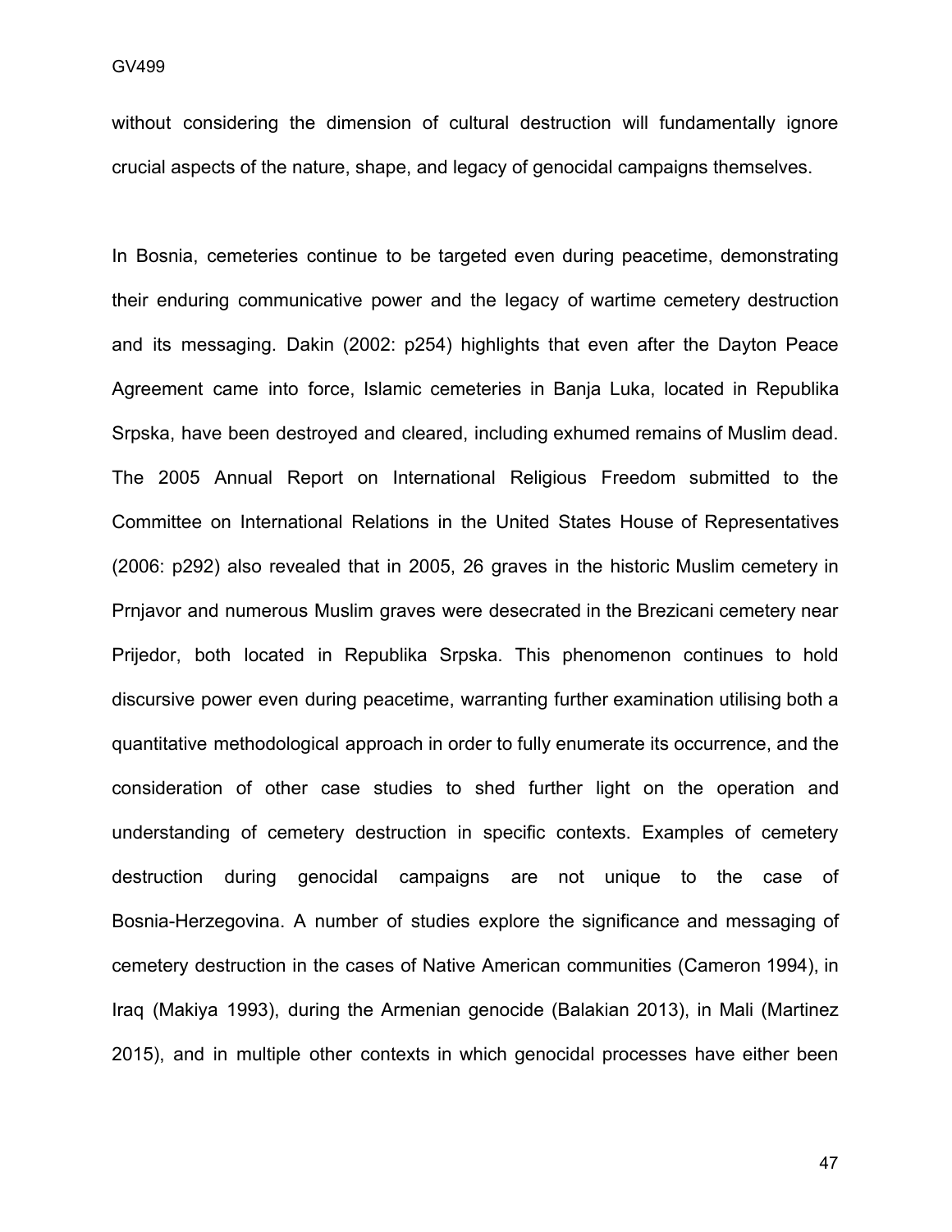without considering the dimension of cultural destruction will fundamentally ignore crucial aspects of the nature, shape, and legacy of genocidal campaigns themselves.

In Bosnia, cemeteries continue to be targeted even during peacetime, demonstrating their enduring communicative power and the legacy of wartime cemetery destruction and its messaging. Dakin (2002: p254) highlights that even after the Dayton Peace Agreement came into force, Islamic cemeteries in Banja Luka, located in Republika Srpska, have been destroyed and cleared, including exhumed remains of Muslim dead. The 2005 Annual Report on International Religious Freedom submitted to the Committee on International Relations in the United States House of Representatives (2006: p292) also revealed that in 2005, 26 graves in the historic Muslim cemetery in Prnjavor and numerous Muslim graves were desecrated in the Brezicani cemetery near Prijedor, both located in Republika Srpska. This phenomenon continues to hold discursive power even during peacetime, warranting further examination utilising both a quantitative methodological approach in order to fully enumerate its occurrence, and the consideration of other case studies to shed further light on the operation and understanding of cemetery destruction in specific contexts. Examples of cemetery destruction during genocidal campaigns are not unique to the case of Bosnia-Herzegovina. A number of studies explore the significance and messaging of cemetery destruction in the cases of Native American communities (Cameron 1994), in Iraq (Makiya 1993), during the Armenian genocide (Balakian 2013), in Mali (Martinez 2015), and in multiple other contexts in which genocidal processes have either been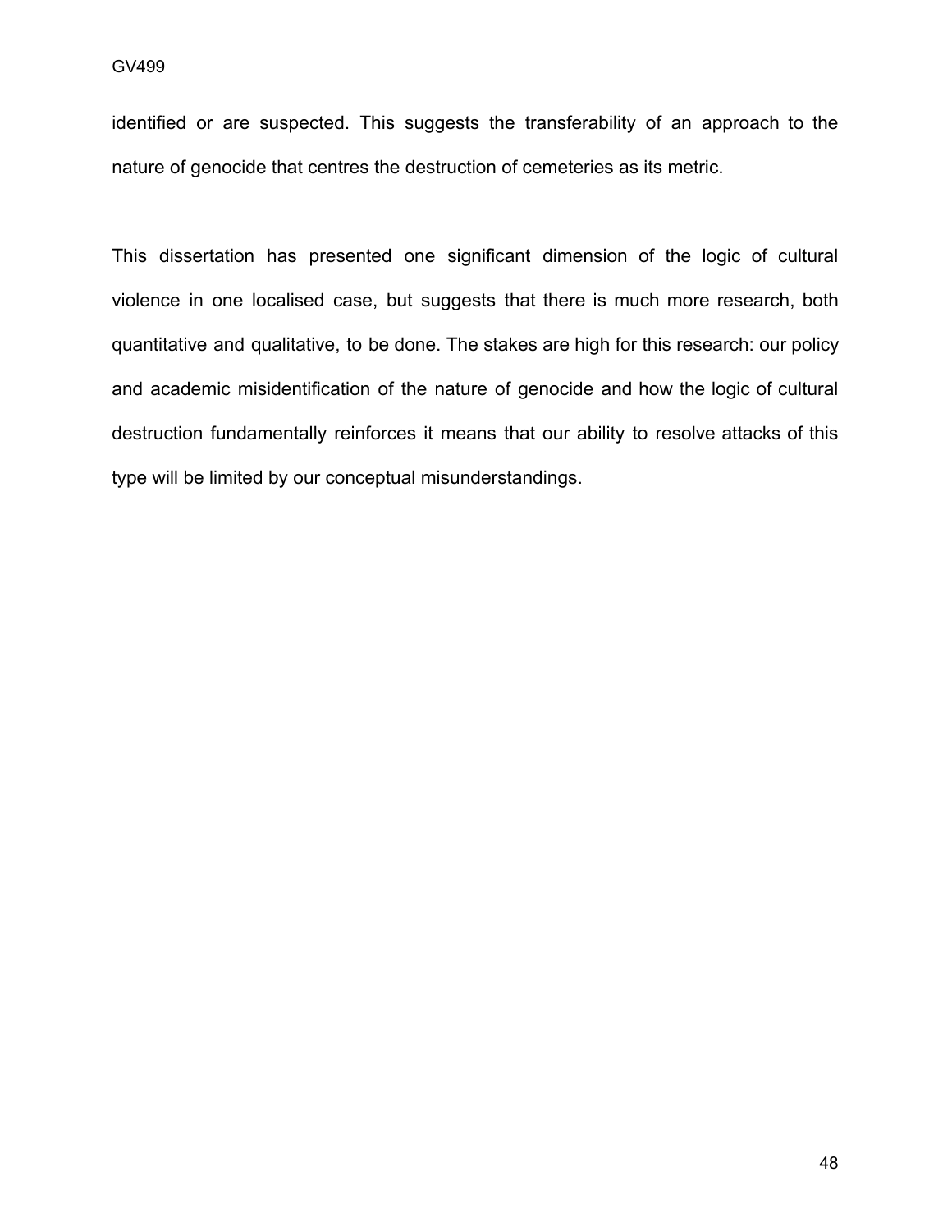identified or are suspected. This suggests the transferability of an approach to the nature of genocide that centres the destruction of cemeteries as its metric.

This dissertation has presented one significant dimension of the logic of cultural violence in one localised case, but suggests that there is much more research, both quantitative and qualitative, to be done. The stakes are high for this research: our policy and academic misidentification of the nature of genocide and how the logic of cultural destruction fundamentally reinforces it means that our ability to resolve attacks of this type will be limited by our conceptual misunderstandings.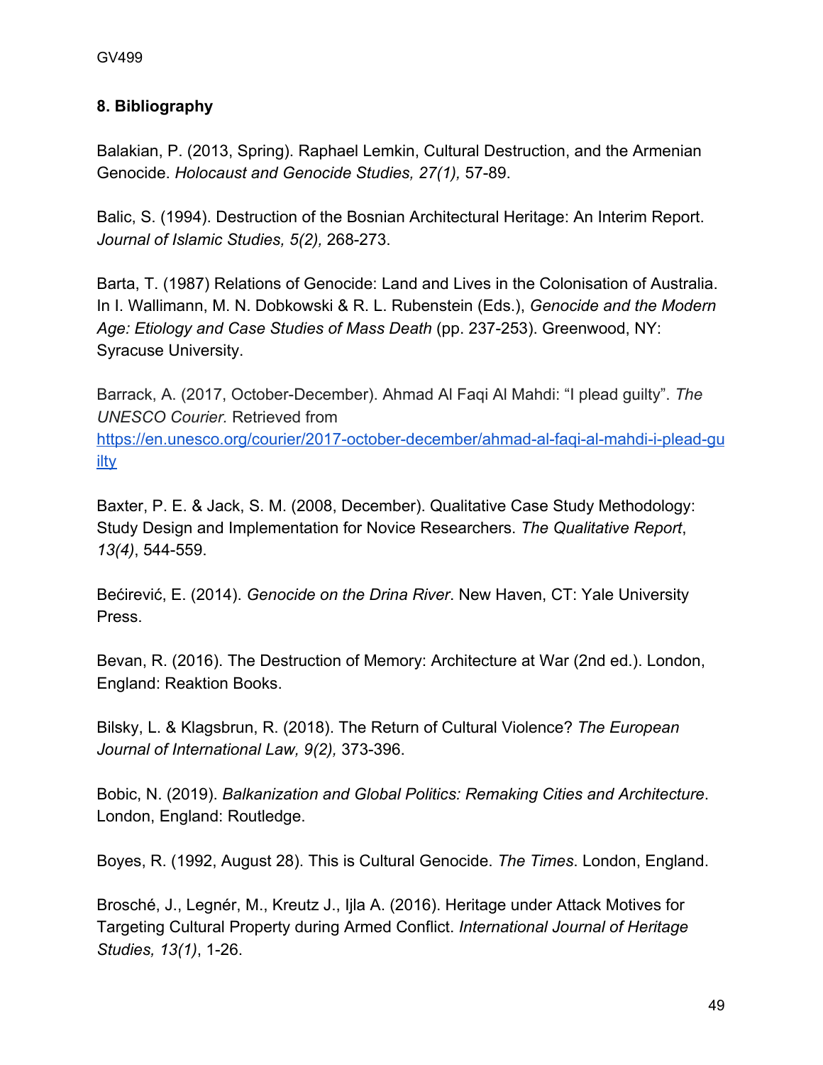## 8. Bibliography

Balakian, P. (2013, Spring). Raphael Lemkin, Cultural Destruction, and the Armenian Genocide. *Holocaust and Genocide Studies, 27(1),* 57-89.

Balic, S. (1994). Destruction of the Bosnian Architectural Heritage: An Interim Report. *Journal of Islamic Studies, 5(2),* 268-273.

Barta, T. (1987) Relations of Genocide: Land and Lives in the Colonisation of Australia. In I. Wallimann, M. N. Dobkowski & R. L. Rubenstein (Eds.), *Genocide and the Modern Age: Etiology and Case Studies of Mass Death* (pp. 237-253). Greenwood, NY: Syracuse University.

Barrack, A. (2017, October-December). Ahmad Al Faqi Al Mahdi: "I plead guilty". *The UNESCO Courier.* Retrieved from [https://en.unesco.org/courier/2017-october-december/ahmad-al-faqi-al-mahdi-i-plead-guilty](https://en.unesco.org/courier/2017-october-december/ahmad-al-faqi-al-mahdi-i-plead-guilty)

Baxter, P. E. & Jack, S. M. (2008, December). Qualitative Case Study Methodology: Study Design and Implementation for Novice Researchers. *The Qualitative Report*, *13(4)*, 544-559.

Bećirević, E. (2014). *Genocide on the Drina River*. New Haven, CT: Yale University Press.

Bevan, R. (2016). The Destruction of Memory: Architecture at War (2nd ed.). London, England: Reaktion Books.

Bilsky, L. & Klagsbrun, R. (2018). The Return of Cultural Violence? *The European Journal of International Law, 9(2),* 373-396.

Bobic, N. (2019). *Balkanization and Global Politics: Remaking Cities and Architecture*. London, England: Routledge.

Boyes, R. (1992, August 28). This is Cultural Genocide. *The Times*. London, England.

Brosché, J., Legnér, M., Kreutz J., Ijla A. (2016). Heritage under Attack Motives for Targeting Cultural Property during Armed Conflict. *International Journal of Heritage Studies, 13(1)*, 1-26.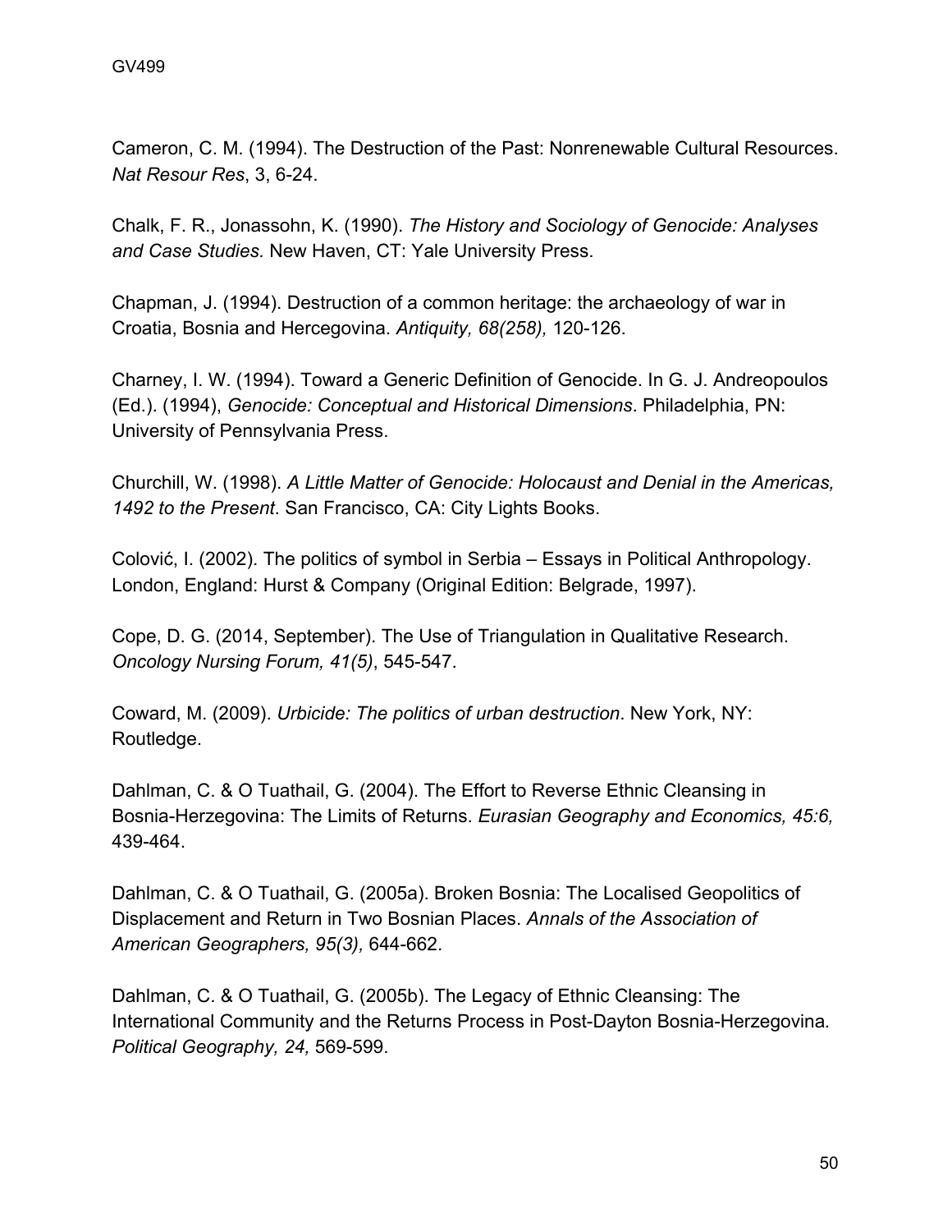Cameron, C. M. (1994). The Destruction of the Past: Nonrenewable Cultural Resources. *Nat Resour Res*, 3, 6-24.

Chalk, F. R., Jonassohn, K. (1990). *The History and Sociology of Genocide: Analyses and Case Studies.* New Haven, CT: Yale University Press.

Chapman, J. (1994). Destruction of a common heritage: the archaeology of war in Croatia, Bosnia and Hercegovina. *Antiquity, 68(258),* 120-126.

Charney, I. W. (1994). Toward a Generic Definition of Genocide. In G. J. Andreopoulos (Ed.). (1994), *Genocide: Conceptual and Historical Dimensions*. Philadelphia, PN: University of Pennsylvania Press.

Churchill, W. (1998). *A Little Matter of Genocide: Holocaust and Denial in the Americas, 1492 to the Present*. San Francisco, CA: City Lights Books.

Colović, I. (2002). The politics of symbol in Serbia – Essays in Political Anthropology. London, England: Hurst & Company (Original Edition: Belgrade, 1997).

Cope, D. G. (2014, September). The Use of Triangulation in Qualitative Research. *Oncology Nursing Forum, 41(5)*, 545-547.

Coward, M. (2009). *Urbicide: The politics of urban destruction*. New York, NY: Routledge.

Dahlman, C. & O Tuathail, G. (2004). The Effort to Reverse Ethnic Cleansing in Bosnia-Herzegovina: The Limits of Returns. *Eurasian Geography and Economics, 45:6,* 439-464.

Dahlman, C. & O Tuathail, G. (2005a). Broken Bosnia: The Localised Geopolitics of Displacement and Return in Two Bosnian Places. *Annals of the Association of American Geographers, 95(3),* 644-662.

Dahlman, C. & O Tuathail, G. (2005b). The Legacy of Ethnic Cleansing: The International Community and the Returns Process in Post-Dayton Bosnia-Herzegovina*. Political Geography, 24,* 569-599.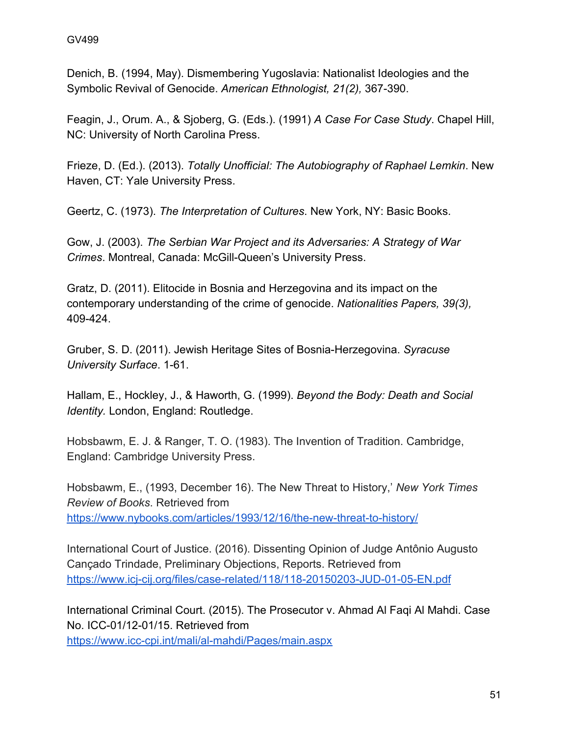Denich, B. (1994, May). Dismembering Yugoslavia: Nationalist Ideologies and the Symbolic Revival of Genocide. *American Ethnologist, 21(2),* 367-390.

Feagin, J., Orum. A., & Sjoberg, G. (Eds.). (1991) *A Case For Case Study*. Chapel Hill, NC: University of North Carolina Press.

Frieze, D. (Ed.). (2013). *Totally Unofficial: The Autobiography of Raphael Lemkin*. New Haven, CT: Yale University Press.

Geertz, C. (1973). *The Interpretation of Cultures*. New York, NY: Basic Books.

Gow, J. (2003). *The Serbian War Project and its Adversaries: A Strategy of War Crimes*. Montreal, Canada: McGill-Queen's University Press.

Gratz, D. (2011). Elitocide in Bosnia and Herzegovina and its impact on the contemporary understanding of the crime of genocide. *Nationalities Papers, 39(3),* 409-424.

Gruber, S. D. (2011). Jewish Heritage Sites of Bosnia-Herzegovina. *Syracuse University Surface*. 1-61.

Hallam, E., Hockley, J., & Haworth, G. (1999). *Beyond the Body: Death and Social Identity.* London, England: Routledge.

Hobsbawm, E. J. & Ranger, T. O. (1983). The Invention of Tradition. Cambridge, England: Cambridge University Press.

Hobsbawm, E., (1993, December 16). The New Threat to History,' *New York Times Review of Books*. Retrieved from https://www.nybooks.com/articles/1993/12/16/the-new-threat-to-history/

International Court of Justice. (2016). Dissenting Opinion of Judge Antônio Augusto Cançado Trindade, Preliminary Objections, Reports. Retrieved from https://www.icj-cij.org/files/case-related/118/118-20150203-JUD-01-05-EN.pdf

International Criminal Court. (2015). The Prosecutor v. Ahmad Al Faqi Al Mahdi. Case No. ICC-01/12-01/15. Retrieved from https://www.icc-cpi.int/mali/al-mahdi/Pages/main.aspx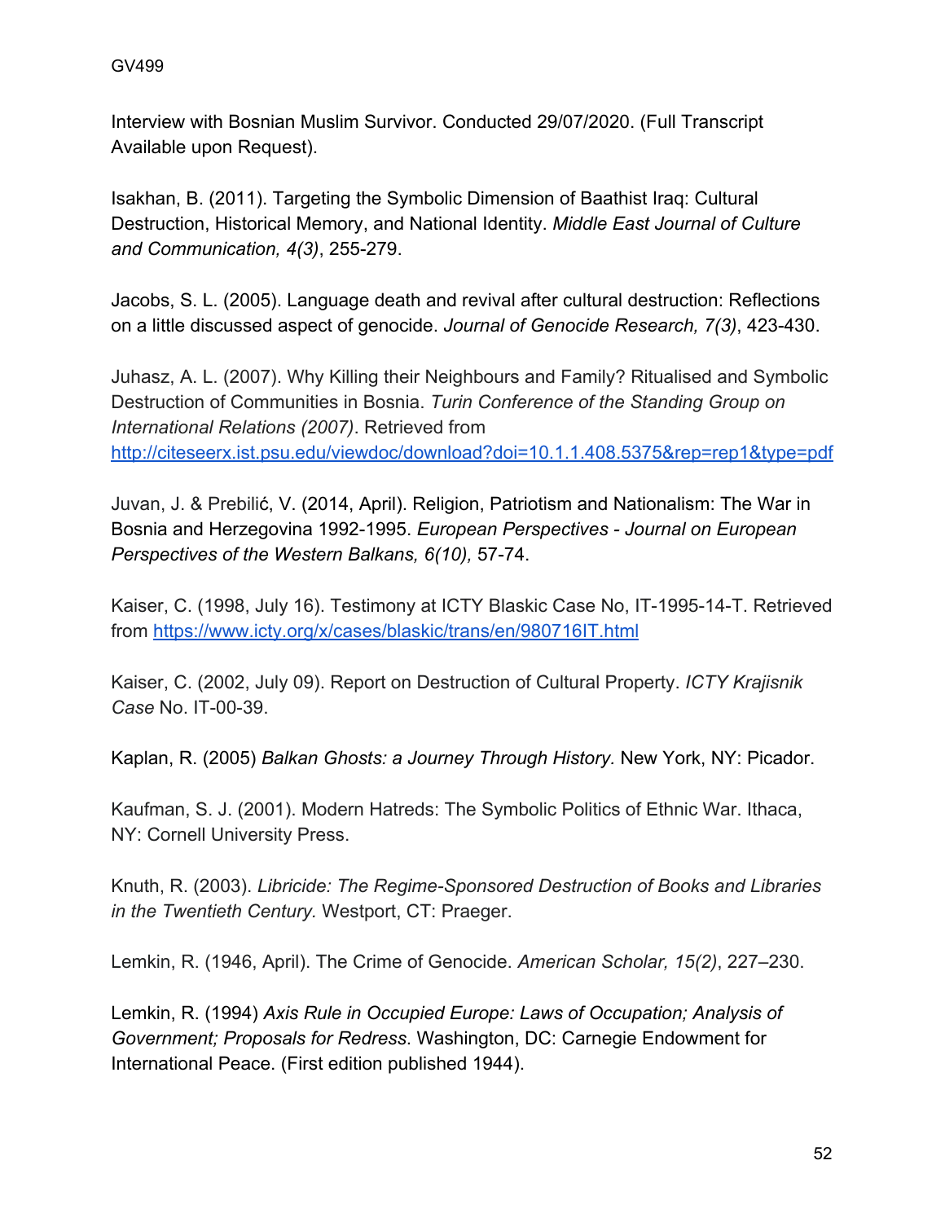Interview with Bosnian Muslim Survivor. Conducted 29/07/2020. (Full Transcript Available upon Request).

Isakhan, B. (2011). Targeting the Symbolic Dimension of Baathist Iraq: Cultural Destruction, Historical Memory, and National Identity. *Middle East Journal of Culture and Communication, 4(3)*, 255-279.

Jacobs, S. L. (2005). Language death and revival after cultural destruction: Reflections on a little discussed aspect of genocide. *Journal of Genocide Research, 7(3)*, 423-430.

Juhasz, A. L. (2007). Why Killing their Neighbours and Family? Ritualised and Symbolic Destruction of Communities in Bosnia. *Turin Conference of the Standing Group on International Relations (2007)*. Retrieved from http://citeseerx.ist.psu.edu/viewdoc/download?doi=10.1.1.408.5375&rep=rep1&type=pdf

Juvan, J. & Prebilić, V. (2014, April). Religion, Patriotism and Nationalism: The War in Bosnia and Herzegovina 1992-1995. *European Perspectives - Journal on European Perspectives of the Western Balkans, 6(10),* 57-74.

Kaiser, C. (1998, July 16). Testimony at ICTY Blaskic Case No, IT-1995-14-T. Retrieved from https://www.icty.org/x/cases/blaskic/trans/en/980716IT.html

Kaiser, C. (2002, July 09). Report on Destruction of Cultural Property. *ICTY Krajisnik Case* No. IT-00-39.

Kaplan, R. (2005) *Balkan Ghosts: a Journey Through History*. New York, NY: Picador.

Kaufman, S. J. (2001). Modern Hatreds: The Symbolic Politics of Ethnic War. Ithaca, NY: Cornell University Press.

Knuth, R. (2003). *Libricide: The Regime-Sponsored Destruction of Books and Libraries in the Twentieth Century.* Westport, CT: Praeger.

Lemkin, R. (1946, April). The Crime of Genocide. *American Scholar, 15(2)*, 227–230.

Lemkin, R. (1994) *Axis Rule in Occupied Europe: Laws of Occupation; Analysis of Government; Proposals for Redress*. Washington, DC: Carnegie Endowment for International Peace. (First edition published 1944).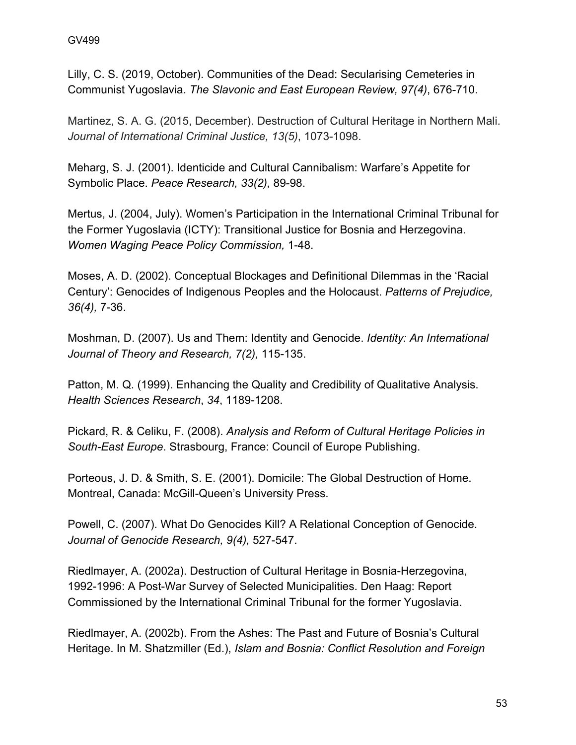Lilly, C. S. (2019, October). Communities of the Dead: Secularising Cemeteries in Communist Yugoslavia. *The Slavonic and East European Review, 97(4)*, 676-710.

Martinez, S. A. G. (2015, December). Destruction of Cultural Heritage in Northern Mali. *Journal of International Criminal Justice, 13(5)*, 1073-1098.

Meharg, S. J. (2001). Identicide and Cultural Cannibalism: Warfare's Appetite for Symbolic Place. *Peace Research, 33(2),* 89-98.

Mertus, J. (2004, July). Women's Participation in the International Criminal Tribunal for the Former Yugoslavia (ICTY): Transitional Justice for Bosnia and Herzegovina. *Women Waging Peace Policy Commission,* 1-48.

Moses, A. D. (2002). Conceptual Blockages and Definitional Dilemmas in the 'Racial Century': Genocides of Indigenous Peoples and the Holocaust. *Patterns of Prejudice, 36(4),* 7-36.

Moshman, D. (2007). Us and Them: Identity and Genocide. *Identity: An International Journal of Theory and Research, 7(2),* 115-135.

Patton, M. Q. (1999). Enhancing the Quality and Credibility of Qualitative Analysis. *Health Sciences Research*, *34*, 1189-1208.

Pickard, R. & Celiku, F. (2008). *Analysis and Reform of Cultural Heritage Policies in South-East Europe*. Strasbourg, France: Council of Europe Publishing.

Porteous, J. D. & Smith, S. E. (2001). Domicile: The Global Destruction of Home. Montreal, Canada: McGill-Queen's University Press.

Powell, C. (2007). What Do Genocides Kill? A Relational Conception of Genocide. *Journal of Genocide Research, 9(4),* 527-547.

Riedlmayer, A. (2002a). Destruction of Cultural Heritage in Bosnia-Herzegovina, 1992-1996: A Post-War Survey of Selected Municipalities. Den Haag: Report Commissioned by the International Criminal Tribunal for the former Yugoslavia.

Riedlmayer, A. (2002b). From the Ashes: The Past and Future of Bosnia's Cultural Heritage. In M. Shatzmiller (Ed.), *Islam and Bosnia: Conflict Resolution and Foreign*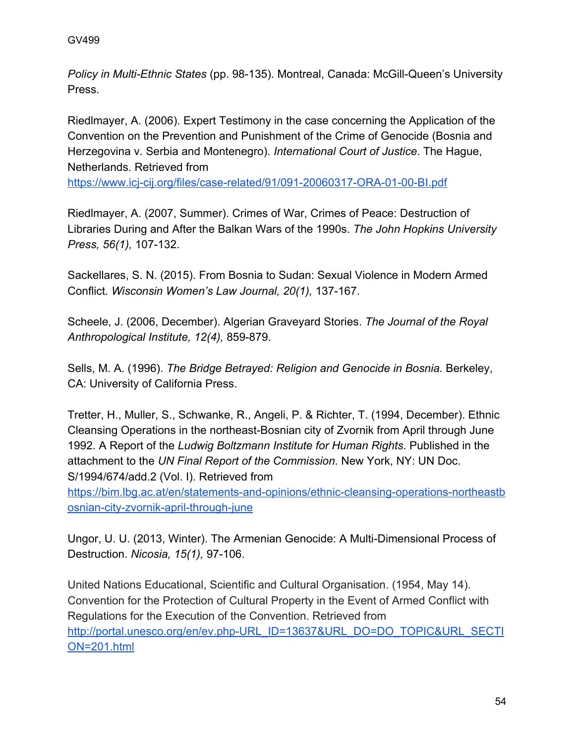*Policy in Multi-Ethnic States* (pp. 98-135). Montreal, Canada: McGill-Queen's University Press.

Riedlmayer, A. (2006). Expert Testimony in the case concerning the Application of the Convention on the Prevention and Punishment of the Crime of Genocide (Bosnia and Herzegovina v. Serbia and Montenegro). *International Court of Justice*. The Hague, Netherlands. Retrieved from https://www.icj-cij.org/files/case-related/91/091-20060317-ORA-01-00-BI.pdf

Riedlmayer, A. (2007, Summer). Crimes of War, Crimes of Peace: Destruction of Libraries During and After the Balkan Wars of the 1990s. *The John Hopkins University Press, 56(1),* 107-132.

Sackellares, S. N. (2015). From Bosnia to Sudan: Sexual Violence in Modern Armed Conflict. *Wisconsin Women's Law Journal, 20(1),* 137-167.

Scheele, J. (2006, December). Algerian Graveyard Stories. *The Journal of the Royal Anthropological Institute, 12(4),* 859-879.

Sells, M. A. (1996). *The Bridge Betrayed: Religion and Genocide in Bosnia.* Berkeley, CA: University of California Press.

Tretter, H., Muller, S., Schwanke, R., Angeli, P. & Richter, T. (1994, December). Ethnic Cleansing Operations in the northeast-Bosnian city of Zvornik from April through June 1992. A Report of the *Ludwig Boltzmann Institute for Human Rights*. Published in the attachment to the *UN Final Report of the Commission*. New York, NY: UN Doc. S/1994/674/add.2 (Vol. I). Retrieved from https://bim.lbg.ac.at/en/statements-and-opinions/ethnic-cleansing-operations-northeastbosnian-city-zvornik-april-through-june

Ungor, U. U. (2013, Winter). The Armenian Genocide: A Multi-Dimensional Process of Destruction. *Nicosia, 15(1),* 97-106.

United Nations Educational, Scientific and Cultural Organisation. (1954, May 14). Convention for the Protection of Cultural Property in the Event of Armed Conflict with Regulations for the Execution of the Convention. Retrieved from http://portal.unesco.org/en/ev.php-URL_ID=13637&URL_DO=DO_TOPIC&URL_SECTION=201.html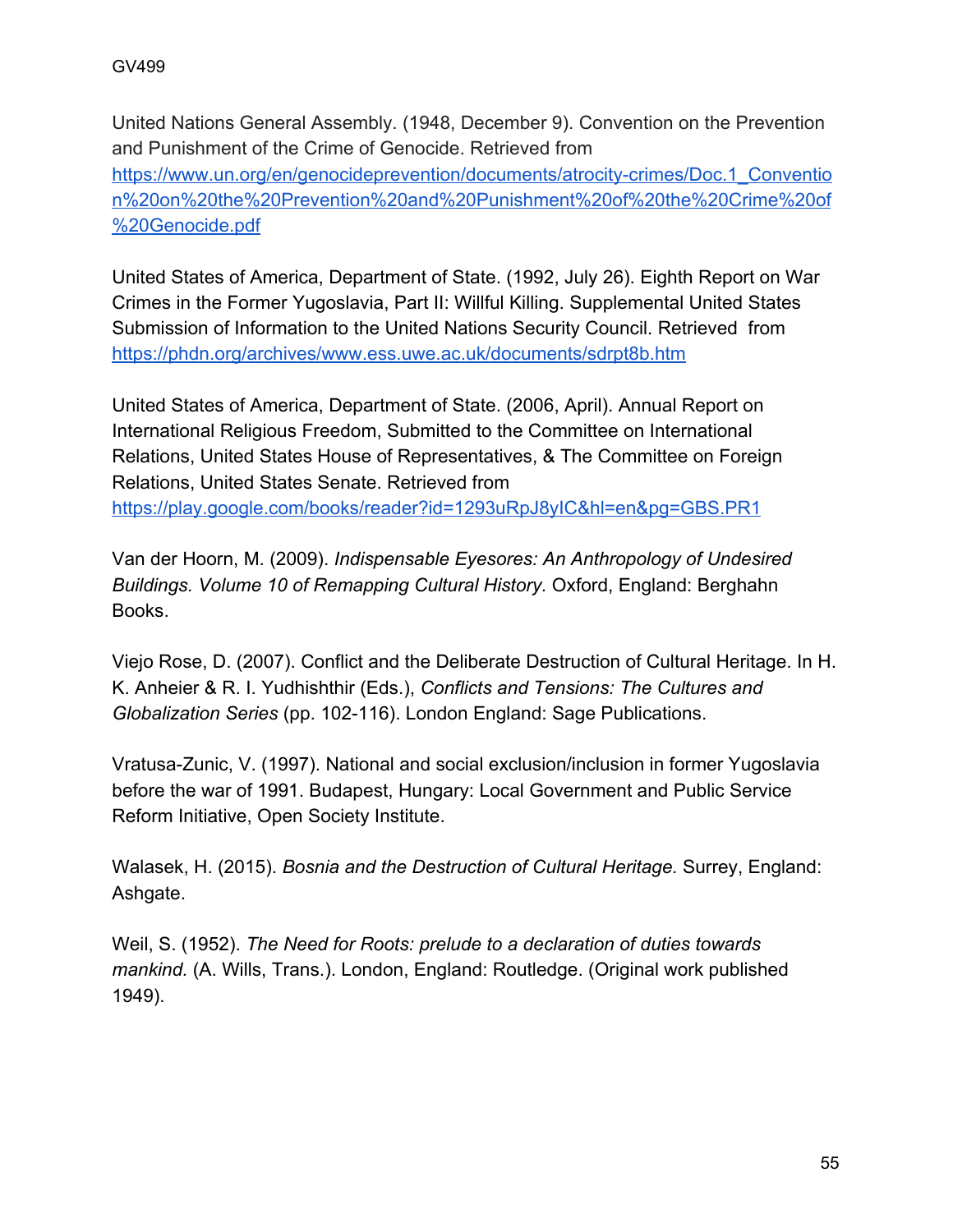United Nations General Assembly. (1948, December 9). Convention on the Prevention and Punishment of the Crime of Genocide. Retrieved from https://www.un.org/en/genocideprevention/documents/atrocity-crimes/Doc.1_Convention%20on%20the%20Prevention%20and%20Punishment%20of%20the%20Crime%20of%20Genocide.pdf

United States of America, Department of State. (1992, July 26). Eighth Report on War Crimes in the Former Yugoslavia, Part II: Willful Killing. Supplemental United States Submission of Information to the United Nations Security Council. Retrieved from https://phdn.org/archives/www.ess.uwe.ac.uk/documents/sdrpt8b.htm

United States of America, Department of State. (2006, April). Annual Report on International Religious Freedom, Submitted to the Committee on International Relations, United States House of Representatives, & The Committee on Foreign Relations, United States Senate. Retrieved from https://play.google.com/books/reader?id=1293uRpJ8yIC&hl=en&pg=GBS.PR1

Van der Hoorn, M. (2009). *Indispensable Eyesores: An Anthropology of Undesired Buildings. Volume 10 of Remapping Cultural History.* Oxford, England: Berghahn Books.

Viejo Rose, D. (2007). Conflict and the Deliberate Destruction of Cultural Heritage. In H. K. Anheier & R. I. Yudhishthir (Eds.), *Conflicts and Tensions: The Cultures and Globalization Series* (pp. 102-116). London England: Sage Publications.

Vratusa-Zunic, V. (1997). National and social exclusion/inclusion in former Yugoslavia before the war of 1991. Budapest, Hungary: Local Government and Public Service Reform Initiative, Open Society Institute.

Walasek, H. (2015). *Bosnia and the Destruction of Cultural Heritage.* Surrey, England: Ashgate.

Weil, S. (1952). *The Need for Roots: prelude to a declaration of duties towards mankind.* (A. Wills, Trans.). London, England: Routledge. (Original work published 1949).